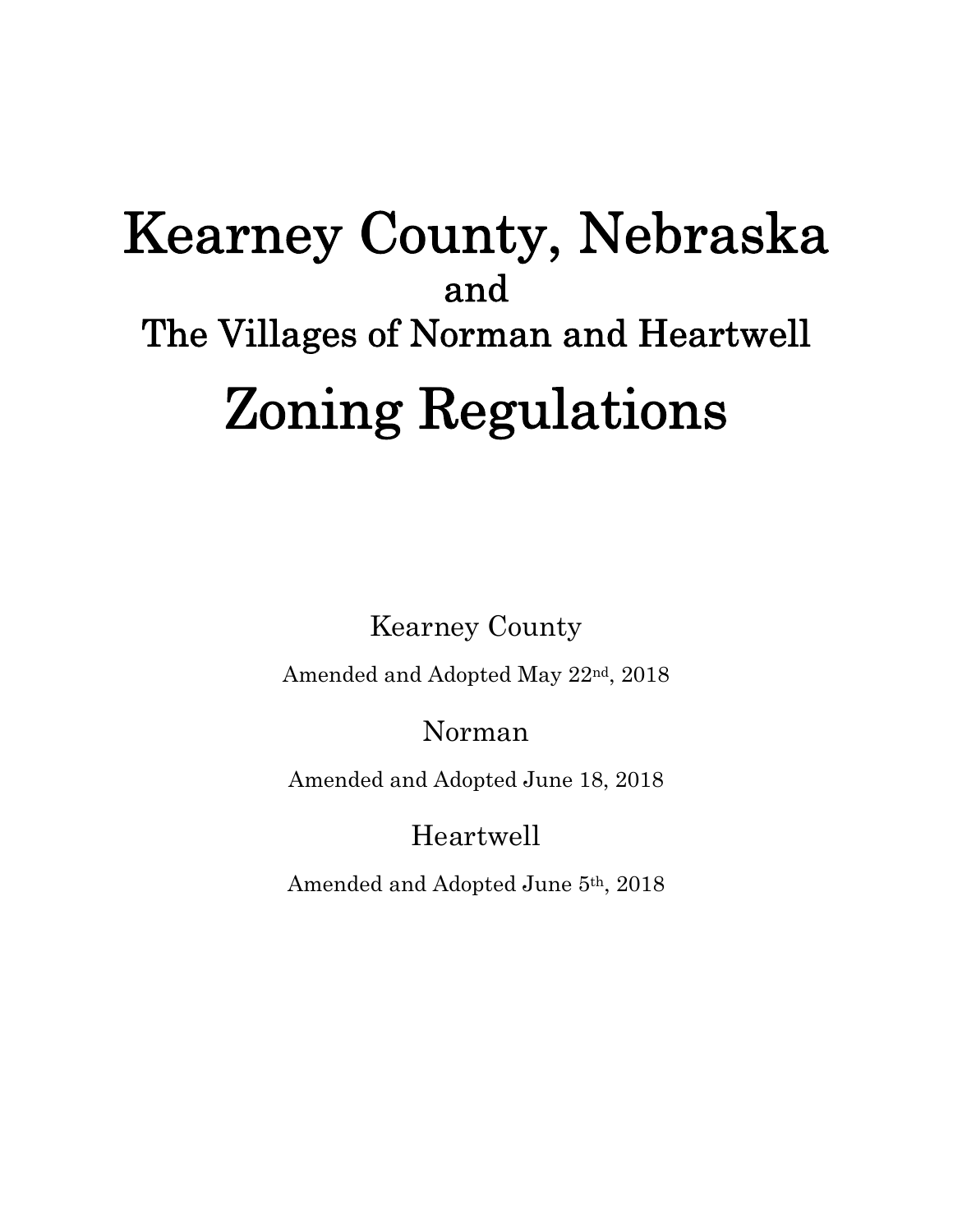# Kearney County, Nebraska

## and

## The Villages of Norman and Heartwell

# Zoning Regulations

Kearney County

Amended and Adopted May 22nd, 2018

Norman

Amended and Adopted June 18, 2018

Heartwell

Amended and Adopted June 5th, 2018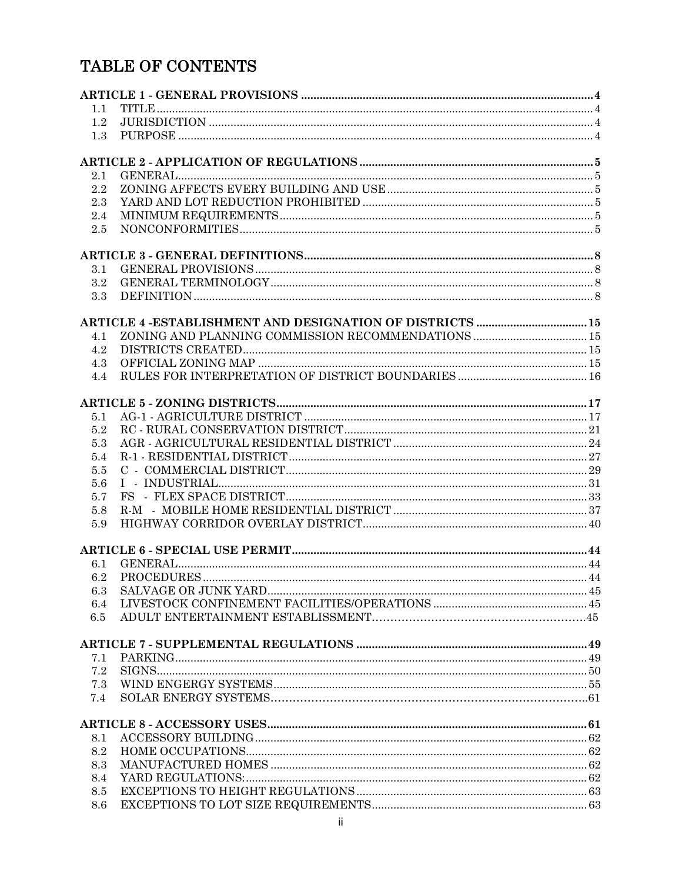# TABLE OF CONTENTS

**ARTICLE 1 - GENERAL PROVISIONS** .......... 4

- 1.1 TITLE .......... 4
- 1.2 JURISDICTION .......... 4
- 1.3 PURPOSE .......... 4

**ARTICLE 2 - APPLICATION OF REGULATIONS** .......... 5

- 2.1 GENERAL .......... 5
- 2.2 ZONING AFFECTS EVERY BUILDING AND USE .......... 5
- 2.3 YARD AND LOT REDUCTION PROHIBITED .......... 5
- 2.4 MINIMUM REQUIREMENTS .......... 5
- 2.5 NONCONFORMITIES .......... 5

**ARTICLE 3 - GENERAL DEFINITIONS** .......... 8

- 3.1 GENERAL PROVISIONS .......... 8
- 3.2 GENERAL TERMINOLOGY .......... 8
- 3.3 DEFINITION .......... 8

**ARTICLE 4 -ESTABLISHMENT AND DESIGNATION OF DISTRICTS** .......... 15

- 4.1 ZONING AND PLANNING COMMISSION RECOMMENDATIONS .......... 15
- 4.2 DISTRICTS CREATED .......... 15
- 4.3 OFFICIAL ZONING MAP .......... 15
- 4.4 RULES FOR INTERPRETATION OF DISTRICT BOUNDARIES .......... 16

**ARTICLE 5 - ZONING DISTRICTS** .......... 17

- 5.1 AG-1 - AGRICULTURE DISTRICT .......... 17
- 5.2 RC - RURAL CONSERVATION DISTRICT .......... 21
- 5.3 AGR - AGRICULTURAL RESIDENTIAL DISTRICT .......... 24
- 5.4 R-1 - RESIDENTIAL DISTRICT .......... 27
- 5.5 C - COMMERCIAL DISTRICT .......... 29
- 5.6 I - INDUSTRIAL .......... 31
- 5.7 FS - FLEX SPACE DISTRICT .......... 33
- 5.8 R-M - MOBILE HOME RESIDENTIAL DISTRICT .......... 37
- 5.9 HIGHWAY CORRIDOR OVERLAY DISTRICT .......... 40

**ARTICLE 6 - SPECIAL USE PERMIT** .......... 44

- 6.1 GENERAL .......... 44
- 6.2 PROCEDURES .......... 44
- 6.3 SALVAGE OR JUNK YARD .......... 45
- 6.4 LIVESTOCK CONFINEMENT FACILITIES/OPERATIONS .......... 45
- 6.5 ADULT ENTERTAINMENT ESTABLISSMENT .......... 45

**ARTICLE 7 - SUPPLEMENTAL REGULATIONS** .......... 49

- 7.1 PARKING .......... 49
- 7.2 SIGNS .......... 50
- 7.3 WIND ENGERGY SYSTEMS .......... 55
- 7.4 SOLAR ENERGY SYSTEMS .......... 61

**ARTICLE 8 - ACCESSORY USES** .......... 61

- 8.1 ACCESSORY BUILDING .......... 62
- 8.2 HOME OCCUPATIONS .......... 62
- 8.3 MANUFACTURED HOMES .......... 62
- 8.4 YARD REGULATIONS: .......... 62
- 8.5 EXCEPTIONS TO HEIGHT REGULATIONS .......... 63
- 8.6 EXCEPTIONS TO LOT SIZE REQUIREMENTS .......... 63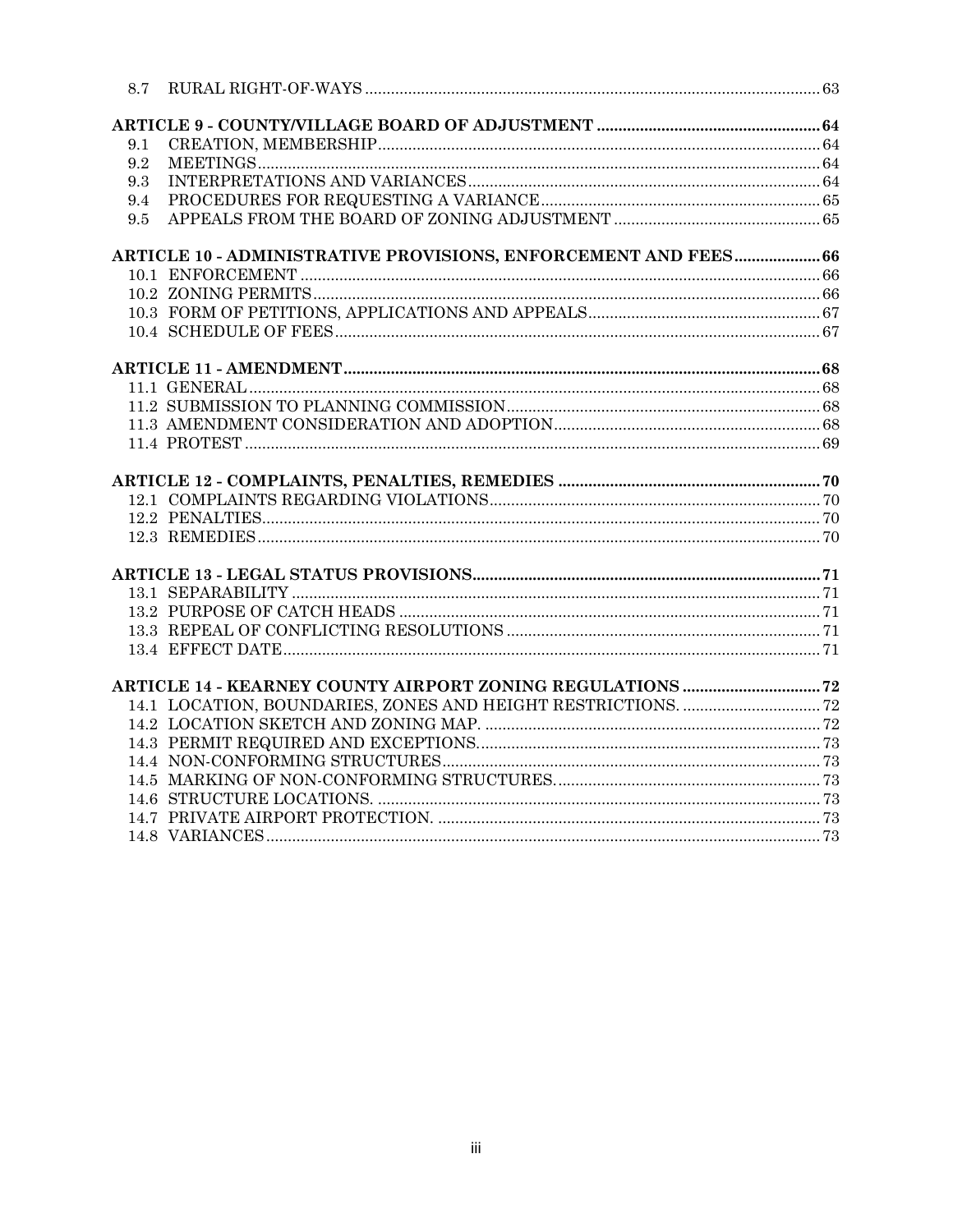8.7 RURAL RIGHT-OF-WAYS ..... 63

**ARTICLE 9 - COUNTY/VILLAGE BOARD OF ADJUSTMENT ..... 64**

9.1 CREATION, MEMBERSHIP ..... 64
9.2 MEETINGS ..... 64
9.3 INTERPRETATIONS AND VARIANCES ..... 64
9.4 PROCEDURES FOR REQUESTING A VARIANCE ..... 65
9.5 APPEALS FROM THE BOARD OF ZONING ADJUSTMENT ..... 65

**ARTICLE 10 - ADMINISTRATIVE PROVISIONS, ENFORCEMENT AND FEES ..... 66**

10.1 ENFORCEMENT ..... 66
10.2 ZONING PERMITS ..... 66
10.3 FORM OF PETITIONS, APPLICATIONS AND APPEALS ..... 67
10.4 SCHEDULE OF FEES ..... 67

**ARTICLE 11 - AMENDMENT ..... 68**

11.1 GENERAL ..... 68
11.2 SUBMISSION TO PLANNING COMMISSION ..... 68
11.3 AMENDMENT CONSIDERATION AND ADOPTION ..... 68
11.4 PROTEST ..... 69

**ARTICLE 12 - COMPLAINTS, PENALTIES, REMEDIES ..... 70**

12.1 COMPLAINTS REGARDING VIOLATIONS ..... 70
12.2 PENALTIES ..... 70
12.3 REMEDIES ..... 70

**ARTICLE 13 - LEGAL STATUS PROVISIONS ..... 71**

13.1 SEPARABILITY ..... 71
13.2 PURPOSE OF CATCH HEADS ..... 71
13.3 REPEAL OF CONFLICTING RESOLUTIONS ..... 71
13.4 EFFECT DATE ..... 71

**ARTICLE 14 - KEARNEY COUNTY AIRPORT ZONING REGULATIONS ..... 72**

14.1 LOCATION, BOUNDARIES, ZONES AND HEIGHT RESTRICTIONS. ..... 72
14.2 LOCATION SKETCH AND ZONING MAP. ..... 72
14.3 PERMIT REQUIRED AND EXCEPTIONS. ..... 73
14.4 NON-CONFORMING STRUCTURES ..... 73
14.5 MARKING OF NON-CONFORMING STRUCTURES. ..... 73
14.6 STRUCTURE LOCATIONS. ..... 73
14.7 PRIVATE AIRPORT PROTECTION. ..... 73
14.8 VARIANCES ..... 73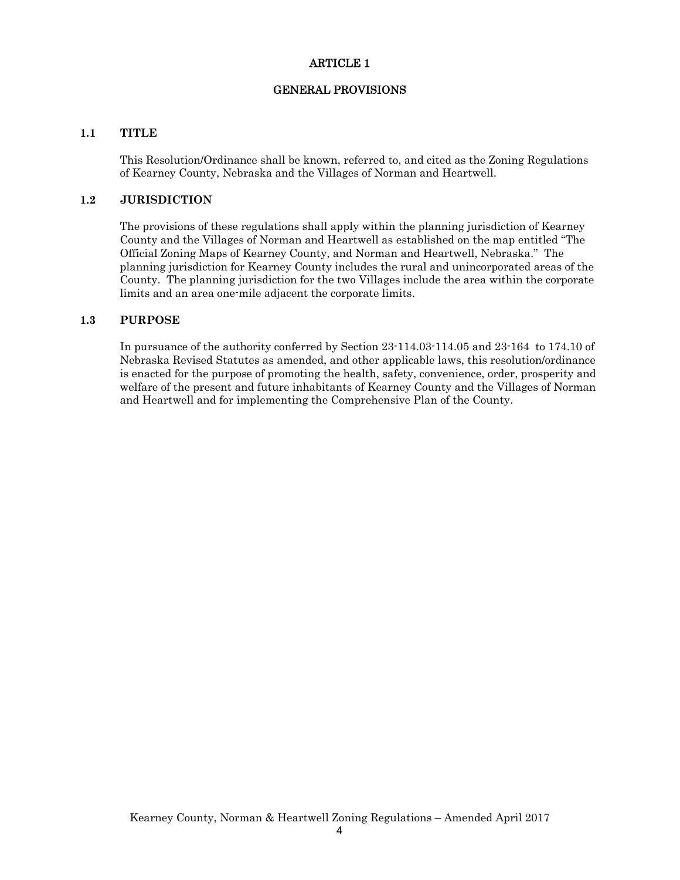# ARTICLE 1

## GENERAL PROVISIONS

### 1.1 TITLE

This Resolution/Ordinance shall be known, referred to, and cited as the Zoning Regulations of Kearney County, Nebraska and the Villages of Norman and Heartwell.

### 1.2 JURISDICTION

The provisions of these regulations shall apply within the planning jurisdiction of Kearney County and the Villages of Norman and Heartwell as established on the map entitled "The Official Zoning Maps of Kearney County, and Norman and Heartwell, Nebraska." The planning jurisdiction for Kearney County includes the rural and unincorporated areas of the County. The planning jurisdiction for the two Villages include the area within the corporate limits and an area one-mile adjacent the corporate limits.

### 1.3 PURPOSE

In pursuance of the authority conferred by Section 23-114.03-114.05 and 23-164 to 174.10 of Nebraska Revised Statutes as amended, and other applicable laws, this resolution/ordinance is enacted for the purpose of promoting the health, safety, convenience, order, prosperity and welfare of the present and future inhabitants of Kearney County and the Villages of Norman and Heartwell and for implementing the Comprehensive Plan of the County.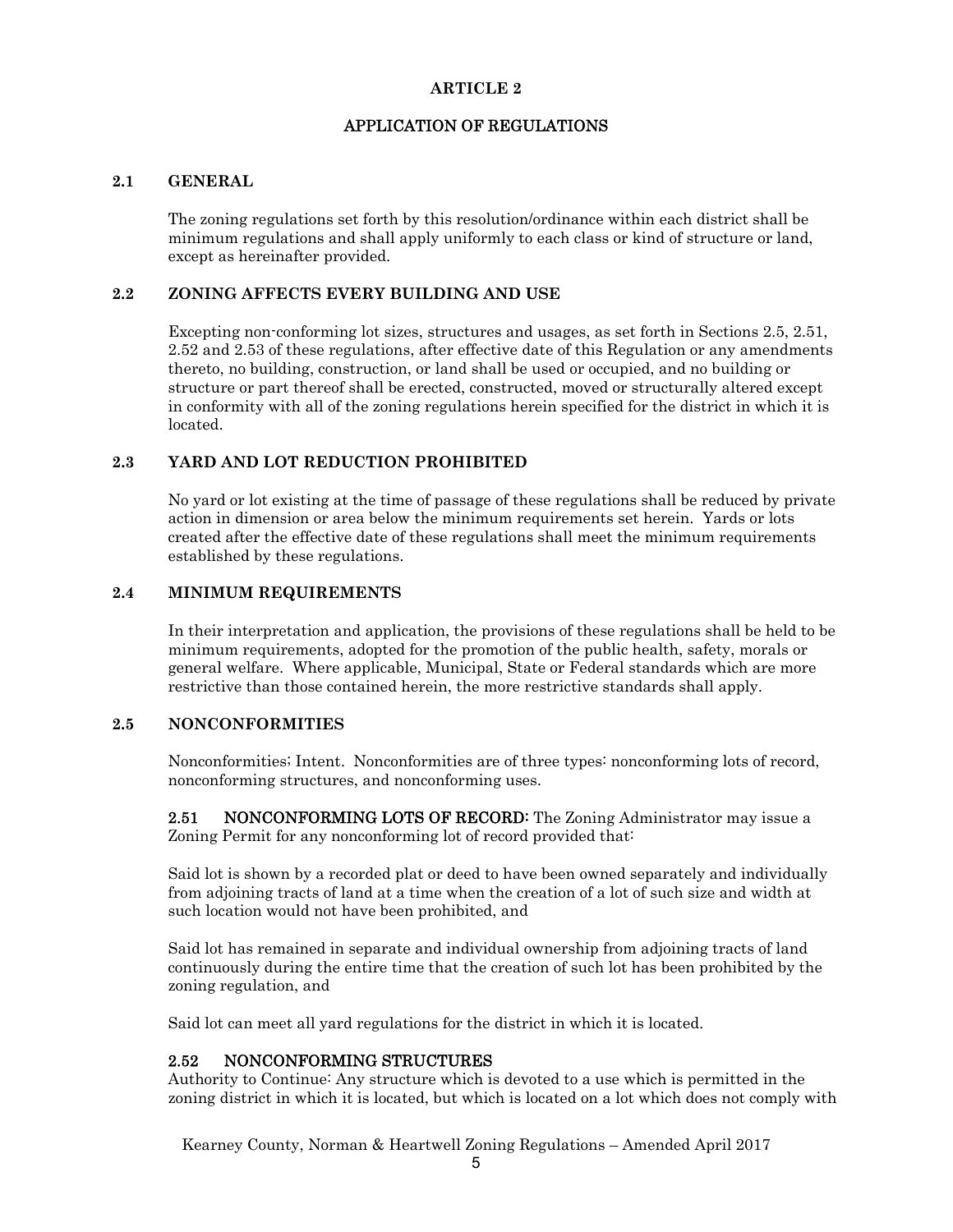# ARTICLE 2

## APPLICATION OF REGULATIONS

### 2.1 GENERAL

The zoning regulations set forth by this resolution/ordinance within each district shall be minimum regulations and shall apply uniformly to each class or kind of structure or land, except as hereinafter provided.

### 2.2 ZONING AFFECTS EVERY BUILDING AND USE

Excepting non-conforming lot sizes, structures and usages, as set forth in Sections 2.5, 2.51, 2.52 and 2.53 of these regulations, after effective date of this Regulation or any amendments thereto, no building, construction, or land shall be used or occupied, and no building or structure or part thereof shall be erected, constructed, moved or structurally altered except in conformity with all of the zoning regulations herein specified for the district in which it is located.

### 2.3 YARD AND LOT REDUCTION PROHIBITED

No yard or lot existing at the time of passage of these regulations shall be reduced by private action in dimension or area below the minimum requirements set herein. Yards or lots created after the effective date of these regulations shall meet the minimum requirements established by these regulations.

### 2.4 MINIMUM REQUIREMENTS

In their interpretation and application, the provisions of these regulations shall be held to be minimum requirements, adopted for the promotion of the public health, safety, morals or general welfare. Where applicable, Municipal, State or Federal standards which are more restrictive than those contained herein, the more restrictive standards shall apply.

### 2.5 NONCONFORMITIES

Nonconformities; Intent. Nonconformities are of three types: nonconforming lots of record, nonconforming structures, and nonconforming uses.

**2.51 NONCONFORMING LOTS OF RECORD:** The Zoning Administrator may issue a Zoning Permit for any nonconforming lot of record provided that:

Said lot is shown by a recorded plat or deed to have been owned separately and individually from adjoining tracts of land at a time when the creation of a lot of such size and width at such location would not have been prohibited, and

Said lot has remained in separate and individual ownership from adjoining tracts of land continuously during the entire time that the creation of such lot has been prohibited by the zoning regulation, and

Said lot can meet all yard regulations for the district in which it is located.

#### 2.52 NONCONFORMING STRUCTURES

Authority to Continue: Any structure which is devoted to a use which is permitted in the zoning district in which it is located, but which is located on a lot which does not comply with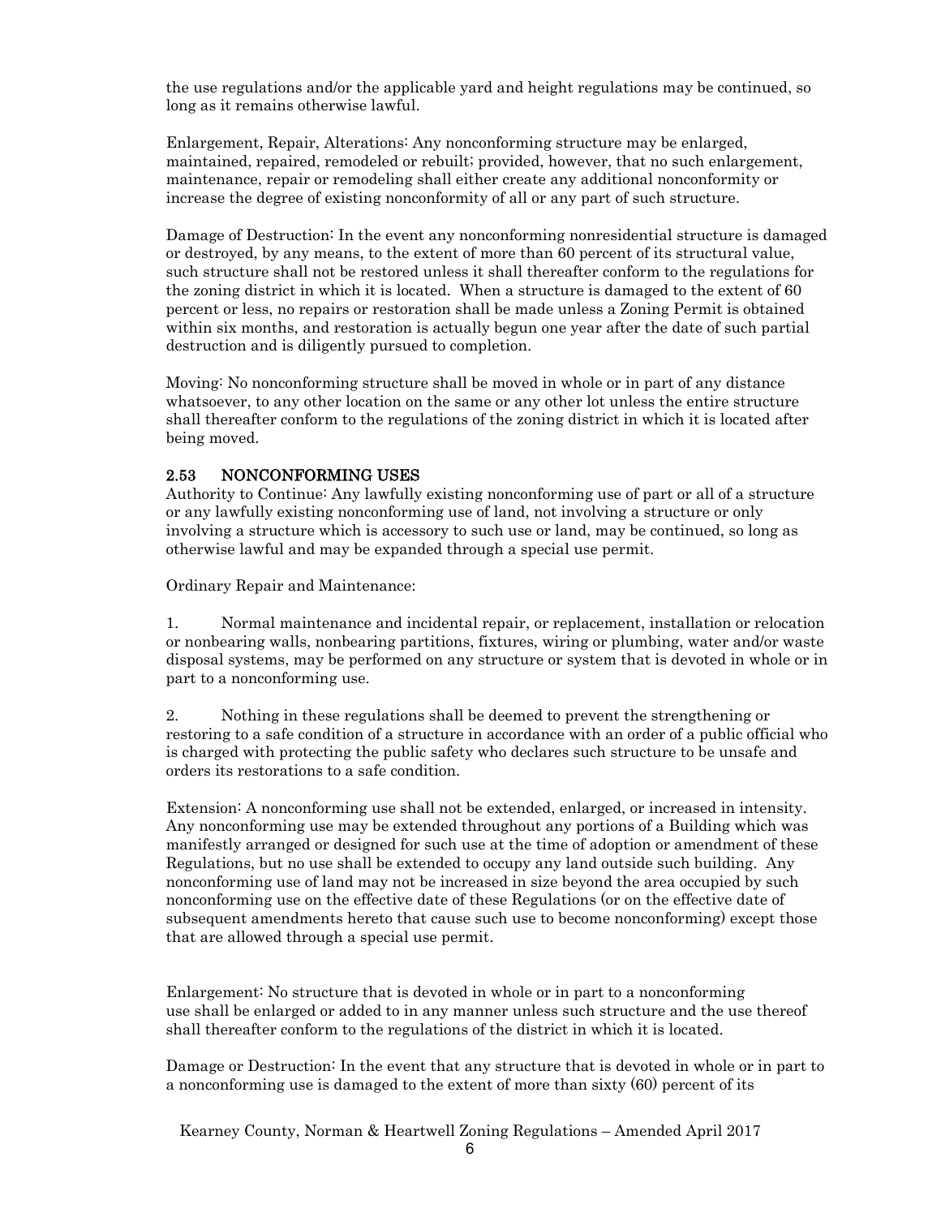the use regulations and/or the applicable yard and height regulations may be continued, so long as it remains otherwise lawful.

Enlargement, Repair, Alterations: Any nonconforming structure may be enlarged, maintained, repaired, remodeled or rebuilt; provided, however, that no such enlargement, maintenance, repair or remodeling shall either create any additional nonconformity or increase the degree of existing nonconformity of all or any part of such structure.

Damage of Destruction: In the event any nonconforming nonresidential structure is damaged or destroyed, by any means, to the extent of more than 60 percent of its structural value, such structure shall not be restored unless it shall thereafter conform to the regulations for the zoning district in which it is located. When a structure is damaged to the extent of 60 percent or less, no repairs or restoration shall be made unless a Zoning Permit is obtained within six months, and restoration is actually begun one year after the date of such partial destruction and is diligently pursued to completion.

Moving: No nonconforming structure shall be moved in whole or in part of any distance whatsoever, to any other location on the same or any other lot unless the entire structure shall thereafter conform to the regulations of the zoning district in which it is located after being moved.

### 2.53 NONCONFORMING USES

Authority to Continue: Any lawfully existing nonconforming use of part or all of a structure or any lawfully existing nonconforming use of land, not involving a structure or only involving a structure which is accessory to such use or land, may be continued, so long as otherwise lawful and may be expanded through a special use permit.

Ordinary Repair and Maintenance:

1. Normal maintenance and incidental repair, or replacement, installation or relocation or nonbearing walls, nonbearing partitions, fixtures, wiring or plumbing, water and/or waste disposal systems, may be performed on any structure or system that is devoted in whole or in part to a nonconforming use.

2. Nothing in these regulations shall be deemed to prevent the strengthening or restoring to a safe condition of a structure in accordance with an order of a public official who is charged with protecting the public safety who declares such structure to be unsafe and orders its restorations to a safe condition.

Extension: A nonconforming use shall not be extended, enlarged, or increased in intensity. Any nonconforming use may be extended throughout any portions of a Building which was manifestly arranged or designed for such use at the time of adoption or amendment of these Regulations, but no use shall be extended to occupy any land outside such building. Any nonconforming use of land may not be increased in size beyond the area occupied by such nonconforming use on the effective date of these Regulations (or on the effective date of subsequent amendments hereto that cause such use to become nonconforming) except those that are allowed through a special use permit.

Enlargement: No structure that is devoted in whole or in part to a nonconforming use shall be enlarged or added to in any manner unless such structure and the use thereof shall thereafter conform to the regulations of the district in which it is located.

Damage or Destruction: In the event that any structure that is devoted in whole or in part to a nonconforming use is damaged to the extent of more than sixty (60) percent of its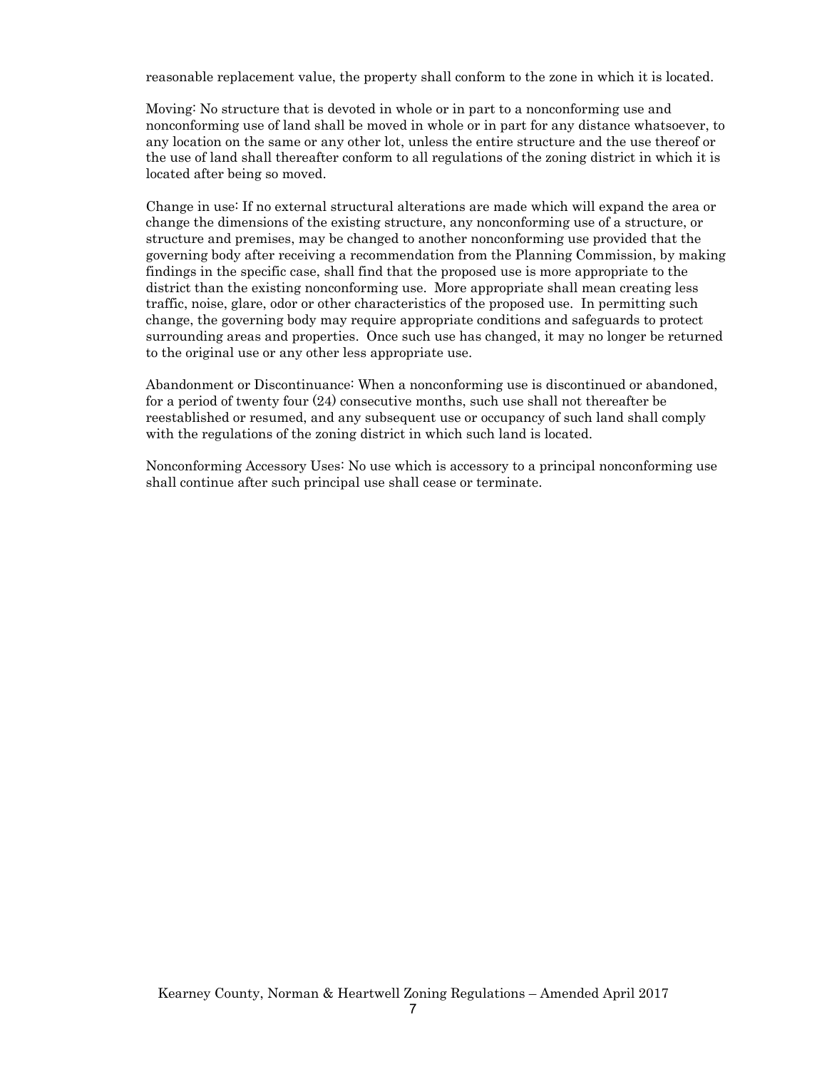reasonable replacement value, the property shall conform to the zone in which it is located.

Moving: No structure that is devoted in whole or in part to a nonconforming use and nonconforming use of land shall be moved in whole or in part for any distance whatsoever, to any location on the same or any other lot, unless the entire structure and the use thereof or the use of land shall thereafter conform to all regulations of the zoning district in which it is located after being so moved.

Change in use: If no external structural alterations are made which will expand the area or change the dimensions of the existing structure, any nonconforming use of a structure, or structure and premises, may be changed to another nonconforming use provided that the governing body after receiving a recommendation from the Planning Commission, by making findings in the specific case, shall find that the proposed use is more appropriate to the district than the existing nonconforming use. More appropriate shall mean creating less traffic, noise, glare, odor or other characteristics of the proposed use. In permitting such change, the governing body may require appropriate conditions and safeguards to protect surrounding areas and properties. Once such use has changed, it may no longer be returned to the original use or any other less appropriate use.

Abandonment or Discontinuance: When a nonconforming use is discontinued or abandoned, for a period of twenty four (24) consecutive months, such use shall not thereafter be reestablished or resumed, and any subsequent use or occupancy of such land shall comply with the regulations of the zoning district in which such land is located.

Nonconforming Accessory Uses: No use which is accessory to a principal nonconforming use shall continue after such principal use shall cease or terminate.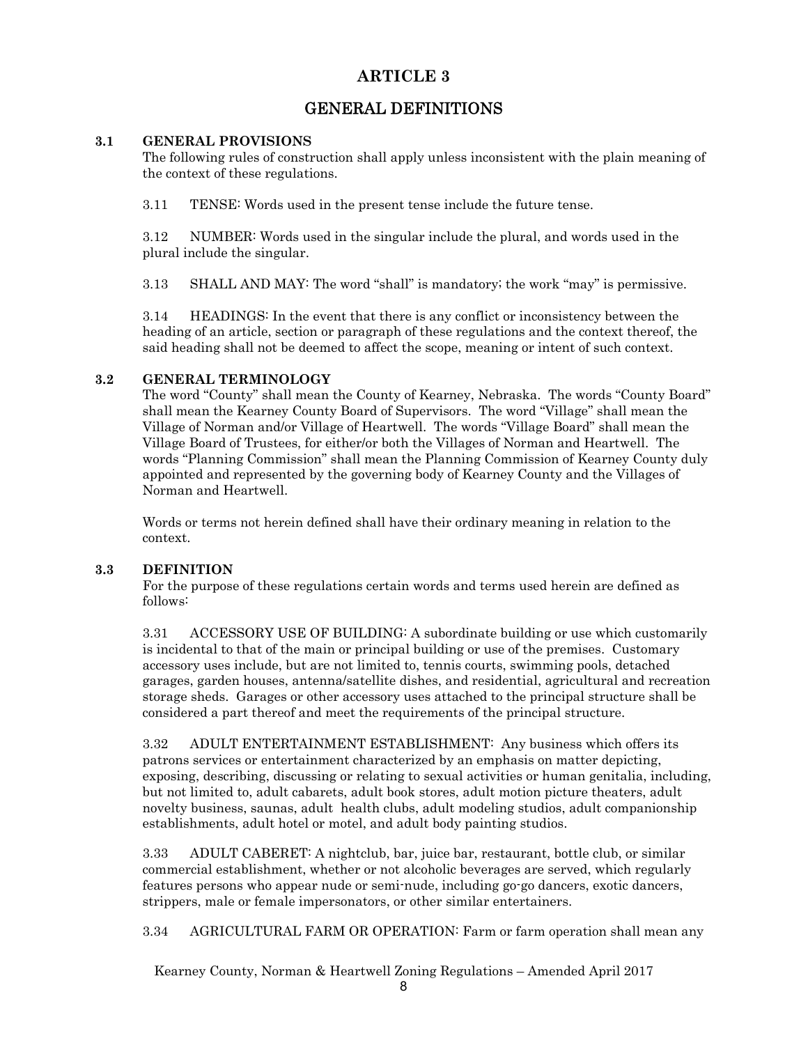# ARTICLE 3

## GENERAL DEFINITIONS

### 3.1 GENERAL PROVISIONS

The following rules of construction shall apply unless inconsistent with the plain meaning of the context of these regulations.

3.11 TENSE: Words used in the present tense include the future tense.

3.12 NUMBER: Words used in the singular include the plural, and words used in the plural include the singular.

3.13 SHALL AND MAY: The word "shall" is mandatory; the work "may" is permissive.

3.14 HEADINGS: In the event that there is any conflict or inconsistency between the heading of an article, section or paragraph of these regulations and the context thereof, the said heading shall not be deemed to affect the scope, meaning or intent of such context.

### 3.2 GENERAL TERMINOLOGY

The word "County" shall mean the County of Kearney, Nebraska. The words "County Board" shall mean the Kearney County Board of Supervisors. The word "Village" shall mean the Village of Norman and/or Village of Heartwell. The words "Village Board" shall mean the Village Board of Trustees, for either/or both the Villages of Norman and Heartwell. The words "Planning Commission" shall mean the Planning Commission of Kearney County duly appointed and represented by the governing body of Kearney County and the Villages of Norman and Heartwell.

Words or terms not herein defined shall have their ordinary meaning in relation to the context.

### 3.3 DEFINITION

For the purpose of these regulations certain words and terms used herein are defined as follows:

3.31 ACCESSORY USE OF BUILDING: A subordinate building or use which customarily is incidental to that of the main or principal building or use of the premises. Customary accessory uses include, but are not limited to, tennis courts, swimming pools, detached garages, garden houses, antenna/satellite dishes, and residential, agricultural and recreation storage sheds. Garages or other accessory uses attached to the principal structure shall be considered a part thereof and meet the requirements of the principal structure.

3.32 ADULT ENTERTAINMENT ESTABLISHMENT: Any business which offers its patrons services or entertainment characterized by an emphasis on matter depicting, exposing, describing, discussing or relating to sexual activities or human genitalia, including, but not limited to, adult cabarets, adult book stores, adult motion picture theaters, adult novelty business, saunas, adult health clubs, adult modeling studios, adult companionship establishments, adult hotel or motel, and adult body painting studios.

3.33 ADULT CABERET: A nightclub, bar, juice bar, restaurant, bottle club, or similar commercial establishment, whether or not alcoholic beverages are served, which regularly features persons who appear nude or semi-nude, including go-go dancers, exotic dancers, strippers, male or female impersonators, or other similar entertainers.

3.34 AGRICULTURAL FARM OR OPERATION: Farm or farm operation shall mean any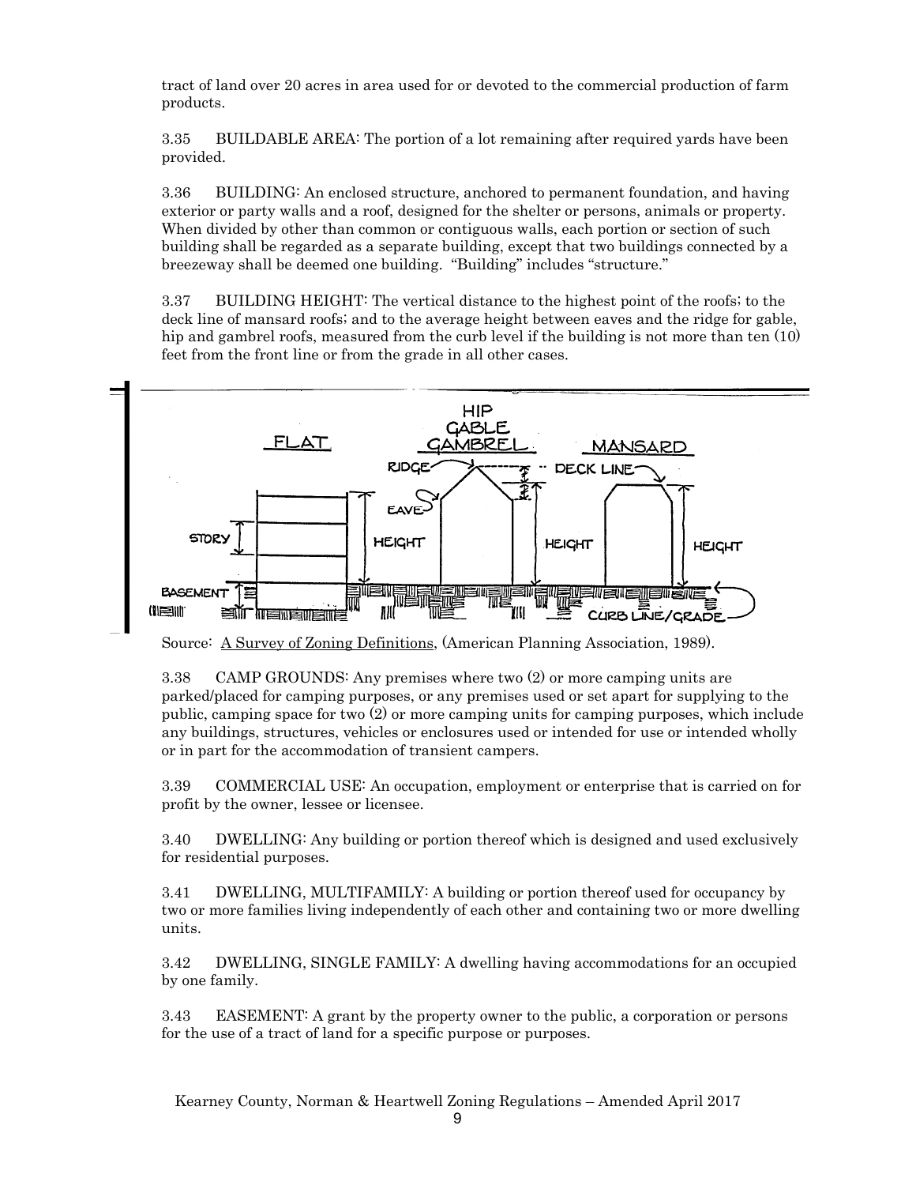tract of land over 20 acres in area used for or devoted to the commercial production of farm products.

3.35 BUILDABLE AREA: The portion of a lot remaining after required yards have been provided.

3.36 BUILDING: An enclosed structure, anchored to permanent foundation, and having exterior or party walls and a roof, designed for the shelter or persons, animals or property. When divided by other than common or contiguous walls, each portion or section of such building shall be regarded as a separate building, except that two buildings connected by a breezeway shall be deemed one building. "Building" includes "structure."

3.37 BUILDING HEIGHT: The vertical distance to the highest point of the roofs; to the deck line of mansard roofs; and to the average height between eaves and the ridge for gable, hip and gambrel roofs, measured from the curb level if the building is not more than ten (10) feet from the front line or from the grade in all other cases.

Source: A Survey of Zoning Definitions, (American Planning Association, 1989).

3.38 CAMP GROUNDS: Any premises where two (2) or more camping units are parked/placed for camping purposes, or any premises used or set apart for supplying to the public, camping space for two (2) or more camping units for camping purposes, which include any buildings, structures, vehicles or enclosures used or intended for use or intended wholly or in part for the accommodation of transient campers.

3.39 COMMERCIAL USE: An occupation, employment or enterprise that is carried on for profit by the owner, lessee or licensee.

3.40 DWELLING: Any building or portion thereof which is designed and used exclusively for residential purposes.

3.41 DWELLING, MULTIFAMILY: A building or portion thereof used for occupancy by two or more families living independently of each other and containing two or more dwelling units.

3.42 DWELLING, SINGLE FAMILY: A dwelling having accommodations for an occupied by one family.

3.43 EASEMENT: A grant by the property owner to the public, a corporation or persons for the use of a tract of land for a specific purpose or purposes.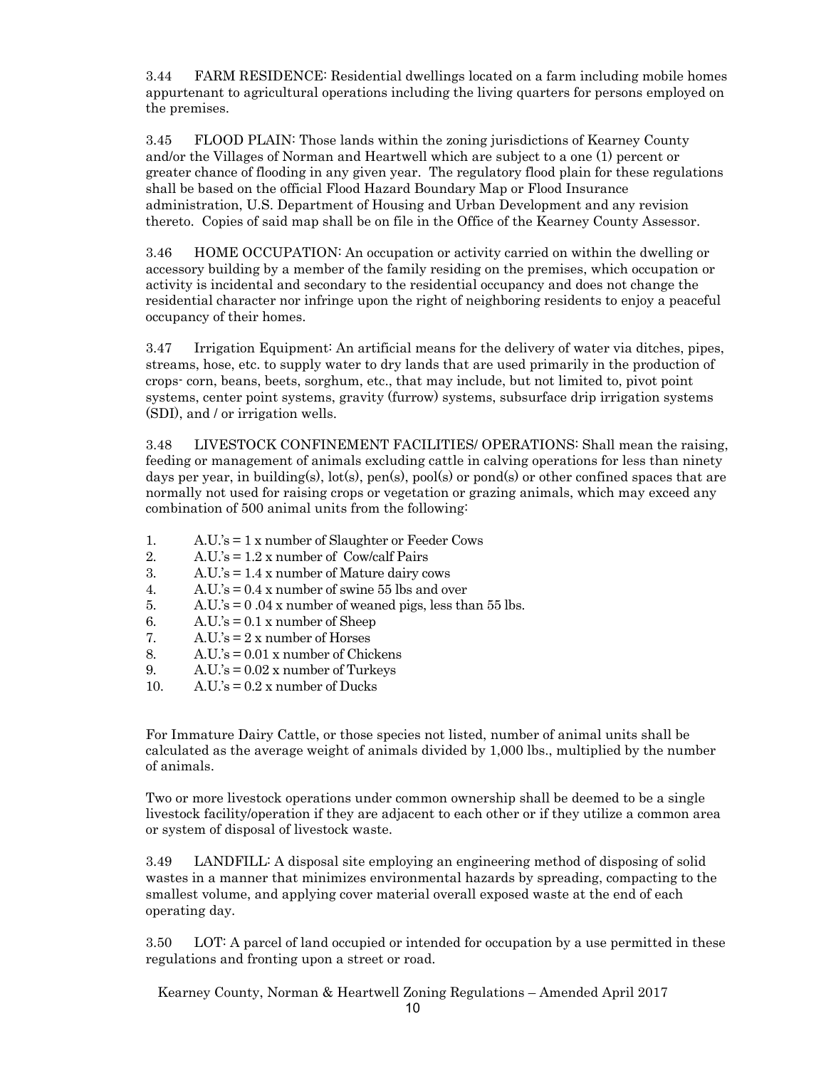3.44 FARM RESIDENCE: Residential dwellings located on a farm including mobile homes appurtenant to agricultural operations including the living quarters for persons employed on the premises.

3.45 FLOOD PLAIN: Those lands within the zoning jurisdictions of Kearney County and/or the Villages of Norman and Heartwell which are subject to a one (1) percent or greater chance of flooding in any given year. The regulatory flood plain for these regulations shall be based on the official Flood Hazard Boundary Map or Flood Insurance administration, U.S. Department of Housing and Urban Development and any revision thereto. Copies of said map shall be on file in the Office of the Kearney County Assessor.

3.46 HOME OCCUPATION: An occupation or activity carried on within the dwelling or accessory building by a member of the family residing on the premises, which occupation or activity is incidental and secondary to the residential occupancy and does not change the residential character nor infringe upon the right of neighboring residents to enjoy a peaceful occupancy of their homes.

3.47 Irrigation Equipment: An artificial means for the delivery of water via ditches, pipes, streams, hose, etc. to supply water to dry lands that are used primarily in the production of crops- corn, beans, beets, sorghum, etc., that may include, but not limited to, pivot point systems, center point systems, gravity (furrow) systems, subsurface drip irrigation systems (SDI), and / or irrigation wells.

3.48 LIVESTOCK CONFINEMENT FACILITIES/ OPERATIONS: Shall mean the raising, feeding or management of animals excluding cattle in calving operations for less than ninety days per year, in building(s), lot(s), pen(s), pool(s) or pond(s) or other confined spaces that are normally not used for raising crops or vegetation or grazing animals, which may exceed any combination of 500 animal units from the following:

1. A.U.'s = 1 x number of Slaughter or Feeder Cows
2. A.U.'s = 1.2 x number of Cow/calf Pairs
3. A.U.'s = 1.4 x number of Mature dairy cows
4. A.U.'s = 0.4 x number of swine 55 lbs and over
5. A.U.'s = 0 .04 x number of weaned pigs, less than 55 lbs.
6. A.U.'s = 0.1 x number of Sheep
7. A.U.'s = 2 x number of Horses
8. A.U.'s = 0.01 x number of Chickens
9. A.U.'s = 0.02 x number of Turkeys
10. A.U.'s = 0.2 x number of Ducks

For Immature Dairy Cattle, or those species not listed, number of animal units shall be calculated as the average weight of animals divided by 1,000 lbs., multiplied by the number of animals.

Two or more livestock operations under common ownership shall be deemed to be a single livestock facility/operation if they are adjacent to each other or if they utilize a common area or system of disposal of livestock waste.

3.49 LANDFILL: A disposal site employing an engineering method of disposing of solid wastes in a manner that minimizes environmental hazards by spreading, compacting to the smallest volume, and applying cover material overall exposed waste at the end of each operating day.

3.50 LOT: A parcel of land occupied or intended for occupation by a use permitted in these regulations and fronting upon a street or road.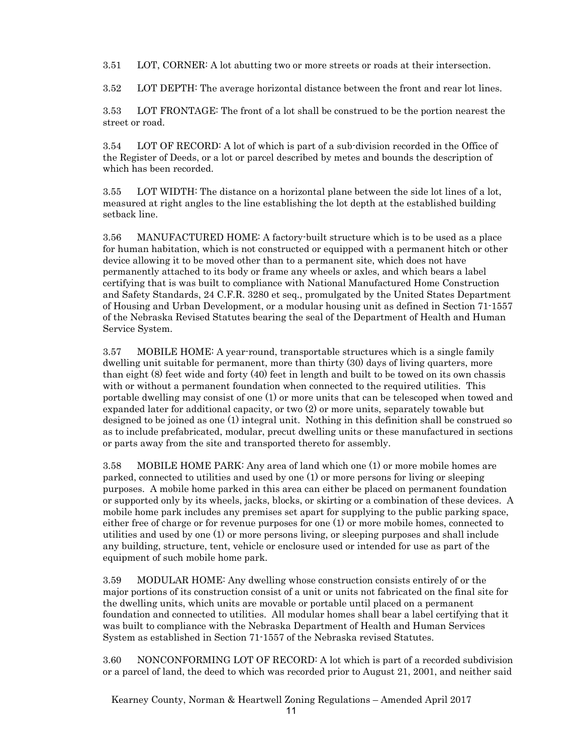3.51 LOT, CORNER: A lot abutting two or more streets or roads at their intersection.

3.52 LOT DEPTH: The average horizontal distance between the front and rear lot lines.

3.53 LOT FRONTAGE: The front of a lot shall be construed to be the portion nearest the street or road.

3.54 LOT OF RECORD: A lot of which is part of a sub-division recorded in the Office of the Register of Deeds, or a lot or parcel described by metes and bounds the description of which has been recorded.

3.55 LOT WIDTH: The distance on a horizontal plane between the side lot lines of a lot, measured at right angles to the line establishing the lot depth at the established building setback line.

3.56 MANUFACTURED HOME: A factory-built structure which is to be used as a place for human habitation, which is not constructed or equipped with a permanent hitch or other device allowing it to be moved other than to a permanent site, which does not have permanently attached to its body or frame any wheels or axles, and which bears a label certifying that is was built to compliance with National Manufactured Home Construction and Safety Standards, 24 C.F.R. 3280 et seq., promulgated by the United States Department of Housing and Urban Development, or a modular housing unit as defined in Section 71-1557 of the Nebraska Revised Statutes bearing the seal of the Department of Health and Human Service System.

3.57 MOBILE HOME: A year-round, transportable structures which is a single family dwelling unit suitable for permanent, more than thirty (30) days of living quarters, more than eight (8) feet wide and forty (40) feet in length and built to be towed on its own chassis with or without a permanent foundation when connected to the required utilities. This portable dwelling may consist of one (1) or more units that can be telescoped when towed and expanded later for additional capacity, or two (2) or more units, separately towable but designed to be joined as one (1) integral unit. Nothing in this definition shall be construed so as to include prefabricated, modular, precut dwelling units or these manufactured in sections or parts away from the site and transported thereto for assembly.

3.58 MOBILE HOME PARK: Any area of land which one (1) or more mobile homes are parked, connected to utilities and used by one (1) or more persons for living or sleeping purposes. A mobile home parked in this area can either be placed on permanent foundation or supported only by its wheels, jacks, blocks, or skirting or a combination of these devices. A mobile home park includes any premises set apart for supplying to the public parking space, either free of charge or for revenue purposes for one (1) or more mobile homes, connected to utilities and used by one (1) or more persons living, or sleeping purposes and shall include any building, structure, tent, vehicle or enclosure used or intended for use as part of the equipment of such mobile home park.

3.59 MODULAR HOME: Any dwelling whose construction consists entirely of or the major portions of its construction consist of a unit or units not fabricated on the final site for the dwelling units, which units are movable or portable until placed on a permanent foundation and connected to utilities. All modular homes shall bear a label certifying that it was built to compliance with the Nebraska Department of Health and Human Services System as established in Section 71-1557 of the Nebraska revised Statutes.

3.60 NONCONFORMING LOT OF RECORD: A lot which is part of a recorded subdivision or a parcel of land, the deed to which was recorded prior to August 21, 2001, and neither said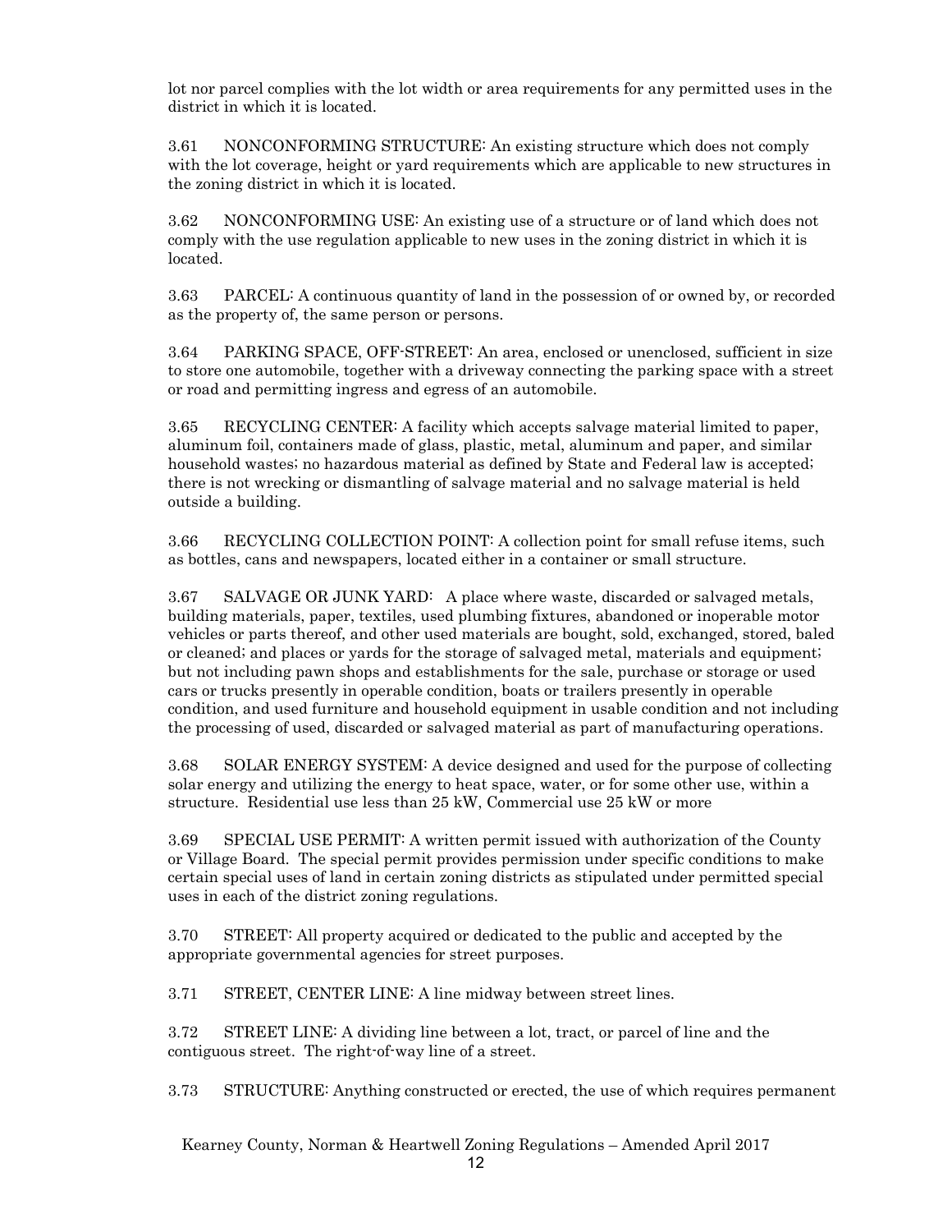lot nor parcel complies with the lot width or area requirements for any permitted uses in the district in which it is located.

3.61 NONCONFORMING STRUCTURE: An existing structure which does not comply with the lot coverage, height or yard requirements which are applicable to new structures in the zoning district in which it is located.

3.62 NONCONFORMING USE: An existing use of a structure or of land which does not comply with the use regulation applicable to new uses in the zoning district in which it is located.

3.63 PARCEL: A continuous quantity of land in the possession of or owned by, or recorded as the property of, the same person or persons.

3.64 PARKING SPACE, OFF-STREET: An area, enclosed or unenclosed, sufficient in size to store one automobile, together with a driveway connecting the parking space with a street or road and permitting ingress and egress of an automobile.

3.65 RECYCLING CENTER: A facility which accepts salvage material limited to paper, aluminum foil, containers made of glass, plastic, metal, aluminum and paper, and similar household wastes; no hazardous material as defined by State and Federal law is accepted; there is not wrecking or dismantling of salvage material and no salvage material is held outside a building.

3.66 RECYCLING COLLECTION POINT: A collection point for small refuse items, such as bottles, cans and newspapers, located either in a container or small structure.

3.67 SALVAGE OR JUNK YARD: A place where waste, discarded or salvaged metals, building materials, paper, textiles, used plumbing fixtures, abandoned or inoperable motor vehicles or parts thereof, and other used materials are bought, sold, exchanged, stored, baled or cleaned; and places or yards for the storage of salvaged metal, materials and equipment; but not including pawn shops and establishments for the sale, purchase or storage or used cars or trucks presently in operable condition, boats or trailers presently in operable condition, and used furniture and household equipment in usable condition and not including the processing of used, discarded or salvaged material as part of manufacturing operations.

3.68 SOLAR ENERGY SYSTEM: A device designed and used for the purpose of collecting solar energy and utilizing the energy to heat space, water, or for some other use, within a structure. Residential use less than 25 kW, Commercial use 25 kW or more

3.69 SPECIAL USE PERMIT: A written permit issued with authorization of the County or Village Board. The special permit provides permission under specific conditions to make certain special uses of land in certain zoning districts as stipulated under permitted special uses in each of the district zoning regulations.

3.70 STREET: All property acquired or dedicated to the public and accepted by the appropriate governmental agencies for street purposes.

3.71 STREET, CENTER LINE: A line midway between street lines.

3.72 STREET LINE: A dividing line between a lot, tract, or parcel of line and the contiguous street. The right-of-way line of a street.

3.73 STRUCTURE: Anything constructed or erected, the use of which requires permanent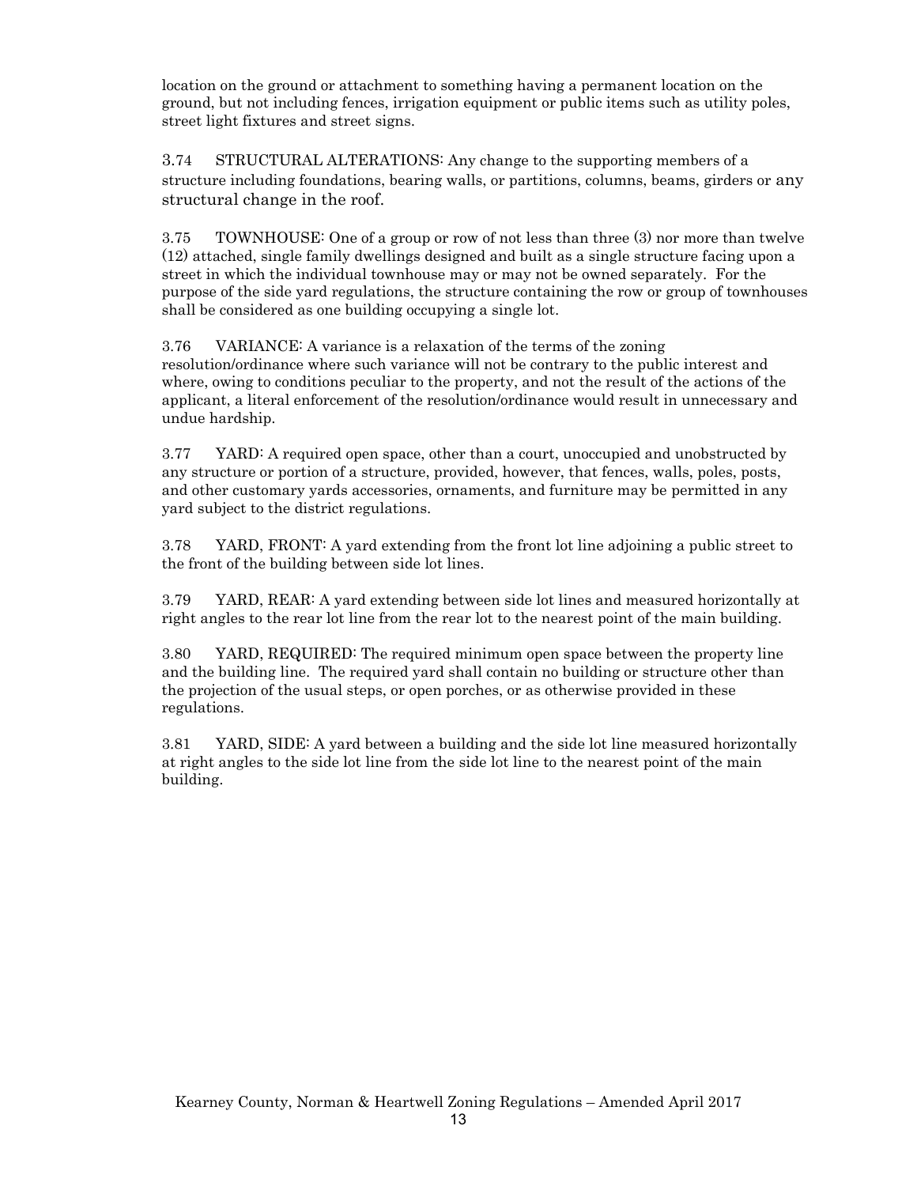location on the ground or attachment to something having a permanent location on the ground, but not including fences, irrigation equipment or public items such as utility poles, street light fixtures and street signs.

3.74 STRUCTURAL ALTERATIONS: Any change to the supporting members of a structure including foundations, bearing walls, or partitions, columns, beams, girders or any structural change in the roof.

3.75 TOWNHOUSE: One of a group or row of not less than three (3) nor more than twelve (12) attached, single family dwellings designed and built as a single structure facing upon a street in which the individual townhouse may or may not be owned separately. For the purpose of the side yard regulations, the structure containing the row or group of townhouses shall be considered as one building occupying a single lot.

3.76 VARIANCE: A variance is a relaxation of the terms of the zoning resolution/ordinance where such variance will not be contrary to the public interest and where, owing to conditions peculiar to the property, and not the result of the actions of the applicant, a literal enforcement of the resolution/ordinance would result in unnecessary and undue hardship.

3.77 YARD: A required open space, other than a court, unoccupied and unobstructed by any structure or portion of a structure, provided, however, that fences, walls, poles, posts, and other customary yards accessories, ornaments, and furniture may be permitted in any yard subject to the district regulations.

3.78 YARD, FRONT: A yard extending from the front lot line adjoining a public street to the front of the building between side lot lines.

3.79 YARD, REAR: A yard extending between side lot lines and measured horizontally at right angles to the rear lot line from the rear lot to the nearest point of the main building.

3.80 YARD, REQUIRED: The required minimum open space between the property line and the building line. The required yard shall contain no building or structure other than the projection of the usual steps, or open porches, or as otherwise provided in these regulations.

3.81 YARD, SIDE: A yard between a building and the side lot line measured horizontally at right angles to the side lot line from the side lot line to the nearest point of the main building.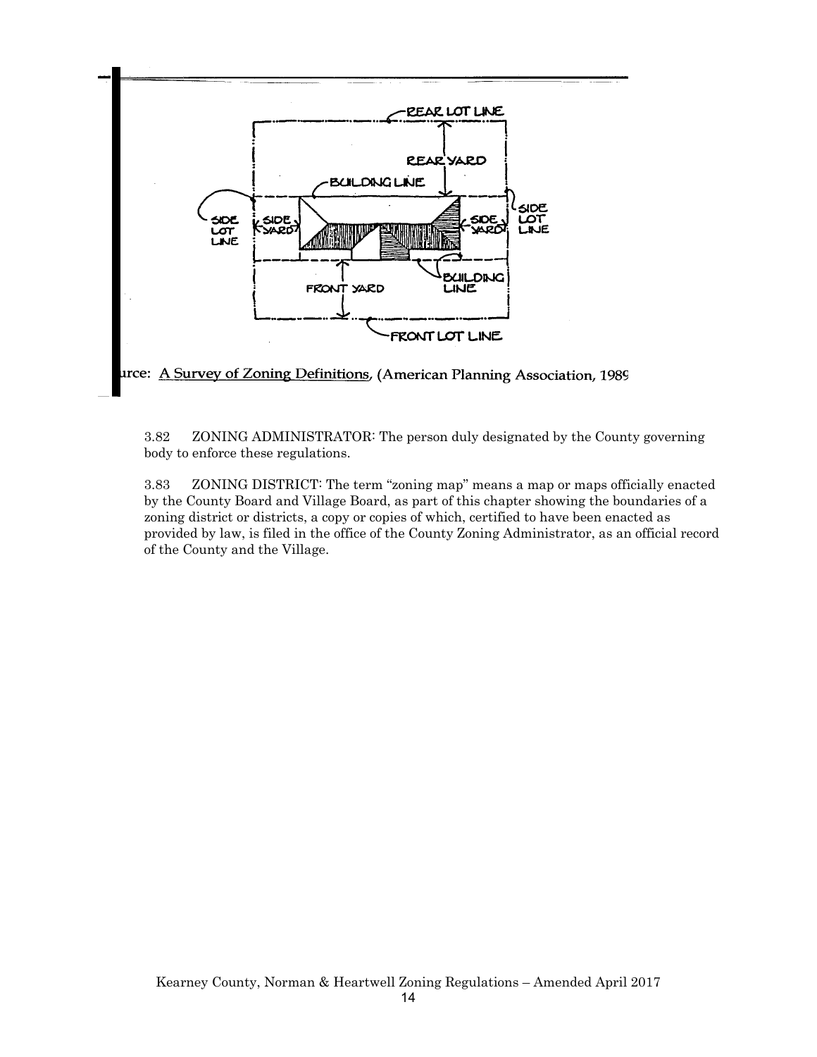urce: A Survey of Zoning Definitions, (American Planning Association, 1989

3.82 ZONING ADMINISTRATOR: The person duly designated by the County governing body to enforce these regulations.

3.83 ZONING DISTRICT: The term "zoning map" means a map or maps officially enacted by the County Board and Village Board, as part of this chapter showing the boundaries of a zoning district or districts, a copy or copies of which, certified to have been enacted as provided by law, is filed in the office of the County Zoning Administrator, as an official record of the County and the Village.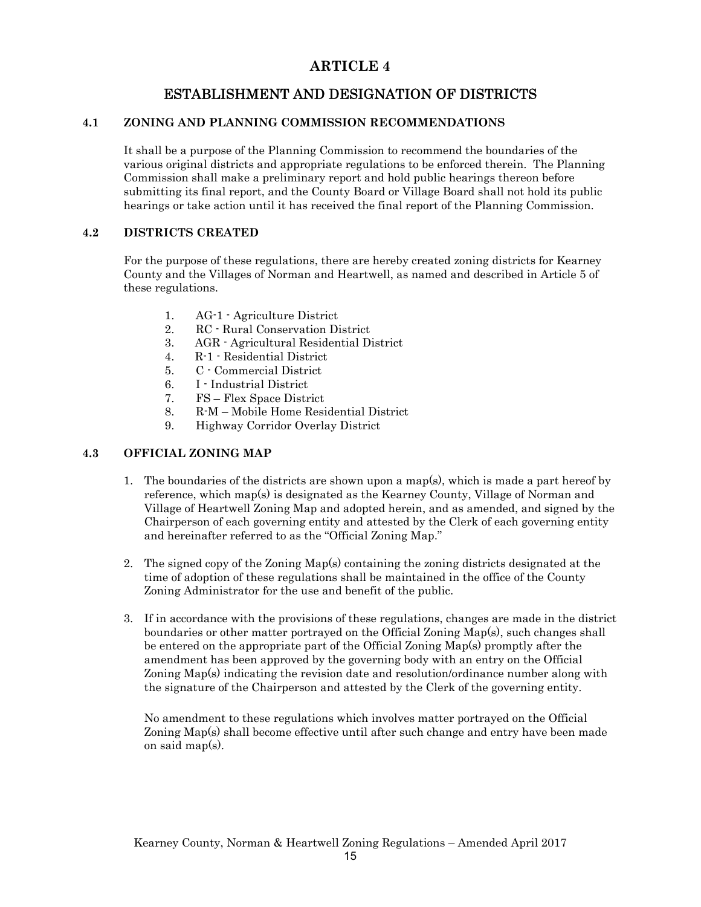# ARTICLE 4

# ESTABLISHMENT AND DESIGNATION OF DISTRICTS

## 4.1 ZONING AND PLANNING COMMISSION RECOMMENDATIONS

It shall be a purpose of the Planning Commission to recommend the boundaries of the various original districts and appropriate regulations to be enforced therein. The Planning Commission shall make a preliminary report and hold public hearings thereon before submitting its final report, and the County Board or Village Board shall not hold its public hearings or take action until it has received the final report of the Planning Commission.

## 4.2 DISTRICTS CREATED

For the purpose of these regulations, there are hereby created zoning districts for Kearney County and the Villages of Norman and Heartwell, as named and described in Article 5 of these regulations.

1. AG-1 - Agriculture District
2. RC - Rural Conservation District
3. AGR - Agricultural Residential District
4. R-1 - Residential District
5. C - Commercial District
6. I - Industrial District
7. FS – Flex Space District
8. R-M – Mobile Home Residential District
9. Highway Corridor Overlay District

## 4.3 OFFICIAL ZONING MAP

1. The boundaries of the districts are shown upon a map(s), which is made a part hereof by reference, which map(s) is designated as the Kearney County, Village of Norman and Village of Heartwell Zoning Map and adopted herein, and as amended, and signed by the Chairperson of each governing entity and attested by the Clerk of each governing entity and hereinafter referred to as the "Official Zoning Map."

2. The signed copy of the Zoning Map(s) containing the zoning districts designated at the time of adoption of these regulations shall be maintained in the office of the County Zoning Administrator for the use and benefit of the public.

3. If in accordance with the provisions of these regulations, changes are made in the district boundaries or other matter portrayed on the Official Zoning Map(s), such changes shall be entered on the appropriate part of the Official Zoning Map(s) promptly after the amendment has been approved by the governing body with an entry on the Official Zoning Map(s) indicating the revision date and resolution/ordinance number along with the signature of the Chairperson and attested by the Clerk of the governing entity.

   No amendment to these regulations which involves matter portrayed on the Official Zoning Map(s) shall become effective until after such change and entry have been made on said map(s).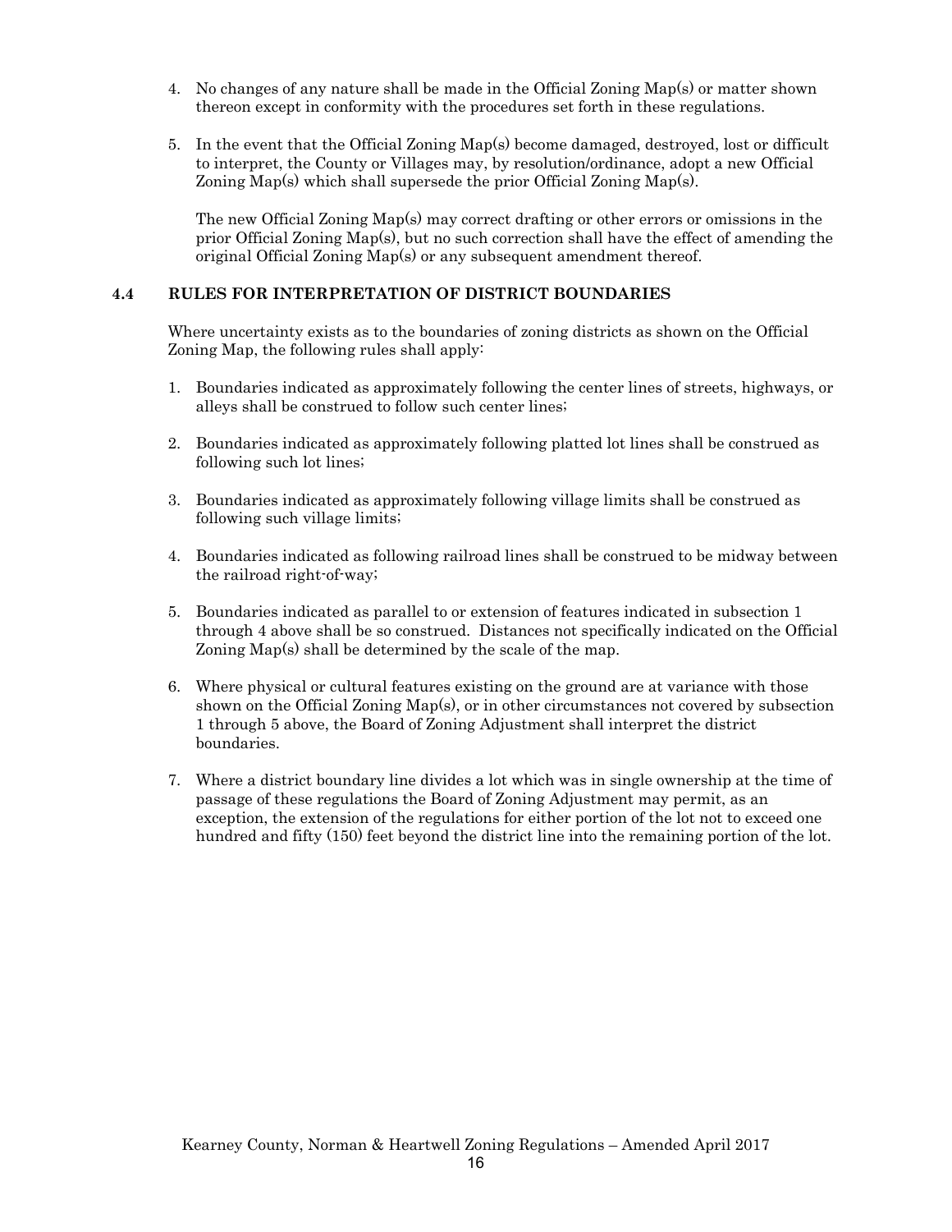4. No changes of any nature shall be made in the Official Zoning Map(s) or matter shown thereon except in conformity with the procedures set forth in these regulations.

5. In the event that the Official Zoning Map(s) become damaged, destroyed, lost or difficult to interpret, the County or Villages may, by resolution/ordinance, adopt a new Official Zoning Map(s) which shall supersede the prior Official Zoning Map(s).

   The new Official Zoning Map(s) may correct drafting or other errors or omissions in the prior Official Zoning Map(s), but no such correction shall have the effect of amending the original Official Zoning Map(s) or any subsequent amendment thereof.

### 4.4 RULES FOR INTERPRETATION OF DISTRICT BOUNDARIES

Where uncertainty exists as to the boundaries of zoning districts as shown on the Official Zoning Map, the following rules shall apply:

1. Boundaries indicated as approximately following the center lines of streets, highways, or alleys shall be construed to follow such center lines;

2. Boundaries indicated as approximately following platted lot lines shall be construed as following such lot lines;

3. Boundaries indicated as approximately following village limits shall be construed as following such village limits;

4. Boundaries indicated as following railroad lines shall be construed to be midway between the railroad right-of-way;

5. Boundaries indicated as parallel to or extension of features indicated in subsection 1 through 4 above shall be so construed. Distances not specifically indicated on the Official Zoning Map(s) shall be determined by the scale of the map.

6. Where physical or cultural features existing on the ground are at variance with those shown on the Official Zoning Map(s), or in other circumstances not covered by subsection 1 through 5 above, the Board of Zoning Adjustment shall interpret the district boundaries.

7. Where a district boundary line divides a lot which was in single ownership at the time of passage of these regulations the Board of Zoning Adjustment may permit, as an exception, the extension of the regulations for either portion of the lot not to exceed one hundred and fifty (150) feet beyond the district line into the remaining portion of the lot.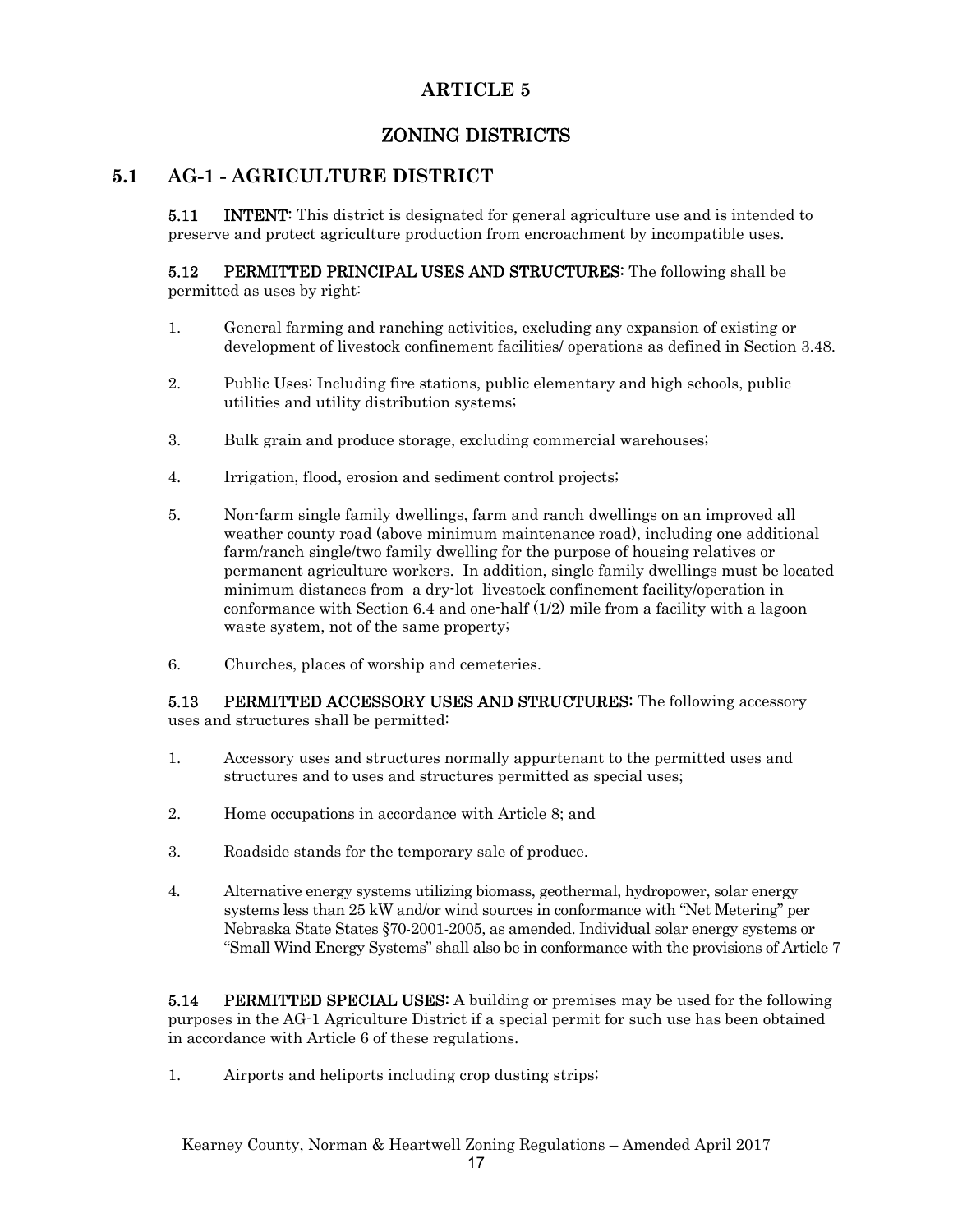# ARTICLE 5

# ZONING DISTRICTS

## 5.1 AG-1 - AGRICULTURE DISTRICT

**5.11 INTENT:** This district is designated for general agriculture use and is intended to preserve and protect agriculture production from encroachment by incompatible uses.

**5.12 PERMITTED PRINCIPAL USES AND STRUCTURES:** The following shall be permitted as uses by right:

1. General farming and ranching activities, excluding any expansion of existing or development of livestock confinement facilities/ operations as defined in Section 3.48.

2. Public Uses: Including fire stations, public elementary and high schools, public utilities and utility distribution systems;

3. Bulk grain and produce storage, excluding commercial warehouses;

4. Irrigation, flood, erosion and sediment control projects;

5. Non-farm single family dwellings, farm and ranch dwellings on an improved all weather county road (above minimum maintenance road), including one additional farm/ranch single/two family dwelling for the purpose of housing relatives or permanent agriculture workers. In addition, single family dwellings must be located minimum distances from a dry-lot livestock confinement facility/operation in conformance with Section 6.4 and one-half (1/2) mile from a facility with a lagoon waste system, not of the same property;

6. Churches, places of worship and cemeteries.

**5.13 PERMITTED ACCESSORY USES AND STRUCTURES**: The following accessory uses and structures shall be permitted:

1. Accessory uses and structures normally appurtenant to the permitted uses and structures and to uses and structures permitted as special uses;

2. Home occupations in accordance with Article 8; and

3. Roadside stands for the temporary sale of produce.

4. Alternative energy systems utilizing biomass, geothermal, hydropower, solar energy systems less than 25 kW and/or wind sources in conformance with "Net Metering" per Nebraska State States §70-2001-2005, as amended. Individual solar energy systems or "Small Wind Energy Systems" shall also be in conformance with the provisions of Article 7

**5.14 PERMITTED SPECIAL USES:** A building or premises may be used for the following purposes in the AG-1 Agriculture District if a special permit for such use has been obtained in accordance with Article 6 of these regulations.

1. Airports and heliports including crop dusting strips;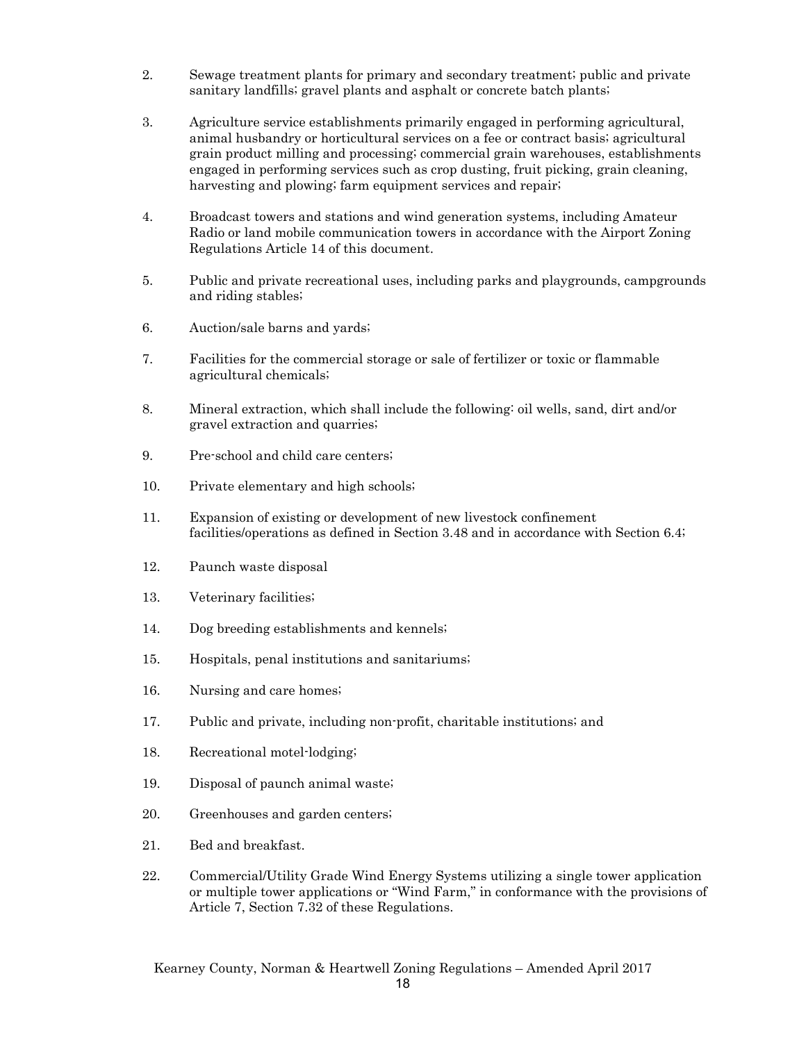2. Sewage treatment plants for primary and secondary treatment; public and private sanitary landfills; gravel plants and asphalt or concrete batch plants;

3. Agriculture service establishments primarily engaged in performing agricultural, animal husbandry or horticultural services on a fee or contract basis; agricultural grain product milling and processing; commercial grain warehouses, establishments engaged in performing services such as crop dusting, fruit picking, grain cleaning, harvesting and plowing; farm equipment services and repair;

4. Broadcast towers and stations and wind generation systems, including Amateur Radio or land mobile communication towers in accordance with the Airport Zoning Regulations Article 14 of this document.

5. Public and private recreational uses, including parks and playgrounds, campgrounds and riding stables;

6. Auction/sale barns and yards;

7. Facilities for the commercial storage or sale of fertilizer or toxic or flammable agricultural chemicals;

8. Mineral extraction, which shall include the following: oil wells, sand, dirt and/or gravel extraction and quarries;

9. Pre-school and child care centers;

10. Private elementary and high schools;

11. Expansion of existing or development of new livestock confinement facilities/operations as defined in Section 3.48 and in accordance with Section 6.4;

12. Paunch waste disposal

13. Veterinary facilities;

14. Dog breeding establishments and kennels;

15. Hospitals, penal institutions and sanitariums;

16. Nursing and care homes;

17. Public and private, including non-profit, charitable institutions; and

18. Recreational motel-lodging;

19. Disposal of paunch animal waste;

20. Greenhouses and garden centers;

21. Bed and breakfast.

22. Commercial/Utility Grade Wind Energy Systems utilizing a single tower application or multiple tower applications or "Wind Farm," in conformance with the provisions of Article 7, Section 7.32 of these Regulations.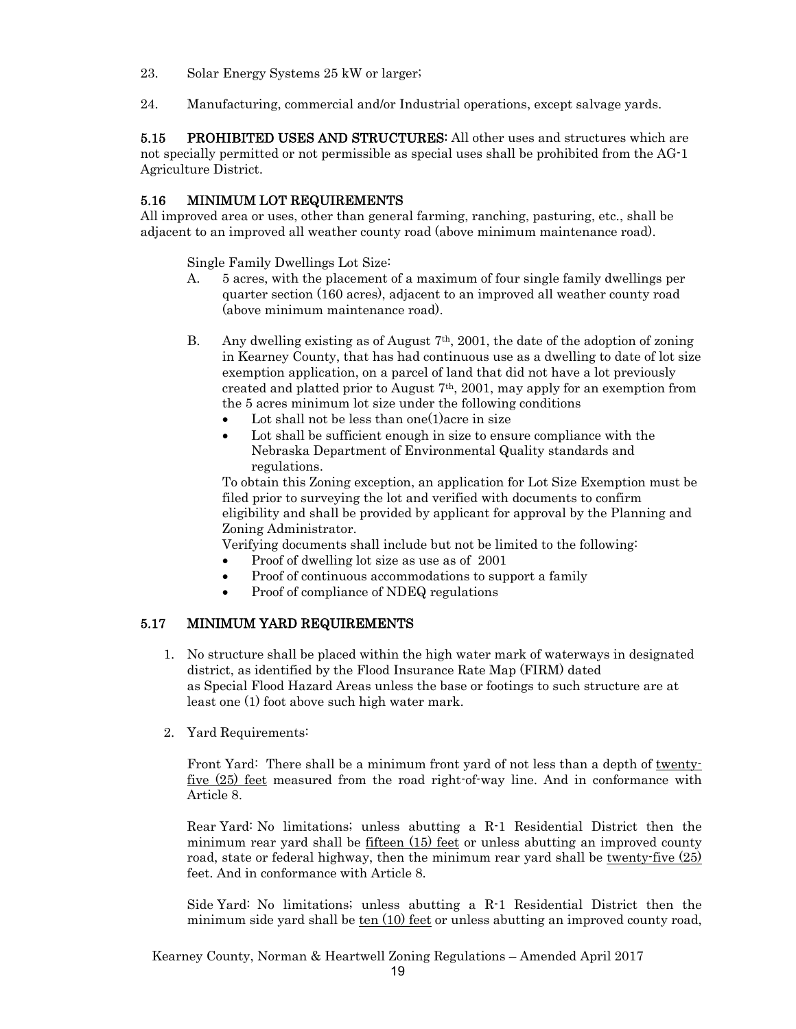23. Solar Energy Systems 25 kW or larger;

24. Manufacturing, commercial and/or Industrial operations, except salvage yards.

**5.15 PROHIBITED USES AND STRUCTURES:** All other uses and structures which are not specially permitted or not permissible as special uses shall be prohibited from the AG-1 Agriculture District.

### 5.16 MINIMUM LOT REQUIREMENTS

All improved area or uses, other than general farming, ranching, pasturing, etc., shall be adjacent to an improved all weather county road (above minimum maintenance road).

Single Family Dwellings Lot Size:

A. 5 acres, with the placement of a maximum of four single family dwellings per quarter section (160 acres), adjacent to an improved all weather county road (above minimum maintenance road).

B. Any dwelling existing as of August 7th, 2001, the date of the adoption of zoning in Kearney County, that has had continuous use as a dwelling to date of lot size exemption application, on a parcel of land that did not have a lot previously created and platted prior to August 7th, 2001, may apply for an exemption from the 5 acres minimum lot size under the following conditions

- Lot shall not be less than one(1)acre in size
- Lot shall be sufficient enough in size to ensure compliance with the Nebraska Department of Environmental Quality standards and regulations.

To obtain this Zoning exception, an application for Lot Size Exemption must be filed prior to surveying the lot and verified with documents to confirm eligibility and shall be provided by applicant for approval by the Planning and Zoning Administrator.

Verifying documents shall include but not be limited to the following:

- Proof of dwelling lot size as use as of 2001
- Proof of continuous accommodations to support a family
- Proof of compliance of NDEQ regulations

### 5.17 MINIMUM YARD REQUIREMENTS

1. No structure shall be placed within the high water mark of waterways in designated district, as identified by the Flood Insurance Rate Map (FIRM) dated as Special Flood Hazard Areas unless the base or footings to such structure are at least one (1) foot above such high water mark.

2. Yard Requirements:

Front Yard: There shall be a minimum front yard of not less than a depth of twenty-five (25) feet measured from the road right-of-way line. And in conformance with Article 8.

Rear Yard: No limitations; unless abutting a R-1 Residential District then the minimum rear yard shall be fifteen (15) feet or unless abutting an improved county road, state or federal highway, then the minimum rear yard shall be twenty-five (25) feet. And in conformance with Article 8.

Side Yard: No limitations; unless abutting a R-1 Residential District then the minimum side yard shall be ten (10) feet or unless abutting an improved county road,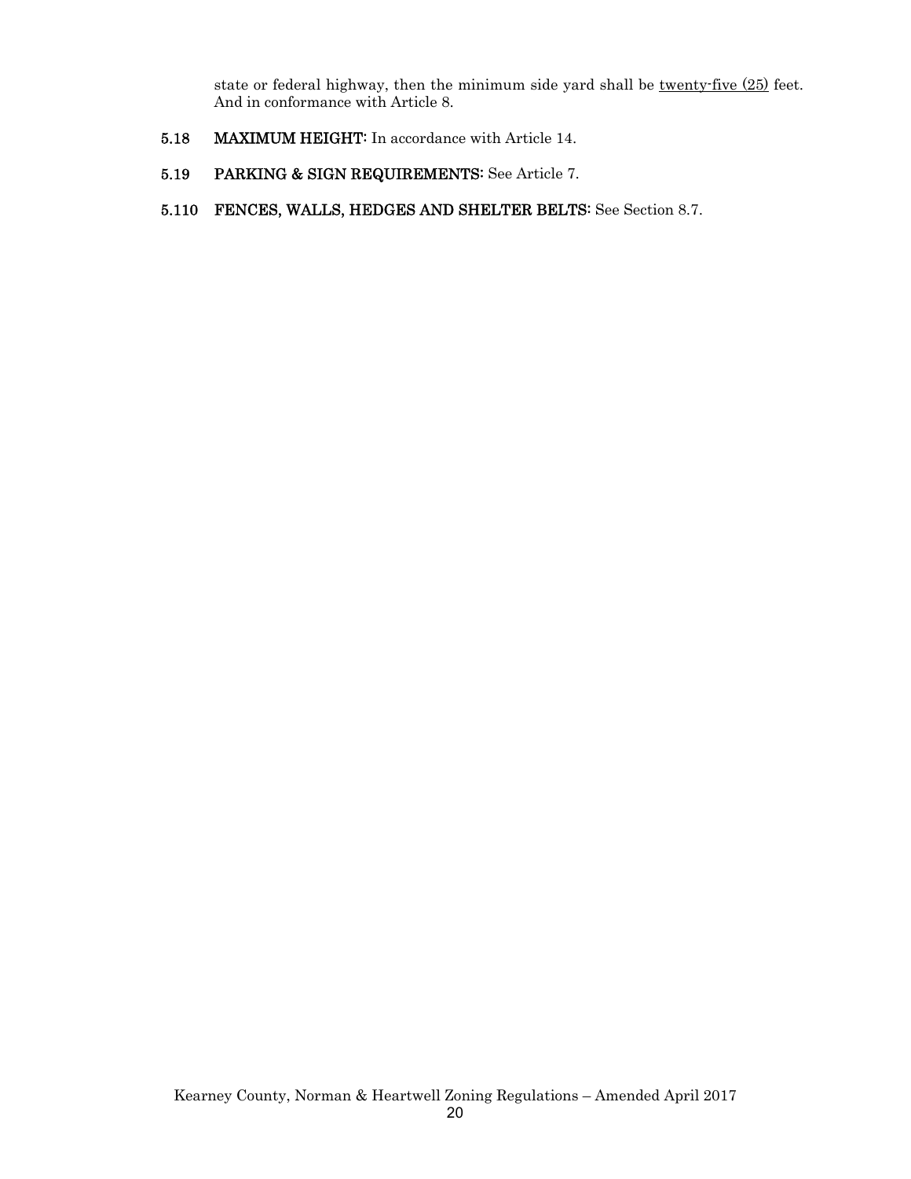state or federal highway, then the minimum side yard shall be twenty-five (25) feet. And in conformance with Article 8.

**5.18 MAXIMUM HEIGHT:** In accordance with Article 14.

**5.19 PARKING & SIGN REQUIREMENTS:** See Article 7.

**5.110 FENCES, WALLS, HEDGES AND SHELTER BELTS:** See Section 8.7.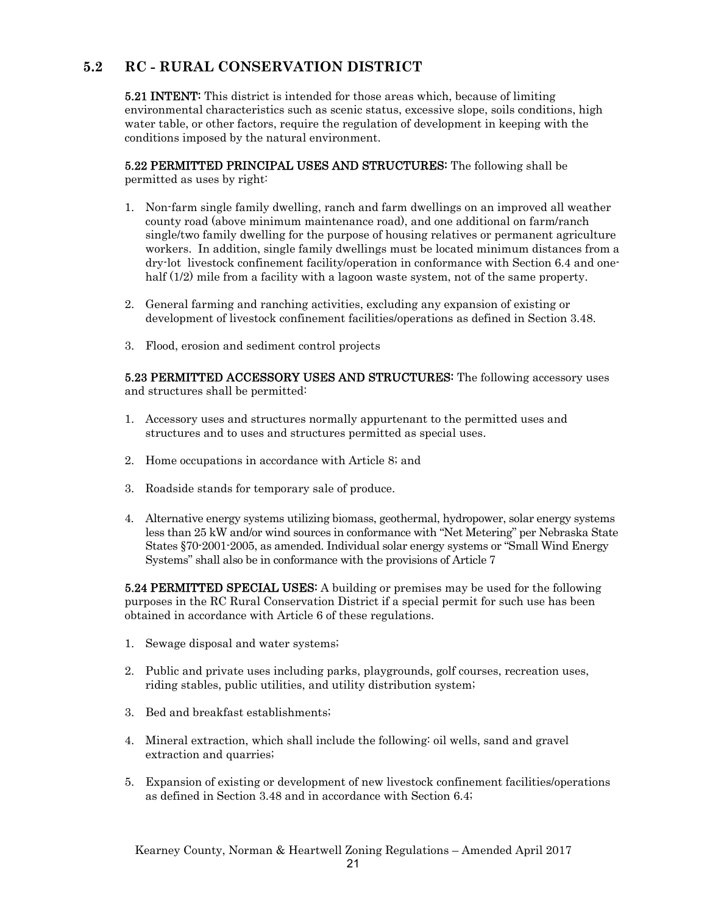## 5.2 RC - RURAL CONSERVATION DISTRICT

**5.21 INTENT:** This district is intended for those areas which, because of limiting environmental characteristics such as scenic status, excessive slope, soils conditions, high water table, or other factors, require the regulation of development in keeping with the conditions imposed by the natural environment.

**5.22 PERMITTED PRINCIPAL USES AND STRUCTURES:** The following shall be permitted as uses by right:

1. Non-farm single family dwelling, ranch and farm dwellings on an improved all weather county road (above minimum maintenance road), and one additional on farm/ranch single/two family dwelling for the purpose of housing relatives or permanent agriculture workers. In addition, single family dwellings must be located minimum distances from a dry-lot livestock confinement facility/operation in conformance with Section 6.4 and one-half (1/2) mile from a facility with a lagoon waste system, not of the same property.

2. General farming and ranching activities, excluding any expansion of existing or development of livestock confinement facilities/operations as defined in Section 3.48.

3. Flood, erosion and sediment control projects

**5.23 PERMITTED ACCESSORY USES AND STRUCTURES:** The following accessory uses and structures shall be permitted:

1. Accessory uses and structures normally appurtenant to the permitted uses and structures and to uses and structures permitted as special uses.

2. Home occupations in accordance with Article 8; and

3. Roadside stands for temporary sale of produce.

4. Alternative energy systems utilizing biomass, geothermal, hydropower, solar energy systems less than 25 kW and/or wind sources in conformance with "Net Metering" per Nebraska State States §70-2001-2005, as amended. Individual solar energy systems or "Small Wind Energy Systems" shall also be in conformance with the provisions of Article 7

**5.24 PERMITTED SPECIAL USES:** A building or premises may be used for the following purposes in the RC Rural Conservation District if a special permit for such use has been obtained in accordance with Article 6 of these regulations.

1. Sewage disposal and water systems;

2. Public and private uses including parks, playgrounds, golf courses, recreation uses, riding stables, public utilities, and utility distribution system;

3. Bed and breakfast establishments;

4. Mineral extraction, which shall include the following: oil wells, sand and gravel extraction and quarries;

5. Expansion of existing or development of new livestock confinement facilities/operations as defined in Section 3.48 and in accordance with Section 6.4;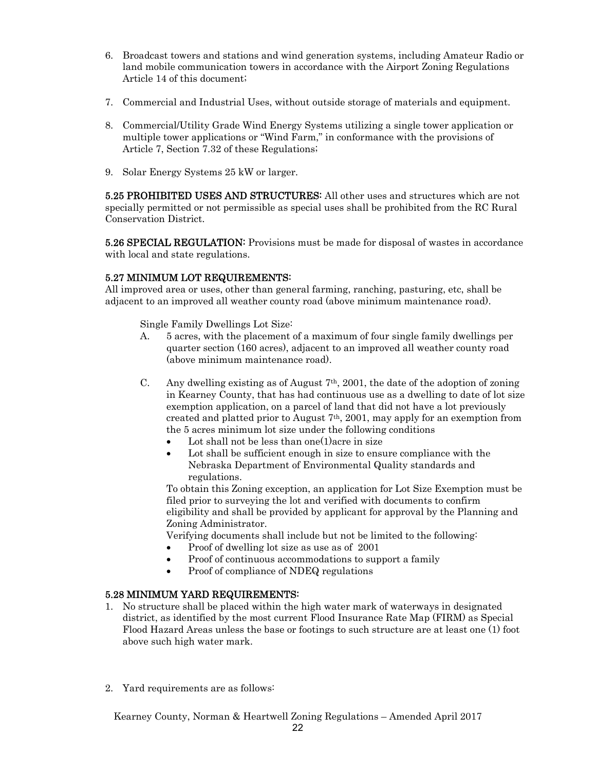6. Broadcast towers and stations and wind generation systems, including Amateur Radio or land mobile communication towers in accordance with the Airport Zoning Regulations Article 14 of this document;

7. Commercial and Industrial Uses, without outside storage of materials and equipment.

8. Commercial/Utility Grade Wind Energy Systems utilizing a single tower application or multiple tower applications or "Wind Farm," in conformance with the provisions of Article 7, Section 7.32 of these Regulations;

9. Solar Energy Systems 25 kW or larger.

**5.25 PROHIBITED USES AND STRUCTURES:** All other uses and structures which are not specially permitted or not permissible as special uses shall be prohibited from the RC Rural Conservation District.

**5.26 SPECIAL REGULATION:** Provisions must be made for disposal of wastes in accordance with local and state regulations.

**5.27 MINIMUM LOT REQUIREMENTS:**
All improved area or uses, other than general farming, ranching, pasturing, etc, shall be adjacent to an improved all weather county road (above minimum maintenance road).

Single Family Dwellings Lot Size:

A. 5 acres, with the placement of a maximum of four single family dwellings per quarter section (160 acres), adjacent to an improved all weather county road (above minimum maintenance road).

C. Any dwelling existing as of August 7th, 2001, the date of the adoption of zoning in Kearney County, that has had continuous use as a dwelling to date of lot size exemption application, on a parcel of land that did not have a lot previously created and platted prior to August 7th, 2001, may apply for an exemption from the 5 acres minimum lot size under the following conditions
   - Lot shall not be less than one(1)acre in size
   - Lot shall be sufficient enough in size to ensure compliance with the Nebraska Department of Environmental Quality standards and regulations.

   To obtain this Zoning exception, an application for Lot Size Exemption must be filed prior to surveying the lot and verified with documents to confirm eligibility and shall be provided by applicant for approval by the Planning and Zoning Administrator.

   Verifying documents shall include but not be limited to the following:
   - Proof of dwelling lot size as use as of 2001
   - Proof of continuous accommodations to support a family
   - Proof of compliance of NDEQ regulations

**5.28 MINIMUM YARD REQUIREMENTS:**

1. No structure shall be placed within the high water mark of waterways in designated district, as identified by the most current Flood Insurance Rate Map (FIRM) as Special Flood Hazard Areas unless the base or footings to such structure are at least one (1) foot above such high water mark.

2. Yard requirements are as follows: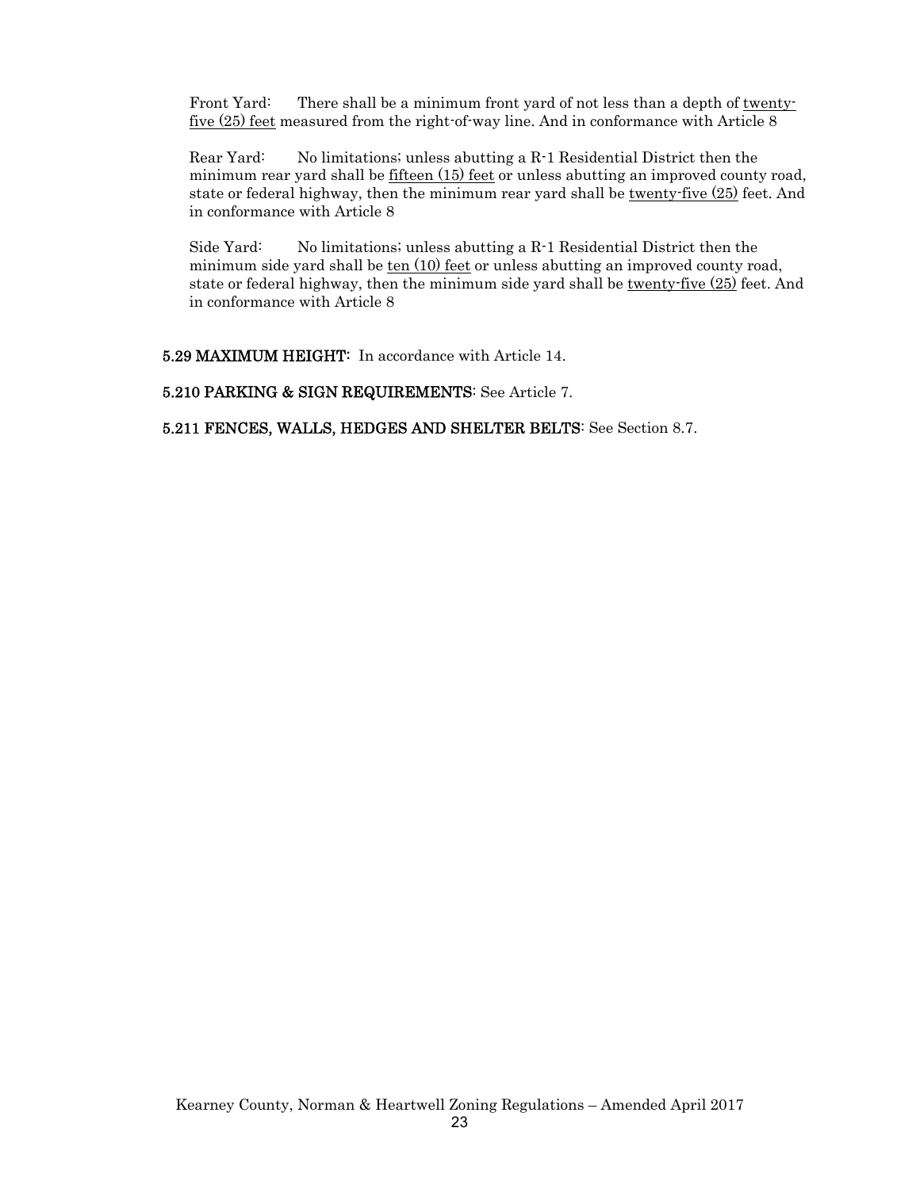Front Yard: There shall be a minimum front yard of not less than a depth of twenty-five (25) feet measured from the right-of-way line. And in conformance with Article 8

Rear Yard: No limitations; unless abutting a R-1 Residential District then the minimum rear yard shall be fifteen (15) feet or unless abutting an improved county road, state or federal highway, then the minimum rear yard shall be twenty-five (25) feet. And in conformance with Article 8

Side Yard: No limitations; unless abutting a R-1 Residential District then the minimum side yard shall be ten (10) feet or unless abutting an improved county road, state or federal highway, then the minimum side yard shall be twenty-five (25) feet. And in conformance with Article 8

**5.29 MAXIMUM HEIGHT:** In accordance with Article 14.

**5.210 PARKING & SIGN REQUIREMENTS**: See Article 7.

**5.211 FENCES, WALLS, HEDGES AND SHELTER BELTS**: See Section 8.7.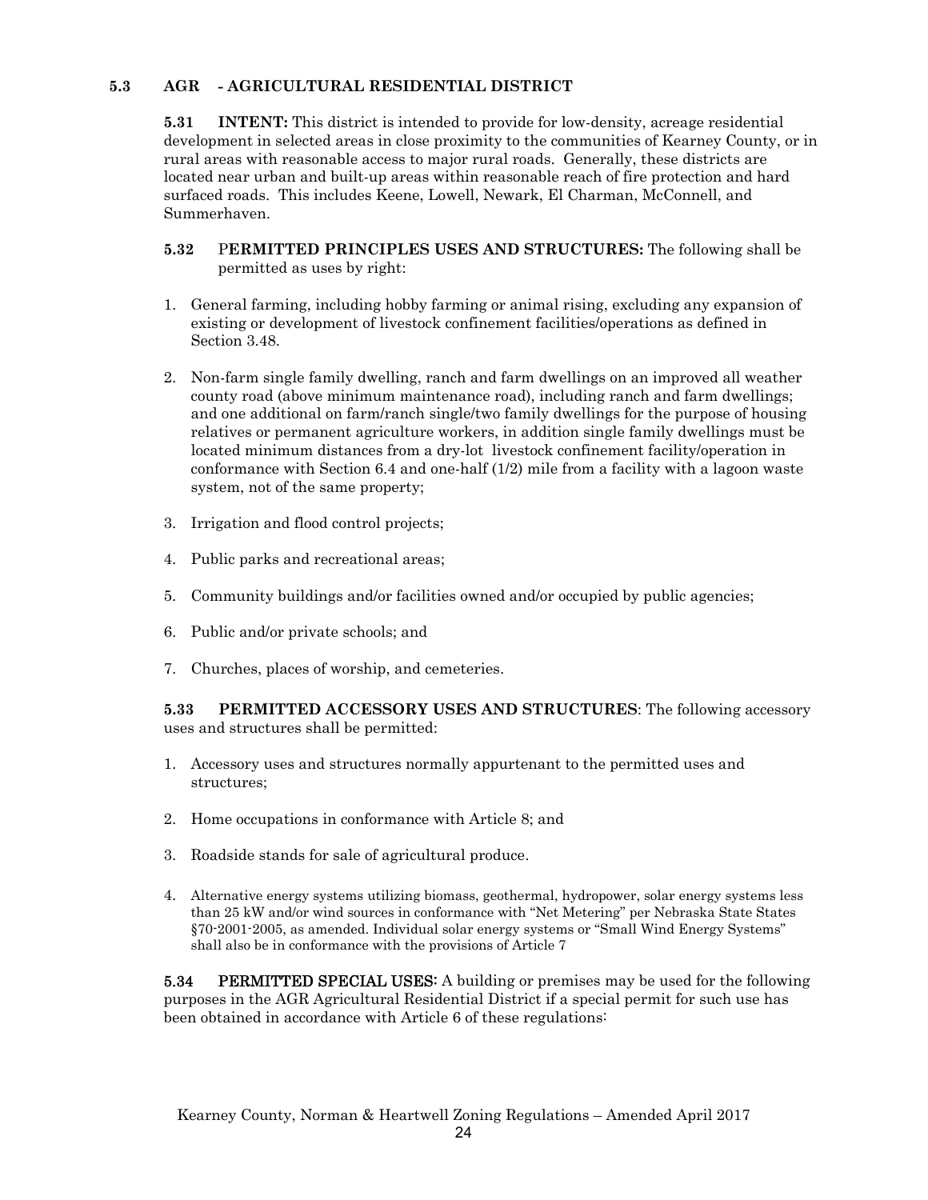## 5.3 AGR - AGRICULTURAL RESIDENTIAL DISTRICT

**5.31 INTENT:** This district is intended to provide for low-density, acreage residential development in selected areas in close proximity to the communities of Kearney County, or in rural areas with reasonable access to major rural roads. Generally, these districts are located near urban and built-up areas within reasonable reach of fire protection and hard surfaced roads. This includes Keene, Lowell, Newark, El Charman, McConnell, and Summerhaven.

**5.32 PERMITTED PRINCIPLES USES AND STRUCTURES:** The following shall be permitted as uses by right:

1. General farming, including hobby farming or animal rising, excluding any expansion of existing or development of livestock confinement facilities/operations as defined in Section 3.48.
2. Non-farm single family dwelling, ranch and farm dwellings on an improved all weather county road (above minimum maintenance road), including ranch and farm dwellings; and one additional on farm/ranch single/two family dwellings for the purpose of housing relatives or permanent agriculture workers, in addition single family dwellings must be located minimum distances from a dry-lot livestock confinement facility/operation in conformance with Section 6.4 and one-half (1/2) mile from a facility with a lagoon waste system, not of the same property;
3. Irrigation and flood control projects;
4. Public parks and recreational areas;
5. Community buildings and/or facilities owned and/or occupied by public agencies;
6. Public and/or private schools; and
7. Churches, places of worship, and cemeteries.

**5.33 PERMITTED ACCESSORY USES AND STRUCTURES**: The following accessory uses and structures shall be permitted:

1. Accessory uses and structures normally appurtenant to the permitted uses and structures;
2. Home occupations in conformance with Article 8; and
3. Roadside stands for sale of agricultural produce.
4. Alternative energy systems utilizing biomass, geothermal, hydropower, solar energy systems less than 25 kW and/or wind sources in conformance with "Net Metering" per Nebraska State States §70-2001-2005, as amended. Individual solar energy systems or "Small Wind Energy Systems" shall also be in conformance with the provisions of Article 7

**5.34 PERMITTED SPECIAL USES:** A building or premises may be used for the following purposes in the AGR Agricultural Residential District if a special permit for such use has been obtained in accordance with Article 6 of these regulations: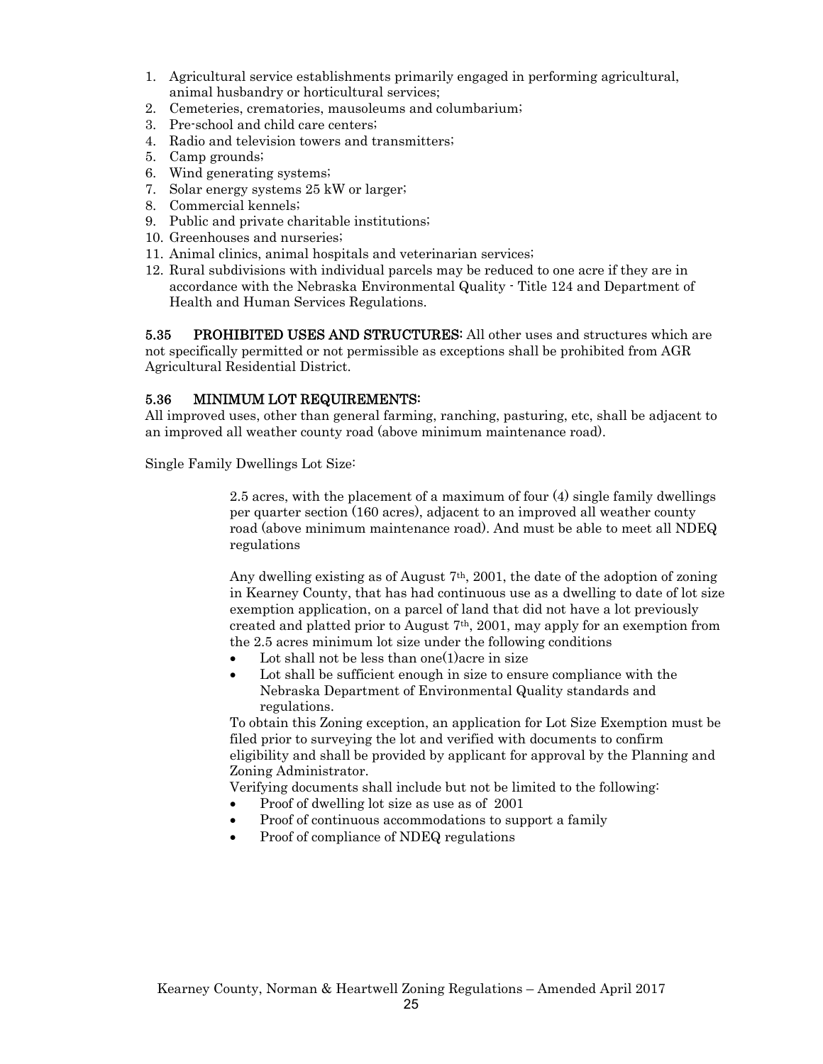1. Agricultural service establishments primarily engaged in performing agricultural, animal husbandry or horticultural services;
2. Cemeteries, crematories, mausoleums and columbarium;
3. Pre-school and child care centers;
4. Radio and television towers and transmitters;
5. Camp grounds;
6. Wind generating systems;
7. Solar energy systems 25 kW or larger;
8. Commercial kennels;
9. Public and private charitable institutions;
10. Greenhouses and nurseries;
11. Animal clinics, animal hospitals and veterinarian services;
12. Rural subdivisions with individual parcels may be reduced to one acre if they are in accordance with the Nebraska Environmental Quality - Title 124 and Department of Health and Human Services Regulations.

**5.35 PROHIBITED USES AND STRUCTURES:** All other uses and structures which are not specifically permitted or not permissible as exceptions shall be prohibited from AGR Agricultural Residential District.

**5.36 MINIMUM LOT REQUIREMENTS:**

All improved uses, other than general farming, ranching, pasturing, etc, shall be adjacent to an improved all weather county road (above minimum maintenance road).

Single Family Dwellings Lot Size:

> 2.5 acres, with the placement of a maximum of four (4) single family dwellings per quarter section (160 acres), adjacent to an improved all weather county road (above minimum maintenance road). And must be able to meet all NDEQ regulations
>
> Any dwelling existing as of August 7th, 2001, the date of the adoption of zoning in Kearney County, that has had continuous use as a dwelling to date of lot size exemption application, on a parcel of land that did not have a lot previously created and platted prior to August 7th, 2001, may apply for an exemption from the 2.5 acres minimum lot size under the following conditions
>
> - Lot shall not be less than one(1)acre in size
> - Lot shall be sufficient enough in size to ensure compliance with the Nebraska Department of Environmental Quality standards and regulations.
>
> To obtain this Zoning exception, an application for Lot Size Exemption must be filed prior to surveying the lot and verified with documents to confirm eligibility and shall be provided by applicant for approval by the Planning and Zoning Administrator.
>
> Verifying documents shall include but not be limited to the following:
>
> - Proof of dwelling lot size as use as of 2001
> - Proof of continuous accommodations to support a family
> - Proof of compliance of NDEQ regulations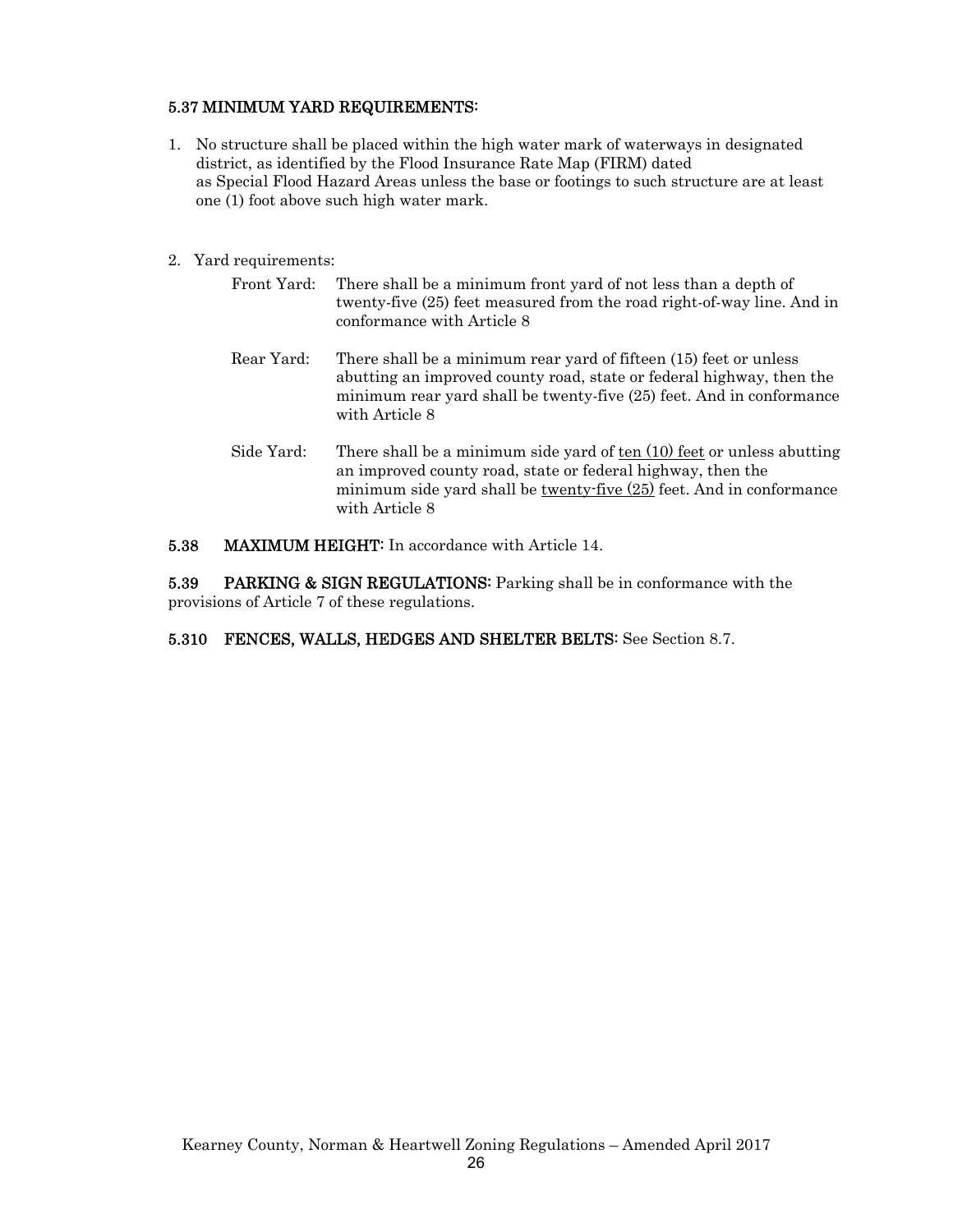### 5.37 MINIMUM YARD REQUIREMENTS:

1. No structure shall be placed within the high water mark of waterways in designated district, as identified by the Flood Insurance Rate Map (FIRM) dated as Special Flood Hazard Areas unless the base or footings to such structure are at least one (1) foot above such high water mark.

2. Yard requirements:

   Front Yard: There shall be a minimum front yard of not less than a depth of twenty-five (25) feet measured from the road right-of-way line. And in conformance with Article 8

   Rear Yard: There shall be a minimum rear yard of fifteen (15) feet or unless abutting an improved county road, state or federal highway, then the minimum rear yard shall be twenty-five (25) feet. And in conformance with Article 8

   Side Yard: There shall be a minimum side yard of ten (10) feet or unless abutting an improved county road, state or federal highway, then the minimum side yard shall be twenty-five (25) feet. And in conformance with Article 8

**5.38 MAXIMUM HEIGHT:** In accordance with Article 14.

**5.39 PARKING & SIGN REGULATIONS:** Parking shall be in conformance with the provisions of Article 7 of these regulations.

**5.310 FENCES, WALLS, HEDGES AND SHELTER BELTS:** See Section 8.7.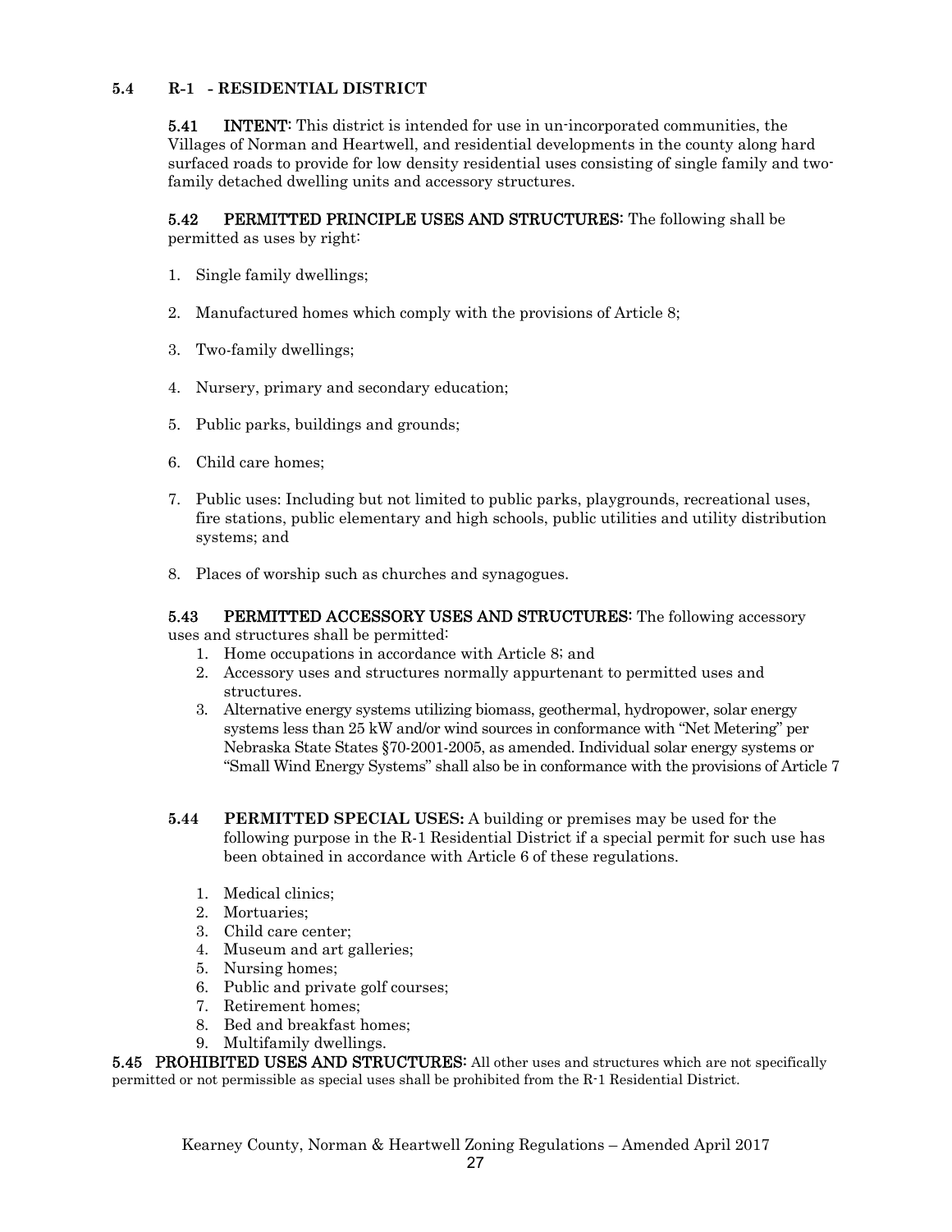## 5.4 R-1 - RESIDENTIAL DISTRICT

**5.41 INTENT:** This district is intended for use in un-incorporated communities, the Villages of Norman and Heartwell, and residential developments in the county along hard surfaced roads to provide for low density residential uses consisting of single family and two-family detached dwelling units and accessory structures.

**5.42 PERMITTED PRINCIPLE USES AND STRUCTURES:** The following shall be permitted as uses by right:

1. Single family dwellings;
2. Manufactured homes which comply with the provisions of Article 8;
3. Two-family dwellings;
4. Nursery, primary and secondary education;
5. Public parks, buildings and grounds;
6. Child care homes;
7. Public uses: Including but not limited to public parks, playgrounds, recreational uses, fire stations, public elementary and high schools, public utilities and utility distribution systems; and
8. Places of worship such as churches and synagogues.

**5.43 PERMITTED ACCESSORY USES AND STRUCTURES:** The following accessory uses and structures shall be permitted:

1. Home occupations in accordance with Article 8; and
2. Accessory uses and structures normally appurtenant to permitted uses and structures.
3. Alternative energy systems utilizing biomass, geothermal, hydropower, solar energy systems less than 25 kW and/or wind sources in conformance with "Net Metering" per Nebraska State States §70-2001-2005, as amended. Individual solar energy systems or "Small Wind Energy Systems" shall also be in conformance with the provisions of Article 7

**5.44 PERMITTED SPECIAL USES:** A building or premises may be used for the following purpose in the R-1 Residential District if a special permit for such use has been obtained in accordance with Article 6 of these regulations.

1. Medical clinics;
2. Mortuaries;
3. Child care center;
4. Museum and art galleries;
5. Nursing homes;
6. Public and private golf courses;
7. Retirement homes;
8. Bed and breakfast homes;
9. Multifamily dwellings.

**5.45 PROHIBITED USES AND STRUCTURES:** All other uses and structures which are not specifically permitted or not permissible as special uses shall be prohibited from the R-1 Residential District.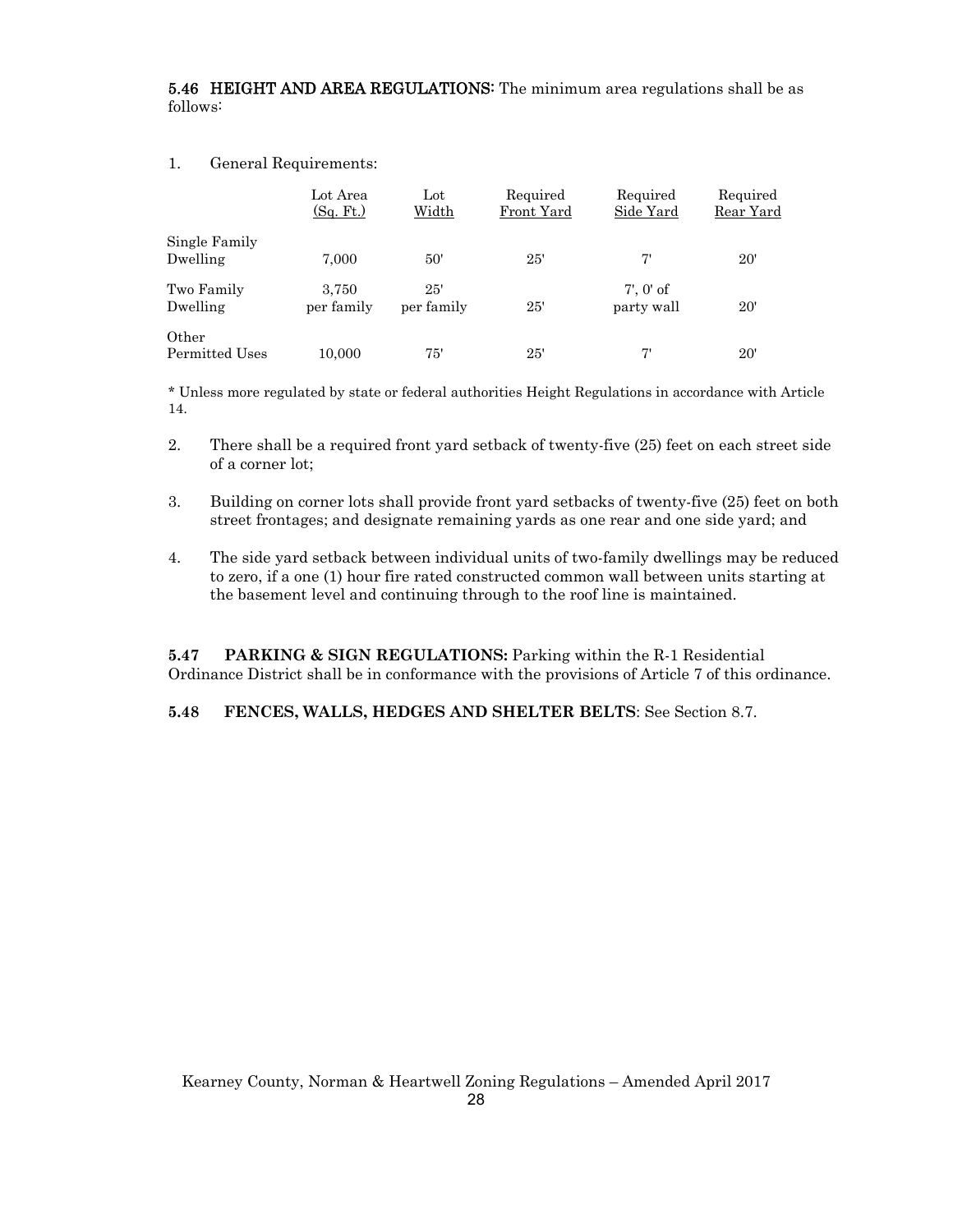**5.46 HEIGHT AND AREA REGULATIONS:** The minimum area regulations shall be as follows:

1. General Requirements:

| | Lot Area (Sq. Ft.) | Lot Width | Required Front Yard | Required Side Yard | Required Rear Yard |
|---|---|---|---|---|---|
| Single Family Dwelling | 7,000 | 50' | 25' | 7' | 20' |
| Two Family Dwelling | 3,750 per family | 25' per family | 25' | 7', 0' of party wall | 20' |
| Other Permitted Uses | 10,000 | 75' | 25' | 7' | 20' |

\* Unless more regulated by state or federal authorities Height Regulations in accordance with Article 14.

2. There shall be a required front yard setback of twenty-five (25) feet on each street side of a corner lot;

3. Building on corner lots shall provide front yard setbacks of twenty-five (25) feet on both street frontages; and designate remaining yards as one rear and one side yard; and

4. The side yard setback between individual units of two-family dwellings may be reduced to zero, if a one (1) hour fire rated constructed common wall between units starting at the basement level and continuing through to the roof line is maintained.

**5.47 PARKING & SIGN REGULATIONS:** Parking within the R-1 Residential Ordinance District shall be in conformance with the provisions of Article 7 of this ordinance.

**5.48 FENCES, WALLS, HEDGES AND SHELTER BELTS**: See Section 8.7.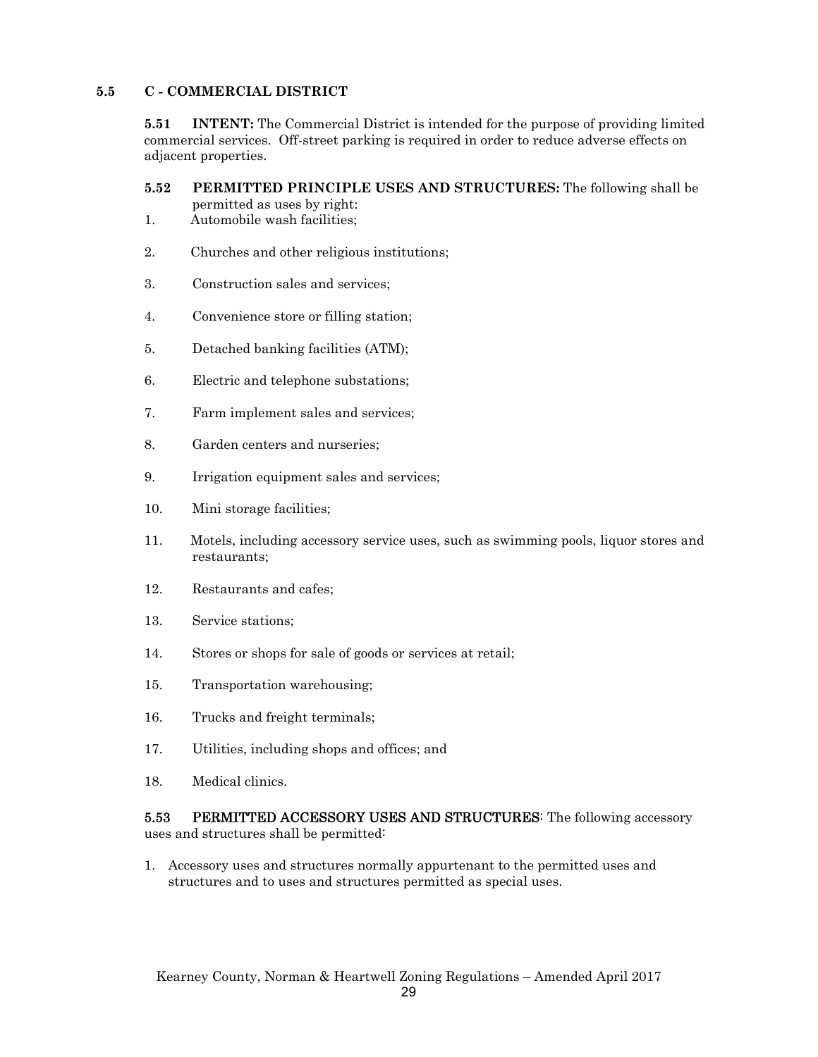## 5.5 C - COMMERCIAL DISTRICT

**5.51 INTENT:** The Commercial District is intended for the purpose of providing limited commercial services. Off-street parking is required in order to reduce adverse effects on adjacent properties.

**5.52 PERMITTED PRINCIPLE USES AND STRUCTURES:** The following shall be permitted as uses by right:

1. Automobile wash facilities;
2. Churches and other religious institutions;
3. Construction sales and services;
4. Convenience store or filling station;
5. Detached banking facilities (ATM);
6. Electric and telephone substations;
7. Farm implement sales and services;
8. Garden centers and nurseries;
9. Irrigation equipment sales and services;
10. Mini storage facilities;
11. Motels, including accessory service uses, such as swimming pools, liquor stores and restaurants;
12. Restaurants and cafes;
13. Service stations;
14. Stores or shops for sale of goods or services at retail;
15. Transportation warehousing;
16. Trucks and freight terminals;
17. Utilities, including shops and offices; and
18. Medical clinics.

**5.53 PERMITTED ACCESSORY USES AND STRUCTURES**: The following accessory uses and structures shall be permitted:

1. Accessory uses and structures normally appurtenant to the permitted uses and structures and to uses and structures permitted as special uses.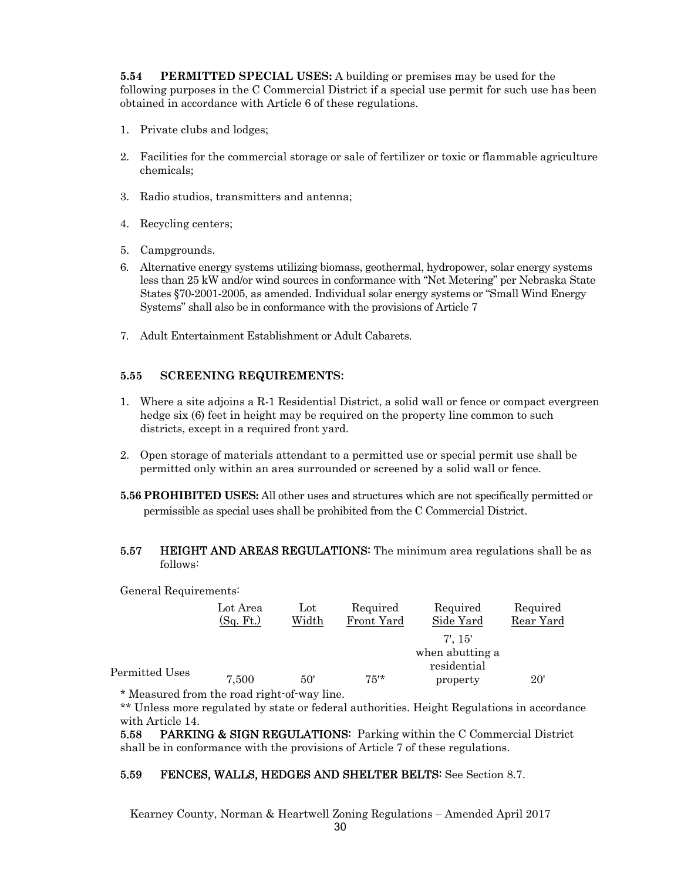**5.54 PERMITTED SPECIAL USES:** A building or premises may be used for the following purposes in the C Commercial District if a special use permit for such use has been obtained in accordance with Article 6 of these regulations.

1. Private clubs and lodges;
2. Facilities for the commercial storage or sale of fertilizer or toxic or flammable agriculture chemicals;
3. Radio studios, transmitters and antenna;
4. Recycling centers;
5. Campgrounds.
6. Alternative energy systems utilizing biomass, geothermal, hydropower, solar energy systems less than 25 kW and/or wind sources in conformance with "Net Metering" per Nebraska State States §70-2001-2005, as amended. Individual solar energy systems or "Small Wind Energy Systems" shall also be in conformance with the provisions of Article 7
7. Adult Entertainment Establishment or Adult Cabarets.

**5.55 SCREENING REQUIREMENTS:**

1. Where a site adjoins a R-1 Residential District, a solid wall or fence or compact evergreen hedge six (6) feet in height may be required on the property line common to such districts, except in a required front yard.
2. Open storage of materials attendant to a permitted use or special permit use shall be permitted only within an area surrounded or screened by a solid wall or fence.

**5.56 PROHIBITED USES:** All other uses and structures which are not specifically permitted or permissible as special uses shall be prohibited from the C Commercial District.

**5.57 HEIGHT AND AREAS REGULATIONS:** The minimum area regulations shall be as follows:

General Requirements:

| | Lot Area (Sq. Ft.) | Lot Width | Required Front Yard | Required Side Yard | Required Rear Yard |
|---|---|---|---|---|---|
| Permitted Uses | 7,500 | 50' | 75'* | 7', 15' when abutting a residential property | 20' |

\* Measured from the road right-of-way line.

** Unless more regulated by state or federal authorities. Height Regulations in accordance with Article 14.

**5.58 PARKING & SIGN REGULATIONS:** Parking within the C Commercial District shall be in conformance with the provisions of Article 7 of these regulations.

**5.59 FENCES, WALLS, HEDGES AND SHELTER BELTS:** See Section 8.7.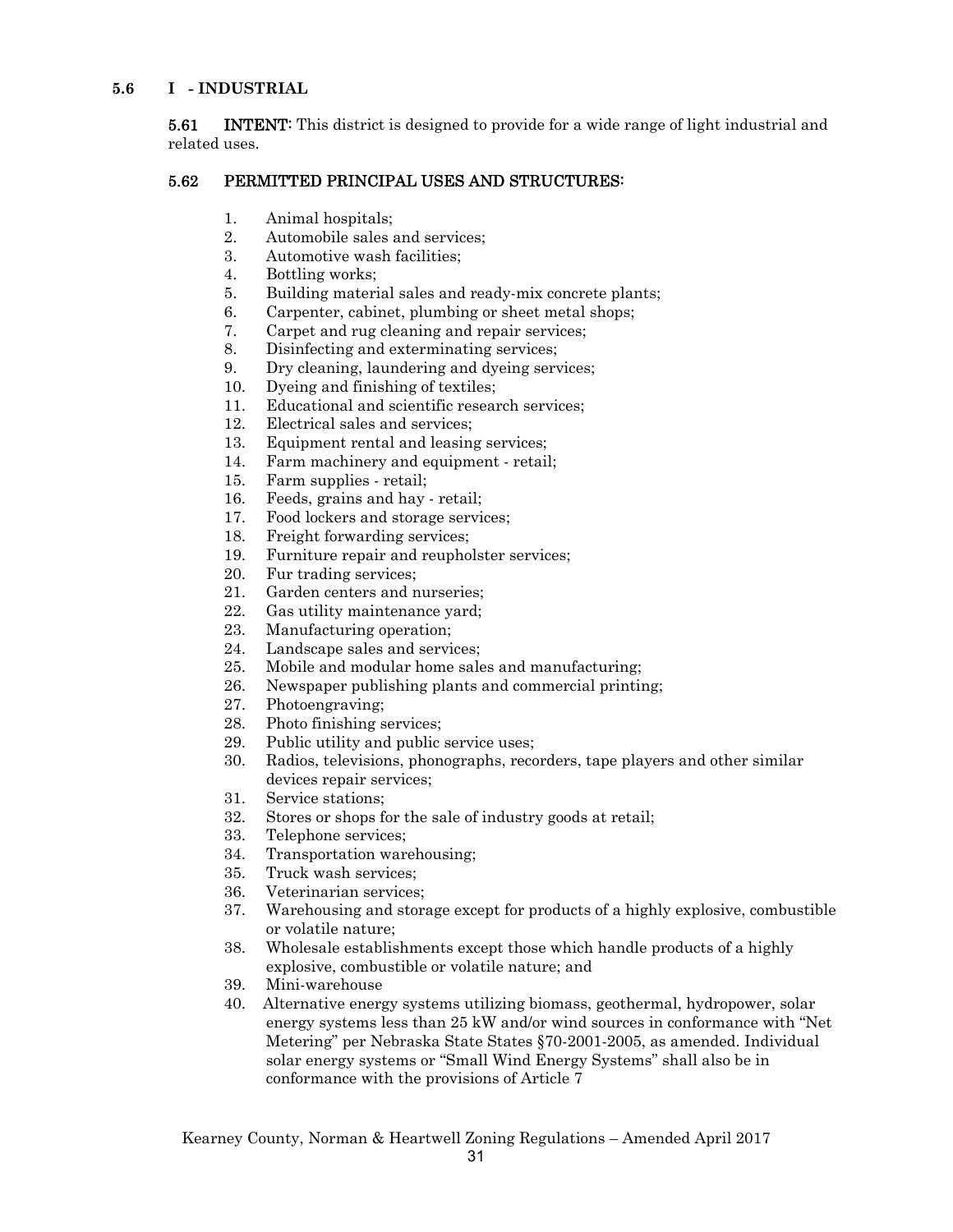## 5.6 I - INDUSTRIAL

**5.61 INTENT:** This district is designed to provide for a wide range of light industrial and related uses.

### 5.62 PERMITTED PRINCIPAL USES AND STRUCTURES:

1. Animal hospitals;
2. Automobile sales and services;
3. Automotive wash facilities;
4. Bottling works;
5. Building material sales and ready-mix concrete plants;
6. Carpenter, cabinet, plumbing or sheet metal shops;
7. Carpet and rug cleaning and repair services;
8. Disinfecting and exterminating services;
9. Dry cleaning, laundering and dyeing services;
10. Dyeing and finishing of textiles;
11. Educational and scientific research services;
12. Electrical sales and services;
13. Equipment rental and leasing services;
14. Farm machinery and equipment - retail;
15. Farm supplies - retail;
16. Feeds, grains and hay - retail;
17. Food lockers and storage services;
18. Freight forwarding services;
19. Furniture repair and reupholster services;
20. Fur trading services;
21. Garden centers and nurseries;
22. Gas utility maintenance yard;
23. Manufacturing operation;
24. Landscape sales and services;
25. Mobile and modular home sales and manufacturing;
26. Newspaper publishing plants and commercial printing;
27. Photoengraving;
28. Photo finishing services;
29. Public utility and public service uses;
30. Radios, televisions, phonographs, recorders, tape players and other similar devices repair services;
31. Service stations;
32. Stores or shops for the sale of industry goods at retail;
33. Telephone services;
34. Transportation warehousing;
35. Truck wash services;
36. Veterinarian services;
37. Warehousing and storage except for products of a highly explosive, combustible or volatile nature;
38. Wholesale establishments except those which handle products of a highly explosive, combustible or volatile nature; and
39. Mini-warehouse
40. Alternative energy systems utilizing biomass, geothermal, hydropower, solar energy systems less than 25 kW and/or wind sources in conformance with "Net Metering" per Nebraska State States §70-2001-2005, as amended. Individual solar energy systems or "Small Wind Energy Systems" shall also be in conformance with the provisions of Article 7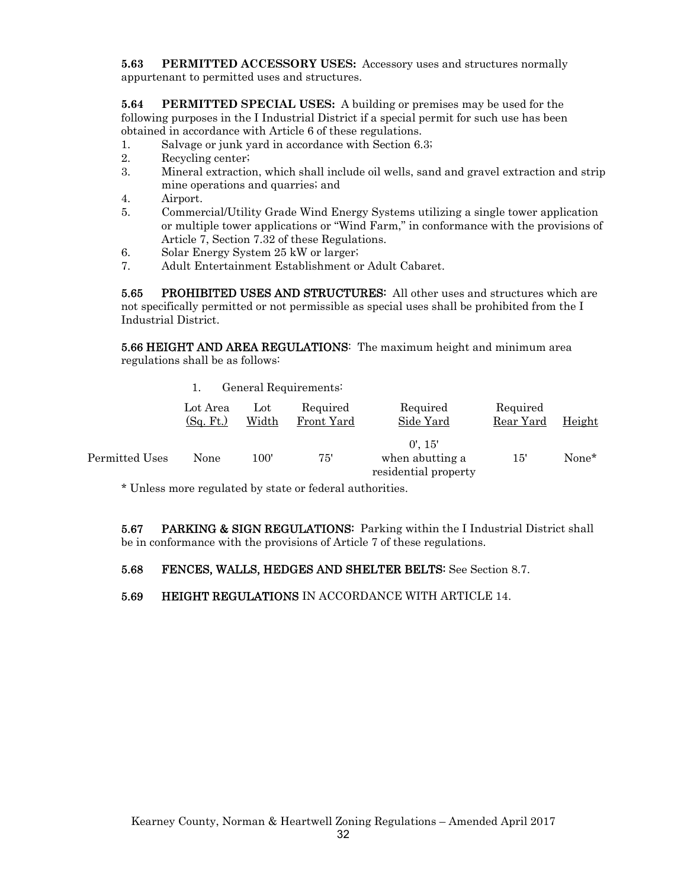**5.63 PERMITTED ACCESSORY USES:** Accessory uses and structures normally appurtenant to permitted uses and structures.

**5.64 PERMITTED SPECIAL USES:** A building or premises may be used for the following purposes in the I Industrial District if a special permit for such use has been obtained in accordance with Article 6 of these regulations.

1. Salvage or junk yard in accordance with Section 6.3;
2. Recycling center;
3. Mineral extraction, which shall include oil wells, sand and gravel extraction and strip mine operations and quarries; and
4. Airport.
5. Commercial/Utility Grade Wind Energy Systems utilizing a single tower application or multiple tower applications or "Wind Farm," in conformance with the provisions of Article 7, Section 7.32 of these Regulations.
6. Solar Energy System 25 kW or larger;
7. Adult Entertainment Establishment or Adult Cabaret.

**5.65 PROHIBITED USES AND STRUCTURES:** All other uses and structures which are not specifically permitted or not permissible as special uses shall be prohibited from the I Industrial District.

**5.66 HEIGHT AND AREA REGULATIONS**: The maximum height and minimum area regulations shall be as follows:

1. General Requirements:

| | Lot Area (Sq. Ft.) | Lot Width | Required Front Yard | Required Side Yard | Required Rear Yard | Height |
|---|---|---|---|---|---|---|
| Permitted Uses | None | 100' | 75' | 0', 15' when abutting a residential property | 15' | None* |

* Unless more regulated by state or federal authorities.

**5.67 PARKING & SIGN REGULATIONS:** Parking within the I Industrial District shall be in conformance with the provisions of Article 7 of these regulations.

**5.68 FENCES, WALLS, HEDGES AND SHELTER BELTS:** See Section 8.7.

**5.69 HEIGHT REGULATIONS** IN ACCORDANCE WITH ARTICLE 14.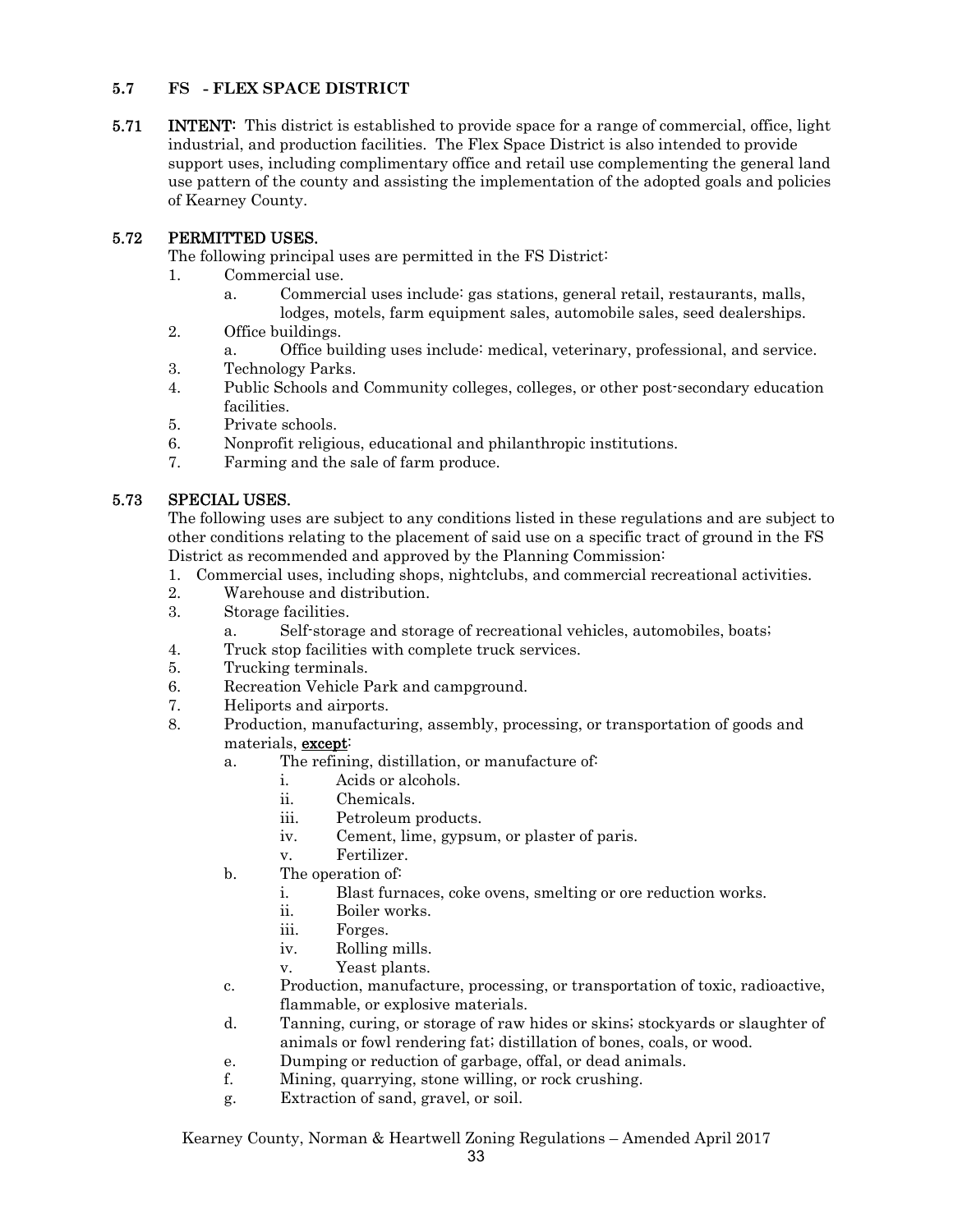### 5.7 FS - FLEX SPACE DISTRICT

**5.71 INTENT:** This district is established to provide space for a range of commercial, office, light industrial, and production facilities. The Flex Space District is also intended to provide support uses, including complimentary office and retail use complementing the general land use pattern of the county and assisting the implementation of the adopted goals and policies of Kearney County.

**5.72 PERMITTED USES.**

The following principal uses are permitted in the FS District:

1. Commercial use.
   a. Commercial uses include: gas stations, general retail, restaurants, malls, lodges, motels, farm equipment sales, automobile sales, seed dealerships.
2. Office buildings.
   a. Office building uses include: medical, veterinary, professional, and service.
3. Technology Parks.
4. Public Schools and Community colleges, colleges, or other post-secondary education facilities.
5. Private schools.
6. Nonprofit religious, educational and philanthropic institutions.
7. Farming and the sale of farm produce.

**5.73 SPECIAL USES.**

The following uses are subject to any conditions listed in these regulations and are subject to other conditions relating to the placement of said use on a specific tract of ground in the FS District as recommended and approved by the Planning Commission:

1. Commercial uses, including shops, nightclubs, and commercial recreational activities.
2. Warehouse and distribution.
3. Storage facilities.
   a. Self-storage and storage of recreational vehicles, automobiles, boats;
4. Truck stop facilities with complete truck services.
5. Trucking terminals.
6. Recreation Vehicle Park and campground.
7. Heliports and airports.
8. Production, manufacturing, assembly, processing, or transportation of goods and materials, **except**:
   a. The refining, distillation, or manufacture of:
      i. Acids or alcohols.
      ii. Chemicals.
      iii. Petroleum products.
      iv. Cement, lime, gypsum, or plaster of paris.
      v. Fertilizer.
   b. The operation of:
      i. Blast furnaces, coke ovens, smelting or ore reduction works.
      ii. Boiler works.
      iii. Forges.
      iv. Rolling mills.
      v. Yeast plants.
   c. Production, manufacture, processing, or transportation of toxic, radioactive, flammable, or explosive materials.
   d. Tanning, curing, or storage of raw hides or skins; stockyards or slaughter of animals or fowl rendering fat; distillation of bones, coals, or wood.
   e. Dumping or reduction of garbage, offal, or dead animals.
   f. Mining, quarrying, stone willing, or rock crushing.
   g. Extraction of sand, gravel, or soil.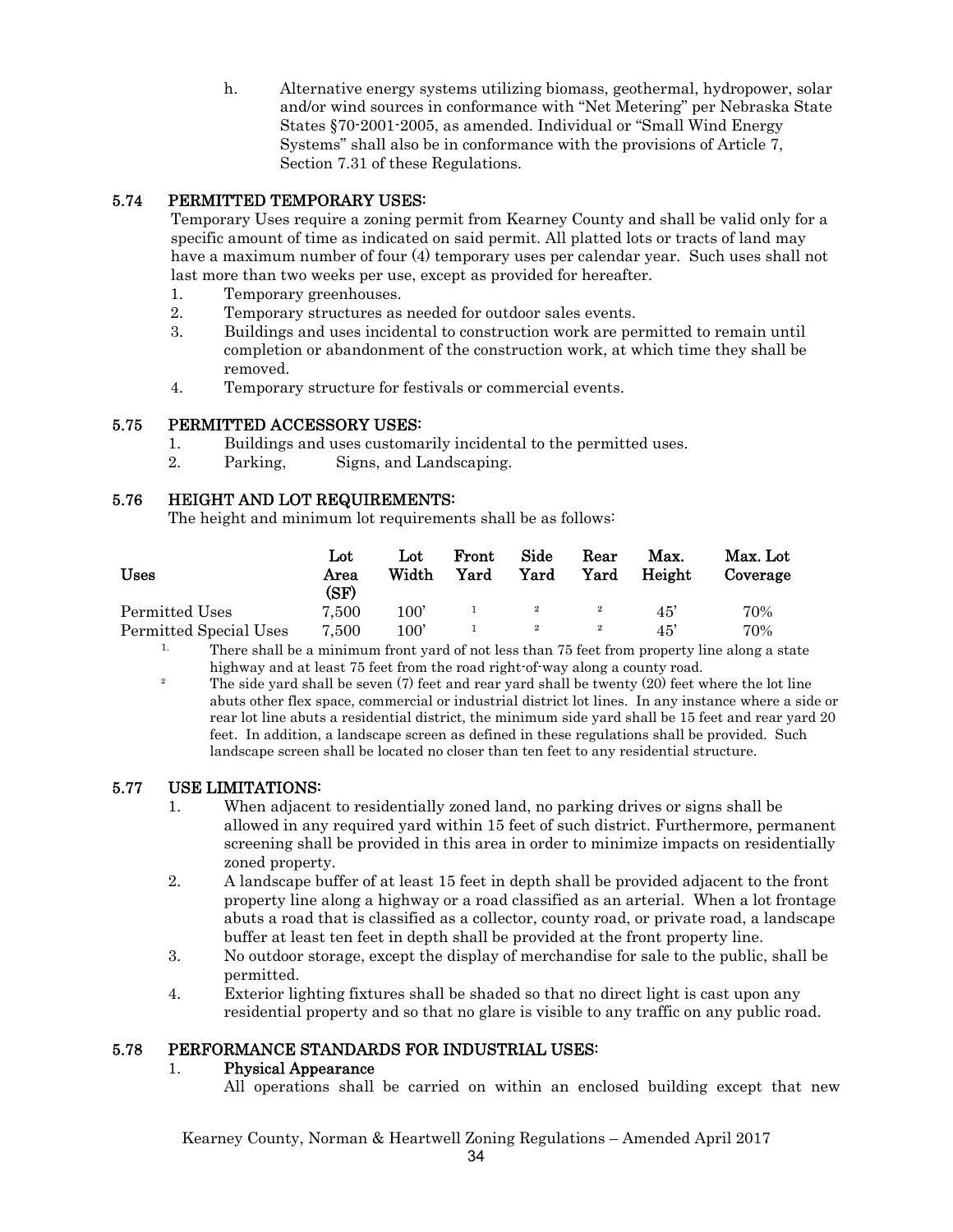h. Alternative energy systems utilizing biomass, geothermal, hydropower, solar and/or wind sources in conformance with "Net Metering" per Nebraska State States §70-2001-2005, as amended. Individual or "Small Wind Energy Systems" shall also be in conformance with the provisions of Article 7, Section 7.31 of these Regulations.

### 5.74 PERMITTED TEMPORARY USES:

Temporary Uses require a zoning permit from Kearney County and shall be valid only for a specific amount of time as indicated on said permit. All platted lots or tracts of land may have a maximum number of four (4) temporary uses per calendar year. Such uses shall not last more than two weeks per use, except as provided for hereafter.

1. Temporary greenhouses.
2. Temporary structures as needed for outdoor sales events.
3. Buildings and uses incidental to construction work are permitted to remain until completion or abandonment of the construction work, at which time they shall be removed.
4. Temporary structure for festivals or commercial events.

### 5.75 PERMITTED ACCESSORY USES:

1. Buildings and uses customarily incidental to the permitted uses.
2. Parking, Signs, and Landscaping.

### 5.76 HEIGHT AND LOT REQUIREMENTS:

The height and minimum lot requirements shall be as follows:

| Uses | Lot Area (SF) | Lot Width | Front Yard | Side Yard | Rear Yard | Max. Height | Max. Lot Coverage |
|---|---|---|---|---|---|---|---|
| Permitted Uses | 7,500 | 100' | [1] | [2] | [2] | 45' | 70% |
| Permitted Special Uses | 7,500 | 100' | [1] | [2] | [2] | 45' | 70% |

1. There shall be a minimum front yard of not less than 75 feet from property line along a state highway and at least 75 feet from the road right-of-way along a county road.

2. The side yard shall be seven (7) feet and rear yard shall be twenty (20) feet where the lot line abuts other flex space, commercial or industrial district lot lines. In any instance where a side or rear lot line abuts a residential district, the minimum side yard shall be 15 feet and rear yard 20 feet. In addition, a landscape screen as defined in these regulations shall be provided. Such landscape screen shall be located no closer than ten feet to any residential structure.

### 5.77 USE LIMITATIONS:

1. When adjacent to residentially zoned land, no parking drives or signs shall be allowed in any required yard within 15 feet of such district. Furthermore, permanent screening shall be provided in this area in order to minimize impacts on residentially zoned property.
2. A landscape buffer of at least 15 feet in depth shall be provided adjacent to the front property line along a highway or a road classified as an arterial. When a lot frontage abuts a road that is classified as a collector, county road, or private road, a landscape buffer at least ten feet in depth shall be provided at the front property line.
3. No outdoor storage, except the display of merchandise for sale to the public, shall be permitted.
4. Exterior lighting fixtures shall be shaded so that no direct light is cast upon any residential property and so that no glare is visible to any traffic on any public road.

### 5.78 PERFORMANCE STANDARDS FOR INDUSTRIAL USES:

1. **Physical Appearance**

   All operations shall be carried on within an enclosed building except that new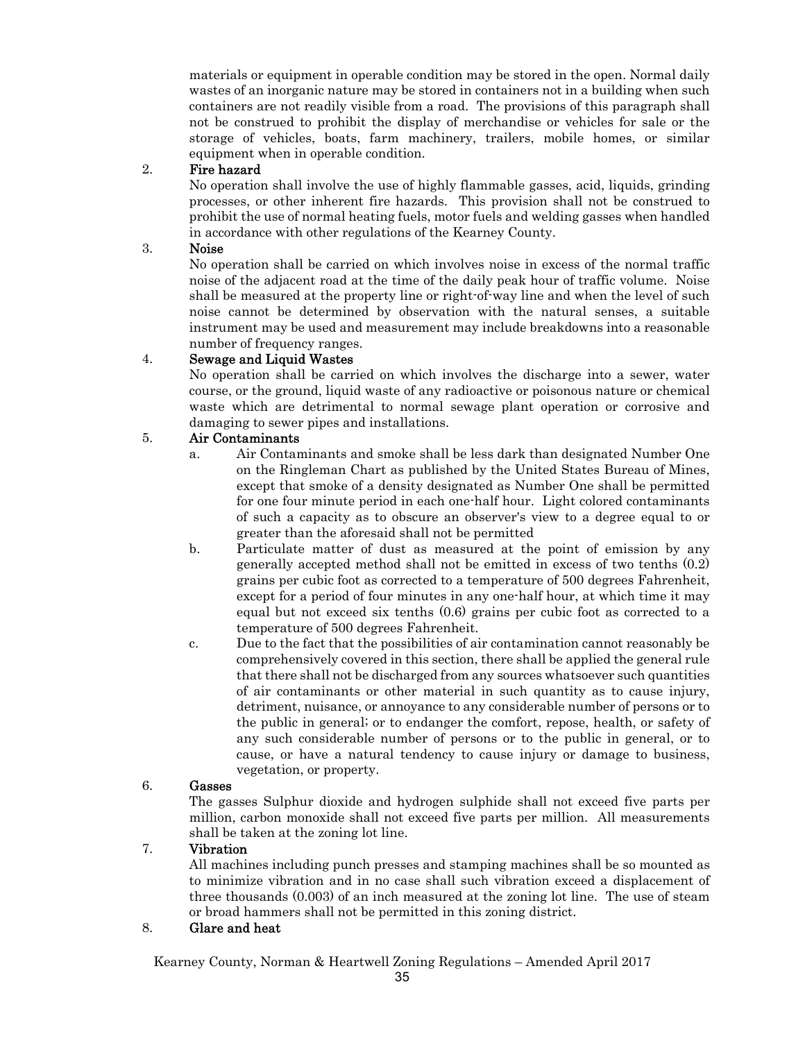materials or equipment in operable condition may be stored in the open. Normal daily wastes of an inorganic nature may be stored in containers not in a building when such containers are not readily visible from a road. The provisions of this paragraph shall not be construed to prohibit the display of merchandise or vehicles for sale or the storage of vehicles, boats, farm machinery, trailers, mobile homes, or similar equipment when in operable condition.

2. **Fire hazard**

   No operation shall involve the use of highly flammable gasses, acid, liquids, grinding processes, or other inherent fire hazards. This provision shall not be construed to prohibit the use of normal heating fuels, motor fuels and welding gasses when handled in accordance with other regulations of the Kearney County.

3. **Noise**

   No operation shall be carried on which involves noise in excess of the normal traffic noise of the adjacent road at the time of the daily peak hour of traffic volume. Noise shall be measured at the property line or right-of-way line and when the level of such noise cannot be determined by observation with the natural senses, a suitable instrument may be used and measurement may include breakdowns into a reasonable number of frequency ranges.

4. **Sewage and Liquid Wastes**

   No operation shall be carried on which involves the discharge into a sewer, water course, or the ground, liquid waste of any radioactive or poisonous nature or chemical waste which are detrimental to normal sewage plant operation or corrosive and damaging to sewer pipes and installations.

5. **Air Contaminants**

   a. Air Contaminants and smoke shall be less dark than designated Number One on the Ringleman Chart as published by the United States Bureau of Mines, except that smoke of a density designated as Number One shall be permitted for one four minute period in each one-half hour. Light colored contaminants of such a capacity as to obscure an observer's view to a degree equal to or greater than the aforesaid shall not be permitted

   b. Particulate matter of dust as measured at the point of emission by any generally accepted method shall not be emitted in excess of two tenths (0.2) grains per cubic foot as corrected to a temperature of 500 degrees Fahrenheit, except for a period of four minutes in any one-half hour, at which time it may equal but not exceed six tenths (0.6) grains per cubic foot as corrected to a temperature of 500 degrees Fahrenheit.

   c. Due to the fact that the possibilities of air contamination cannot reasonably be comprehensively covered in this section, there shall be applied the general rule that there shall not be discharged from any sources whatsoever such quantities of air contaminants or other material in such quantity as to cause injury, detriment, nuisance, or annoyance to any considerable number of persons or to the public in general; or to endanger the comfort, repose, health, or safety of any such considerable number of persons or to the public in general, or to cause, or have a natural tendency to cause injury or damage to business, vegetation, or property.

6. **Gasses**

   The gasses Sulphur dioxide and hydrogen sulphide shall not exceed five parts per million, carbon monoxide shall not exceed five parts per million. All measurements shall be taken at the zoning lot line.

7. **Vibration**

   All machines including punch presses and stamping machines shall be so mounted as to minimize vibration and in no case shall such vibration exceed a displacement of three thousands (0.003) of an inch measured at the zoning lot line. The use of steam or broad hammers shall not be permitted in this zoning district.

8. **Glare and heat**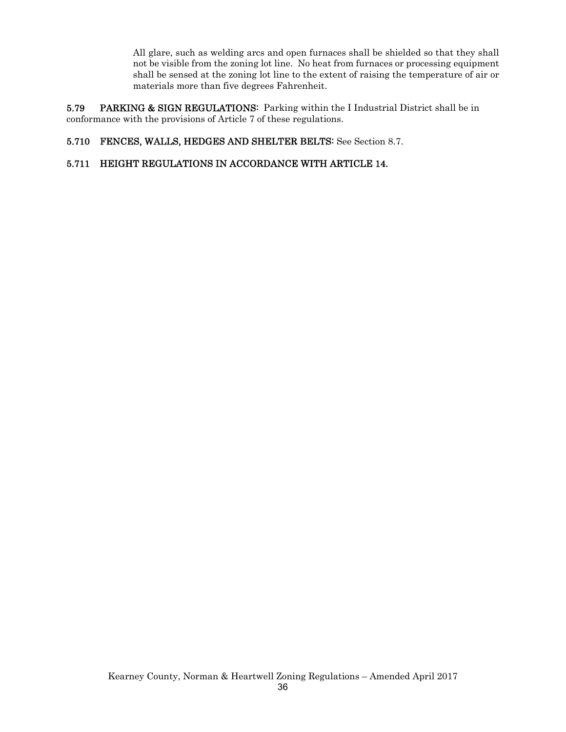All glare, such as welding arcs and open furnaces shall be shielded so that they shall not be visible from the zoning lot line. No heat from furnaces or processing equipment shall be sensed at the zoning lot line to the extent of raising the temperature of air or materials more than five degrees Fahrenheit.

**5.79 PARKING & SIGN REGULATIONS:** Parking within the I Industrial District shall be in conformance with the provisions of Article 7 of these regulations.

**5.710 FENCES, WALLS, HEDGES AND SHELTER BELTS:** See Section 8.7.

**5.711 HEIGHT REGULATIONS IN ACCORDANCE WITH ARTICLE 14.**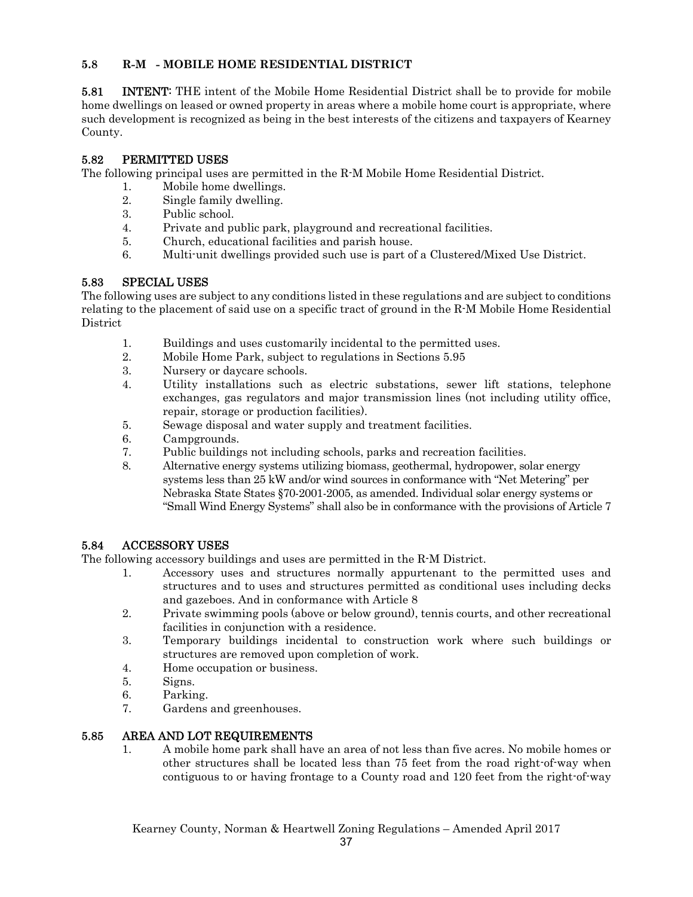## 5.8 R-M - MOBILE HOME RESIDENTIAL DISTRICT

**5.81 INTENT:** THE intent of the Mobile Home Residential District shall be to provide for mobile home dwellings on leased or owned property in areas where a mobile home court is appropriate, where such development is recognized as being in the best interests of the citizens and taxpayers of Kearney County.

### 5.82 PERMITTED USES

The following principal uses are permitted in the R-M Mobile Home Residential District.

1. Mobile home dwellings.
2. Single family dwelling.
3. Public school.
4. Private and public park, playground and recreational facilities.
5. Church, educational facilities and parish house.
6. Multi-unit dwellings provided such use is part of a Clustered/Mixed Use District.

### 5.83 SPECIAL USES

The following uses are subject to any conditions listed in these regulations and are subject to conditions relating to the placement of said use on a specific tract of ground in the R-M Mobile Home Residential District

1. Buildings and uses customarily incidental to the permitted uses.
2. Mobile Home Park, subject to regulations in Sections 5.95
3. Nursery or daycare schools.
4. Utility installations such as electric substations, sewer lift stations, telephone exchanges, gas regulators and major transmission lines (not including utility office, repair, storage or production facilities).
5. Sewage disposal and water supply and treatment facilities.
6. Campgrounds.
7. Public buildings not including schools, parks and recreation facilities.
8. Alternative energy systems utilizing biomass, geothermal, hydropower, solar energy systems less than 25 kW and/or wind sources in conformance with "Net Metering" per Nebraska State States §70-2001-2005, as amended. Individual solar energy systems or "Small Wind Energy Systems" shall also be in conformance with the provisions of Article 7

### 5.84 ACCESSORY USES

The following accessory buildings and uses are permitted in the R-M District.

1. Accessory uses and structures normally appurtenant to the permitted uses and structures and to uses and structures permitted as conditional uses including decks and gazeboes. And in conformance with Article 8
2. Private swimming pools (above or below ground), tennis courts, and other recreational facilities in conjunction with a residence.
3. Temporary buildings incidental to construction work where such buildings or structures are removed upon completion of work.
4. Home occupation or business.
5. Signs.
6. Parking.
7. Gardens and greenhouses.

### 5.85 AREA AND LOT REQUIREMENTS

1. A mobile home park shall have an area of not less than five acres. No mobile homes or other structures shall be located less than 75 feet from the road right-of-way when contiguous to or having frontage to a County road and 120 feet from the right-of-way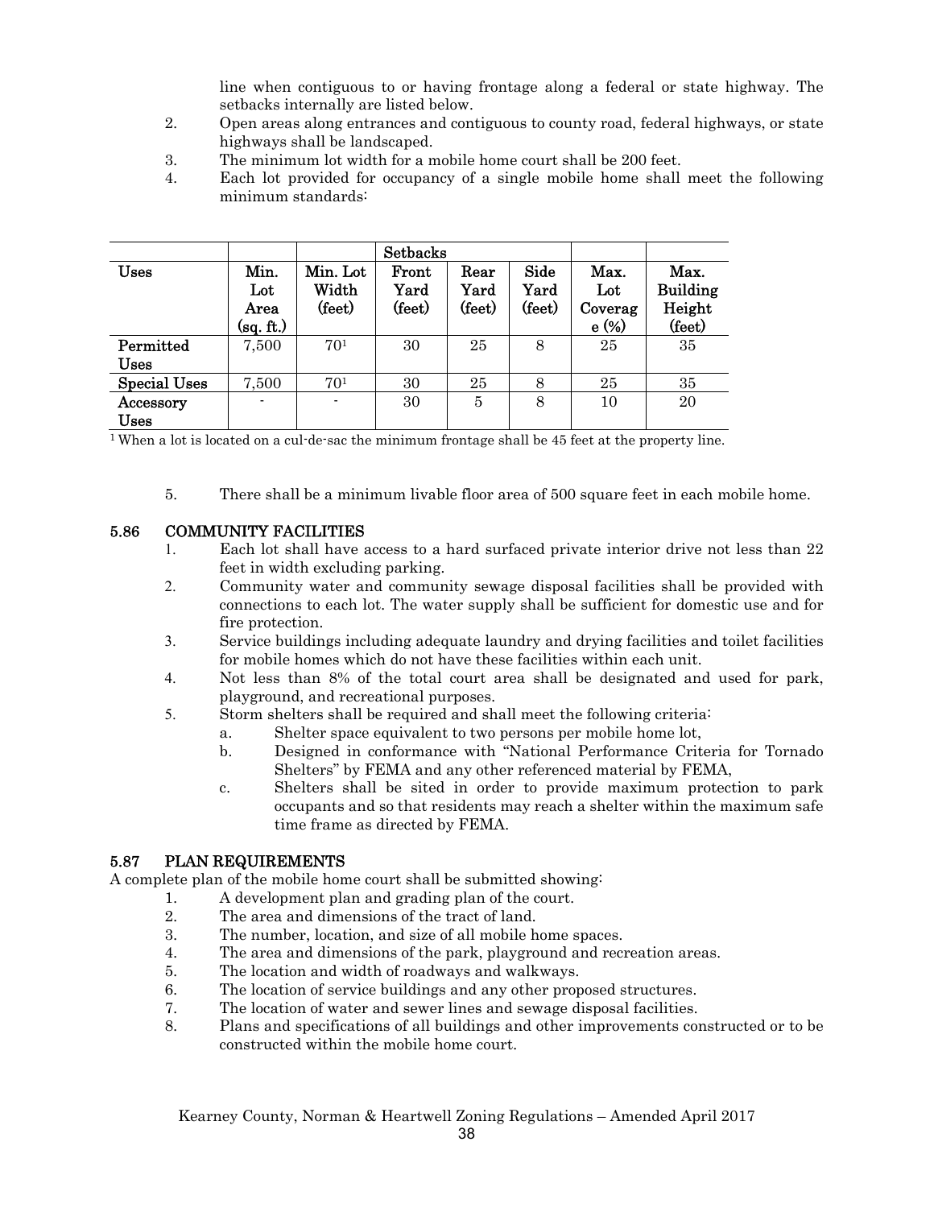line when contiguous to or having frontage along a federal or state highway. The setbacks internally are listed below.

2. Open areas along entrances and contiguous to county road, federal highways, or state highways shall be landscaped.
3. The minimum lot width for a mobile home court shall be 200 feet.
4. Each lot provided for occupancy of a single mobile home shall meet the following minimum standards:

| | | | Setbacks | | | | |
|---|---|---|---|---|---|---|---|
| Uses | Min. Lot Area (sq. ft.) | Min. Lot Width (feet) | Front Yard (feet) | Rear Yard (feet) | Side Yard (feet) | Max. Lot Coverage (%) | Max. Building Height (feet) |
| Permitted Uses | 7,500 | 70[1] | 30 | 25 | 8 | 25 | 35 |
| Special Uses | 7,500 | 70[1] | 30 | 25 | 8 | 25 | 35 |
| Accessory Uses | - | - | 30 | 5 | 8 | 10 | 20 |

[1] When a lot is located on a cul-de-sac the minimum frontage shall be 45 feet at the property line.

5. There shall be a minimum livable floor area of 500 square feet in each mobile home.

## 5.86 COMMUNITY FACILITIES

1. Each lot shall have access to a hard surfaced private interior drive not less than 22 feet in width excluding parking.
2. Community water and community sewage disposal facilities shall be provided with connections to each lot. The water supply shall be sufficient for domestic use and for fire protection.
3. Service buildings including adequate laundry and drying facilities and toilet facilities for mobile homes which do not have these facilities within each unit.
4. Not less than 8% of the total court area shall be designated and used for park, playground, and recreational purposes.
5. Storm shelters shall be required and shall meet the following criteria:
   a. Shelter space equivalent to two persons per mobile home lot,
   b. Designed in conformance with "National Performance Criteria for Tornado Shelters" by FEMA and any other referenced material by FEMA,
   c. Shelters shall be sited in order to provide maximum protection to park occupants and so that residents may reach a shelter within the maximum safe time frame as directed by FEMA.

## 5.87 PLAN REQUIREMENTS

A complete plan of the mobile home court shall be submitted showing:

1. A development plan and grading plan of the court.
2. The area and dimensions of the tract of land.
3. The number, location, and size of all mobile home spaces.
4. The area and dimensions of the park, playground and recreation areas.
5. The location and width of roadways and walkways.
6. The location of service buildings and any other proposed structures.
7. The location of water and sewer lines and sewage disposal facilities.
8. Plans and specifications of all buildings and other improvements constructed or to be constructed within the mobile home court.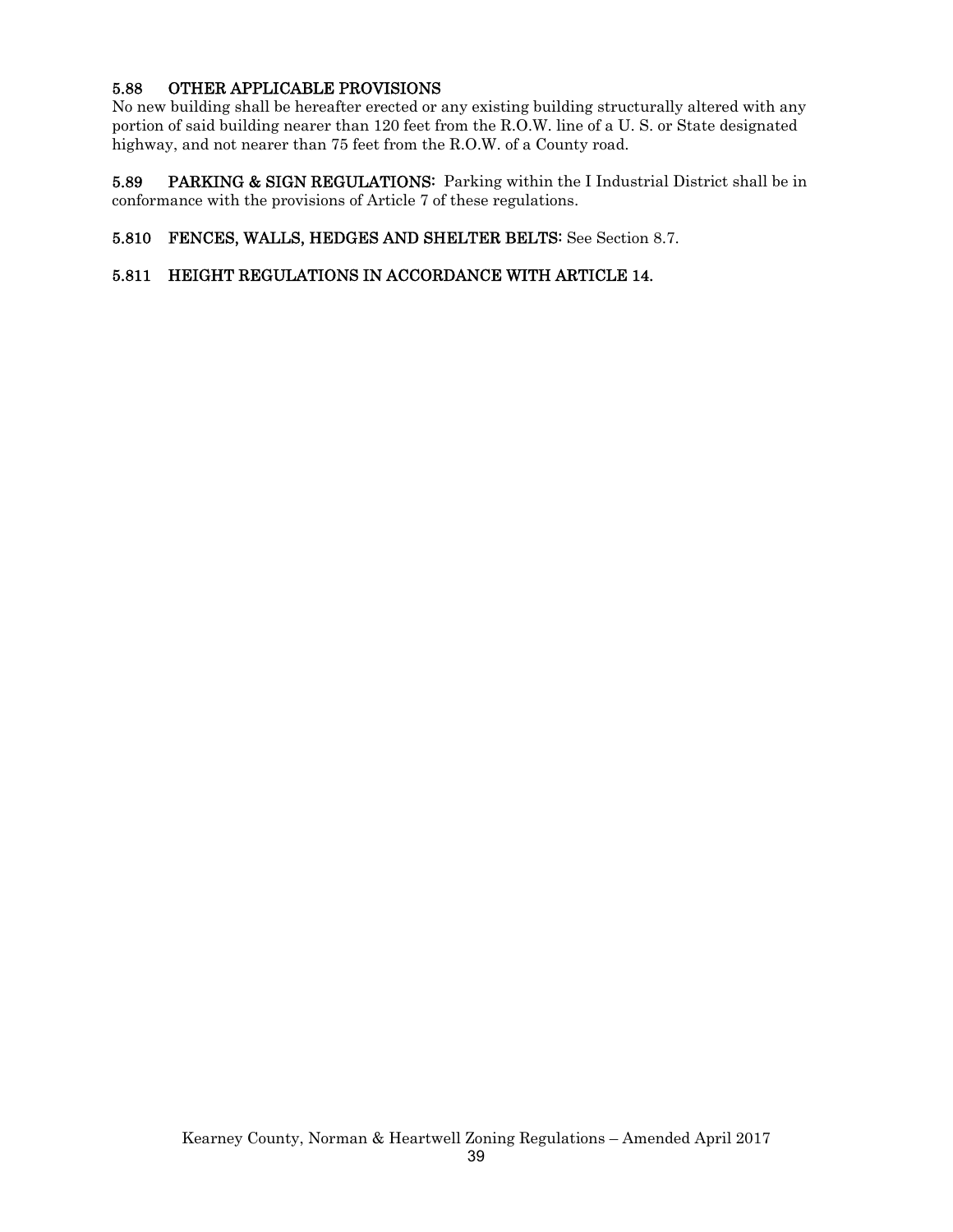**5.88 OTHER APPLICABLE PROVISIONS**

No new building shall be hereafter erected or any existing building structurally altered with any portion of said building nearer than 120 feet from the R.O.W. line of a U. S. or State designated highway, and not nearer than 75 feet from the R.O.W. of a County road.

**5.89 PARKING & SIGN REGULATIONS:** Parking within the I Industrial District shall be in conformance with the provisions of Article 7 of these regulations.

**5.810 FENCES, WALLS, HEDGES AND SHELTER BELTS:** See Section 8.7.

**5.811 HEIGHT REGULATIONS IN ACCORDANCE WITH ARTICLE 14.**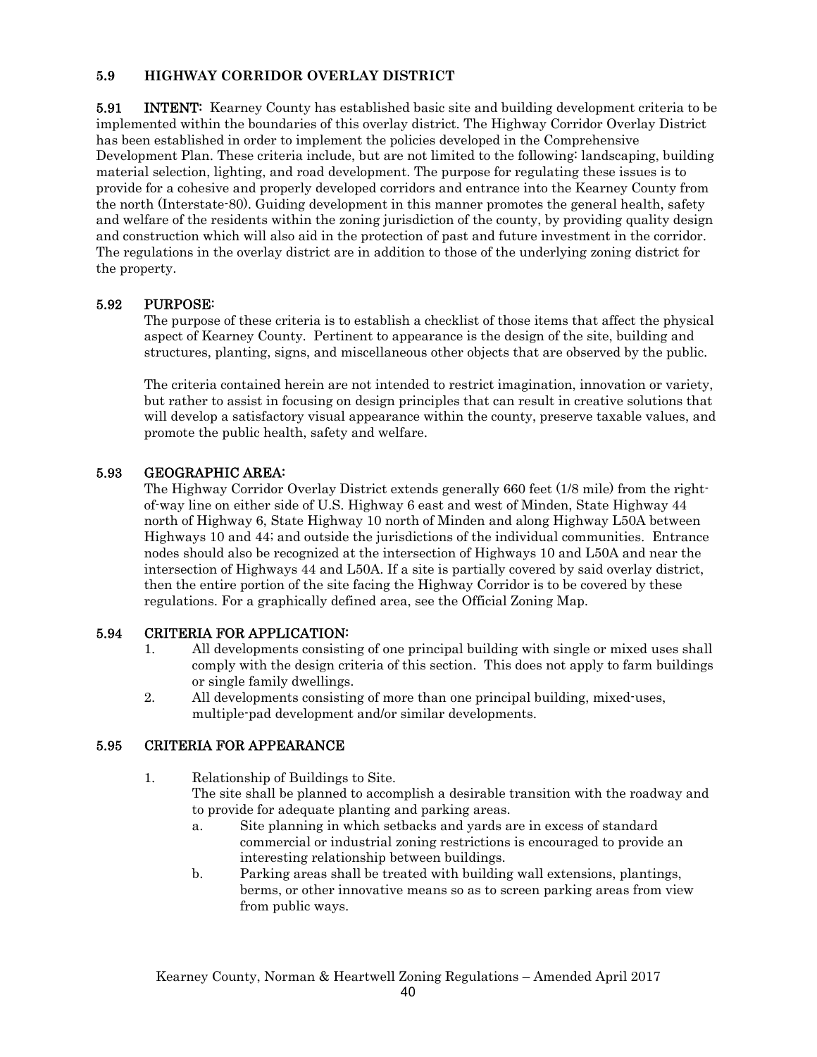## 5.9 HIGHWAY CORRIDOR OVERLAY DISTRICT

**5.91 INTENT:** Kearney County has established basic site and building development criteria to be implemented within the boundaries of this overlay district. The Highway Corridor Overlay District has been established in order to implement the policies developed in the Comprehensive Development Plan. These criteria include, but are not limited to the following: landscaping, building material selection, lighting, and road development. The purpose for regulating these issues is to provide for a cohesive and properly developed corridors and entrance into the Kearney County from the north (Interstate-80). Guiding development in this manner promotes the general health, safety and welfare of the residents within the zoning jurisdiction of the county, by providing quality design and construction which will also aid in the protection of past and future investment in the corridor. The regulations in the overlay district are in addition to those of the underlying zoning district for the property.

### 5.92 PURPOSE:

The purpose of these criteria is to establish a checklist of those items that affect the physical aspect of Kearney County. Pertinent to appearance is the design of the site, building and structures, planting, signs, and miscellaneous other objects that are observed by the public.

The criteria contained herein are not intended to restrict imagination, innovation or variety, but rather to assist in focusing on design principles that can result in creative solutions that will develop a satisfactory visual appearance within the county, preserve taxable values, and promote the public health, safety and welfare.

### 5.93 GEOGRAPHIC AREA:

The Highway Corridor Overlay District extends generally 660 feet (1/8 mile) from the right-of-way line on either side of U.S. Highway 6 east and west of Minden, State Highway 44 north of Highway 6, State Highway 10 north of Minden and along Highway L50A between Highways 10 and 44; and outside the jurisdictions of the individual communities. Entrance nodes should also be recognized at the intersection of Highways 10 and L50A and near the intersection of Highways 44 and L50A. If a site is partially covered by said overlay district, then the entire portion of the site facing the Highway Corridor is to be covered by these regulations. For a graphically defined area, see the Official Zoning Map.

### 5.94 CRITERIA FOR APPLICATION:

1. All developments consisting of one principal building with single or mixed uses shall comply with the design criteria of this section. This does not apply to farm buildings or single family dwellings.
2. All developments consisting of more than one principal building, mixed-uses, multiple-pad development and/or similar developments.

### 5.95 CRITERIA FOR APPEARANCE

1. Relationship of Buildings to Site.
   The site shall be planned to accomplish a desirable transition with the roadway and to provide for adequate planting and parking areas.
   a. Site planning in which setbacks and yards are in excess of standard commercial or industrial zoning restrictions is encouraged to provide an interesting relationship between buildings.
   b. Parking areas shall be treated with building wall extensions, plantings, berms, or other innovative means so as to screen parking areas from view from public ways.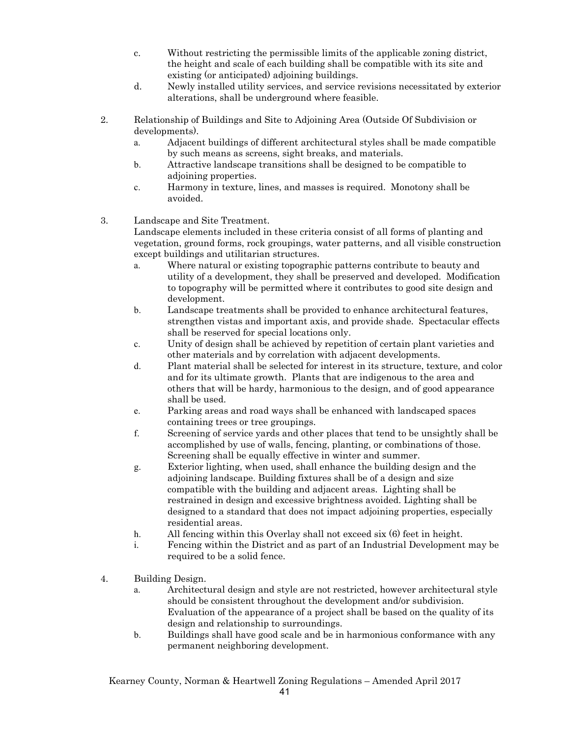c. Without restricting the permissible limits of the applicable zoning district, the height and scale of each building shall be compatible with its site and existing (or anticipated) adjoining buildings.

d. Newly installed utility services, and service revisions necessitated by exterior alterations, shall be underground where feasible.

2. Relationship of Buildings and Site to Adjoining Area (Outside Of Subdivision or developments).

   a. Adjacent buildings of different architectural styles shall be made compatible by such means as screens, sight breaks, and materials.

   b. Attractive landscape transitions shall be designed to be compatible to adjoining properties.

   c. Harmony in texture, lines, and masses is required. Monotony shall be avoided.

3. Landscape and Site Treatment.

   Landscape elements included in these criteria consist of all forms of planting and vegetation, ground forms, rock groupings, water patterns, and all visible construction except buildings and utilitarian structures.

   a. Where natural or existing topographic patterns contribute to beauty and utility of a development, they shall be preserved and developed. Modification to topography will be permitted where it contributes to good site design and development.

   b. Landscape treatments shall be provided to enhance architectural features, strengthen vistas and important axis, and provide shade. Spectacular effects shall be reserved for special locations only.

   c. Unity of design shall be achieved by repetition of certain plant varieties and other materials and by correlation with adjacent developments.

   d. Plant material shall be selected for interest in its structure, texture, and color and for its ultimate growth. Plants that are indigenous to the area and others that will be hardy, harmonious to the design, and of good appearance shall be used.

   e. Parking areas and road ways shall be enhanced with landscaped spaces containing trees or tree groupings.

   f. Screening of service yards and other places that tend to be unsightly shall be accomplished by use of walls, fencing, planting, or combinations of those. Screening shall be equally effective in winter and summer.

   g. Exterior lighting, when used, shall enhance the building design and the adjoining landscape. Building fixtures shall be of a design and size compatible with the building and adjacent areas. Lighting shall be restrained in design and excessive brightness avoided. Lighting shall be designed to a standard that does not impact adjoining properties, especially residential areas.

   h. All fencing within this Overlay shall not exceed six (6) feet in height.

   i. Fencing within the District and as part of an Industrial Development may be required to be a solid fence.

4. Building Design.

   a. Architectural design and style are not restricted, however architectural style should be consistent throughout the development and/or subdivision. Evaluation of the appearance of a project shall be based on the quality of its design and relationship to surroundings.

   b. Buildings shall have good scale and be in harmonious conformance with any permanent neighboring development.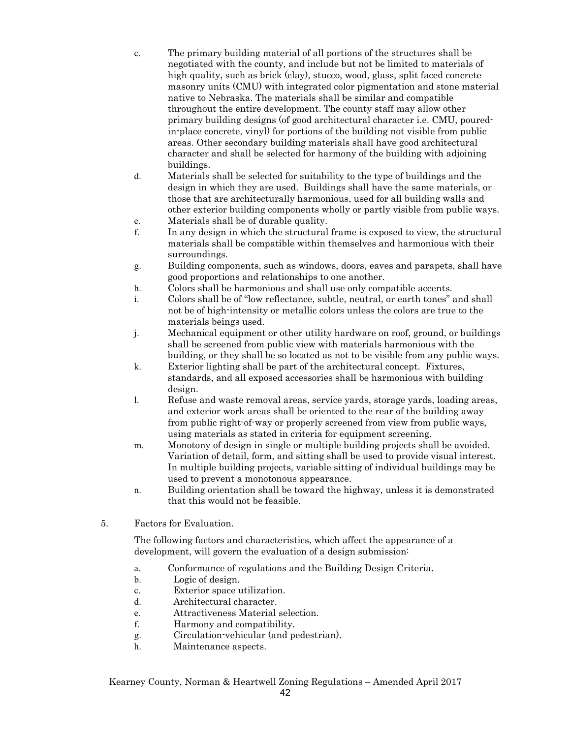c. The primary building material of all portions of the structures shall be negotiated with the county, and include but not be limited to materials of high quality, such as brick (clay), stucco, wood, glass, split faced concrete masonry units (CMU) with integrated color pigmentation and stone material native to Nebraska. The materials shall be similar and compatible throughout the entire development. The county staff may allow other primary building designs (of good architectural character i.e. CMU, poured-in-place concrete, vinyl) for portions of the building not visible from public areas. Other secondary building materials shall have good architectural character and shall be selected for harmony of the building with adjoining buildings.

d. Materials shall be selected for suitability to the type of buildings and the design in which they are used. Buildings shall have the same materials, or those that are architecturally harmonious, used for all building walls and other exterior building components wholly or partly visible from public ways.

e. Materials shall be of durable quality.

f. In any design in which the structural frame is exposed to view, the structural materials shall be compatible within themselves and harmonious with their surroundings.

g. Building components, such as windows, doors, eaves and parapets, shall have good proportions and relationships to one another.

h. Colors shall be harmonious and shall use only compatible accents.

i. Colors shall be of "low reflectance, subtle, neutral, or earth tones" and shall not be of high-intensity or metallic colors unless the colors are true to the materials beings used.

j. Mechanical equipment or other utility hardware on roof, ground, or buildings shall be screened from public view with materials harmonious with the building, or they shall be so located as not to be visible from any public ways.

k. Exterior lighting shall be part of the architectural concept. Fixtures, standards, and all exposed accessories shall be harmonious with building design.

l. Refuse and waste removal areas, service yards, storage yards, loading areas, and exterior work areas shall be oriented to the rear of the building away from public right-of-way or properly screened from view from public ways, using materials as stated in criteria for equipment screening.

m. Monotony of design in single or multiple building projects shall be avoided. Variation of detail, form, and sitting shall be used to provide visual interest. In multiple building projects, variable sitting of individual buildings may be used to prevent a monotonous appearance.

n. Building orientation shall be toward the highway, unless it is demonstrated that this would not be feasible.

5. Factors for Evaluation.

The following factors and characteristics, which affect the appearance of a development, will govern the evaluation of a design submission:

a. Conformance of regulations and the Building Design Criteria.
b. Logic of design.
c. Exterior space utilization.
d. Architectural character.
e. Attractiveness Material selection.
f. Harmony and compatibility.
g. Circulation-vehicular (and pedestrian).
h. Maintenance aspects.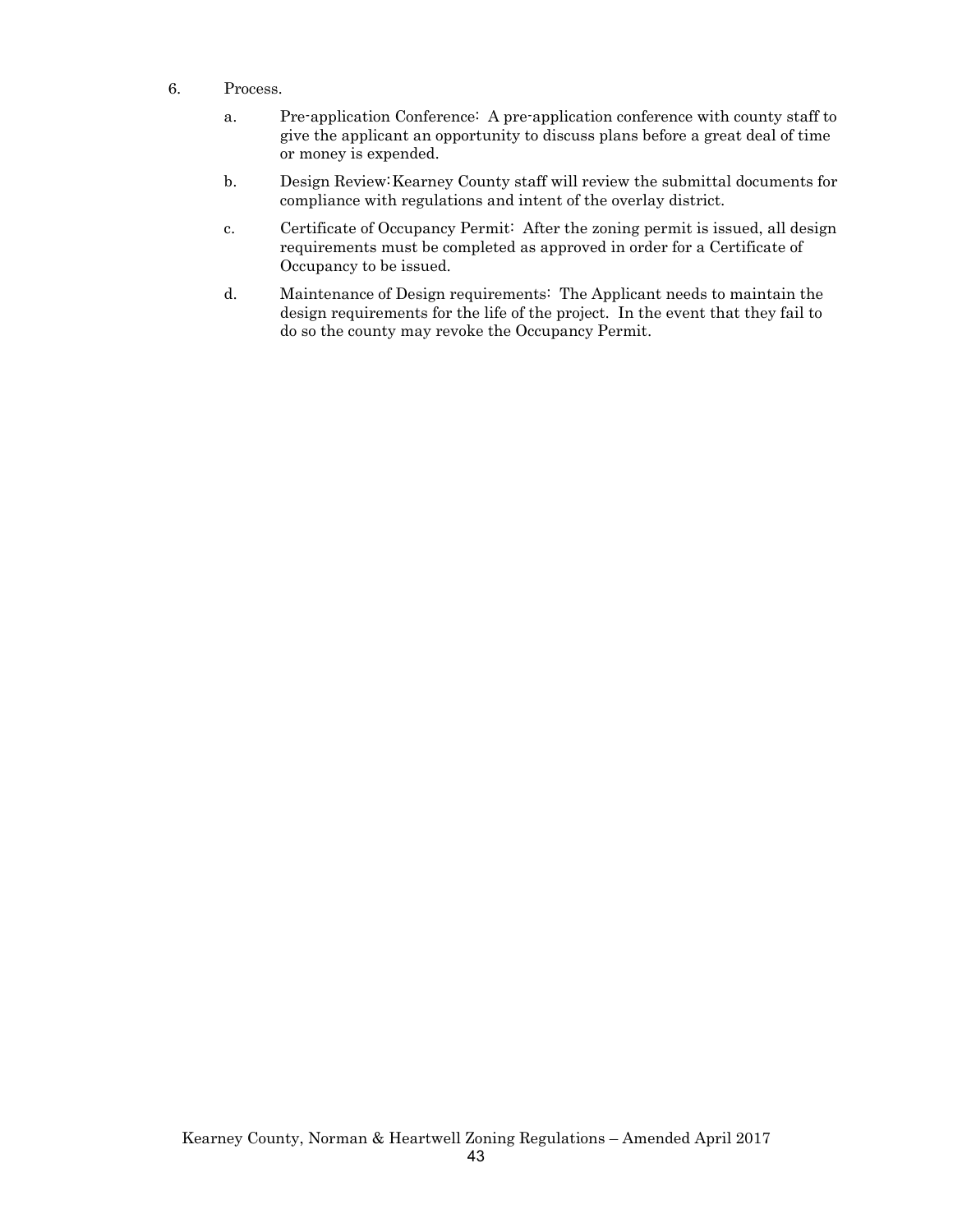6. Process.

   a. Pre-application Conference: A pre-application conference with county staff to give the applicant an opportunity to discuss plans before a great deal of time or money is expended.

   b. Design Review:Kearney County staff will review the submittal documents for compliance with regulations and intent of the overlay district.

   c. Certificate of Occupancy Permit: After the zoning permit is issued, all design requirements must be completed as approved in order for a Certificate of Occupancy to be issued.

   d. Maintenance of Design requirements: The Applicant needs to maintain the design requirements for the life of the project. In the event that they fail to do so the county may revoke the Occupancy Permit.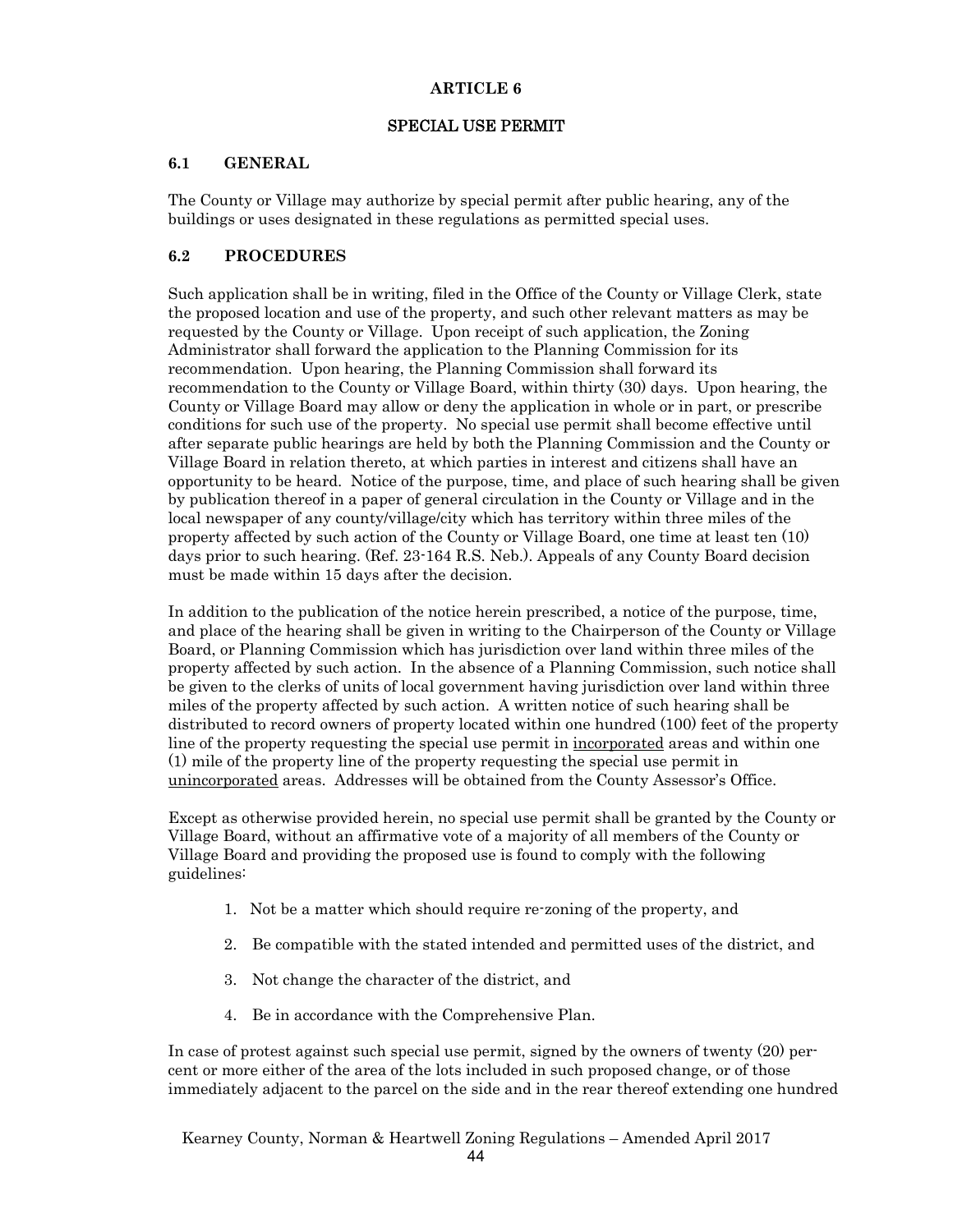# ARTICLE 6

## SPECIAL USE PERMIT

### 6.1 GENERAL

The County or Village may authorize by special permit after public hearing, any of the buildings or uses designated in these regulations as permitted special uses.

### 6.2 PROCEDURES

Such application shall be in writing, filed in the Office of the County or Village Clerk, state the proposed location and use of the property, and such other relevant matters as may be requested by the County or Village. Upon receipt of such application, the Zoning Administrator shall forward the application to the Planning Commission for its recommendation. Upon hearing, the Planning Commission shall forward its recommendation to the County or Village Board, within thirty (30) days. Upon hearing, the County or Village Board may allow or deny the application in whole or in part, or prescribe conditions for such use of the property. No special use permit shall become effective until after separate public hearings are held by both the Planning Commission and the County or Village Board in relation thereto, at which parties in interest and citizens shall have an opportunity to be heard. Notice of the purpose, time, and place of such hearing shall be given by publication thereof in a paper of general circulation in the County or Village and in the local newspaper of any county/village/city which has territory within three miles of the property affected by such action of the County or Village Board, one time at least ten (10) days prior to such hearing. (Ref. 23-164 R.S. Neb.). Appeals of any County Board decision must be made within 15 days after the decision.

In addition to the publication of the notice herein prescribed, a notice of the purpose, time, and place of the hearing shall be given in writing to the Chairperson of the County or Village Board, or Planning Commission which has jurisdiction over land within three miles of the property affected by such action. In the absence of a Planning Commission, such notice shall be given to the clerks of units of local government having jurisdiction over land within three miles of the property affected by such action. A written notice of such hearing shall be distributed to record owners of property located within one hundred (100) feet of the property line of the property requesting the special use permit in <u>incorporated</u> areas and within one (1) mile of the property line of the property requesting the special use permit in <u>unincorporated</u> areas. Addresses will be obtained from the County Assessor's Office.

Except as otherwise provided herein, no special use permit shall be granted by the County or Village Board, without an affirmative vote of a majority of all members of the County or Village Board and providing the proposed use is found to comply with the following guidelines:

1. Not be a matter which should require re-zoning of the property, and
2. Be compatible with the stated intended and permitted uses of the district, and
3. Not change the character of the district, and
4. Be in accordance with the Comprehensive Plan.

In case of protest against such special use permit, signed by the owners of twenty (20) per-cent or more either of the area of the lots included in such proposed change, or of those immediately adjacent to the parcel on the side and in the rear thereof extending one hundred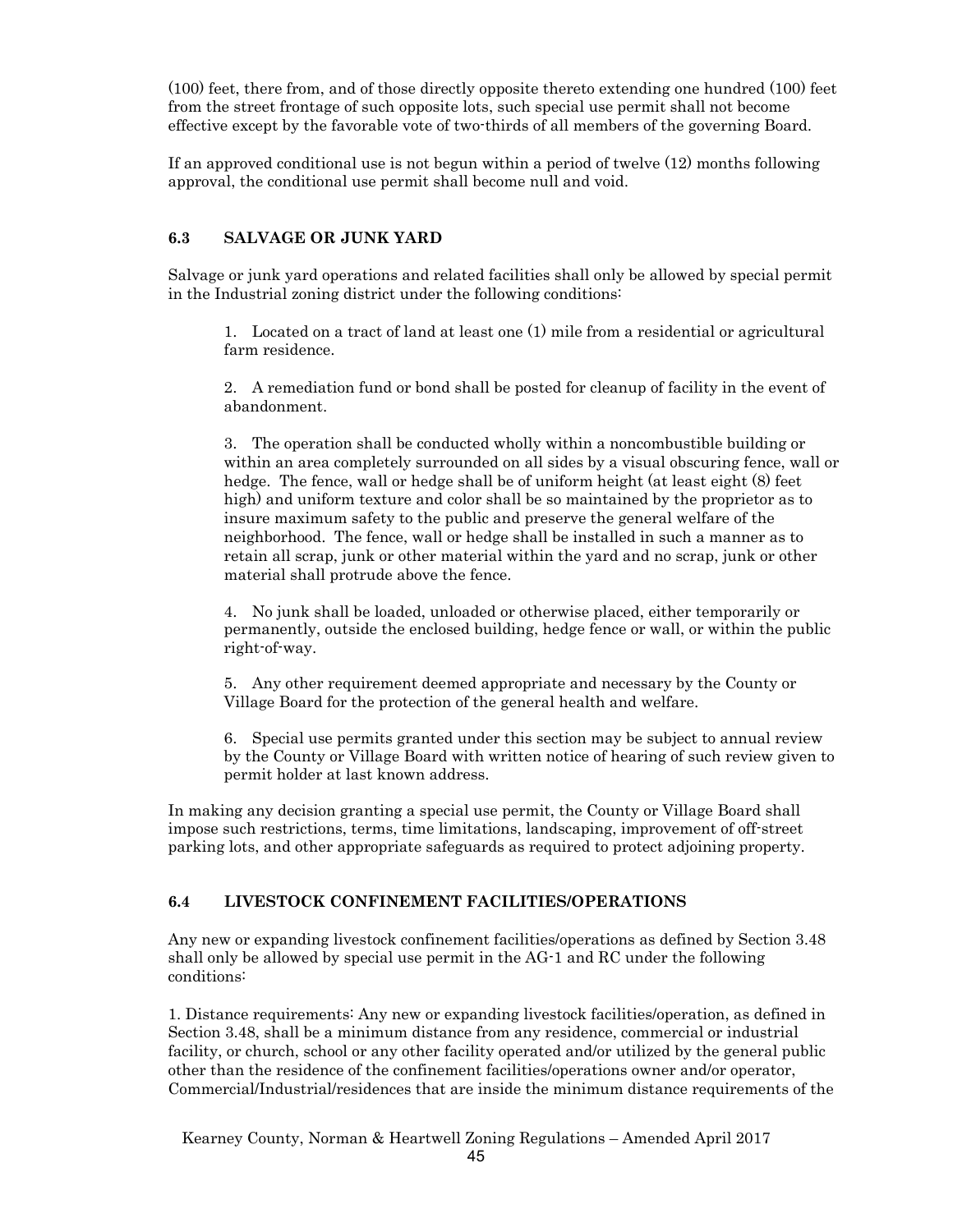(100) feet, there from, and of those directly opposite thereto extending one hundred (100) feet from the street frontage of such opposite lots, such special use permit shall not become effective except by the favorable vote of two-thirds of all members of the governing Board.

If an approved conditional use is not begun within a period of twelve (12) months following approval, the conditional use permit shall become null and void.

### 6.3 SALVAGE OR JUNK YARD

Salvage or junk yard operations and related facilities shall only be allowed by special permit in the Industrial zoning district under the following conditions:

1. Located on a tract of land at least one (1) mile from a residential or agricultural farm residence.

2. A remediation fund or bond shall be posted for cleanup of facility in the event of abandonment.

3. The operation shall be conducted wholly within a noncombustible building or within an area completely surrounded on all sides by a visual obscuring fence, wall or hedge. The fence, wall or hedge shall be of uniform height (at least eight (8) feet high) and uniform texture and color shall be so maintained by the proprietor as to insure maximum safety to the public and preserve the general welfare of the neighborhood. The fence, wall or hedge shall be installed in such a manner as to retain all scrap, junk or other material within the yard and no scrap, junk or other material shall protrude above the fence.

4. No junk shall be loaded, unloaded or otherwise placed, either temporarily or permanently, outside the enclosed building, hedge fence or wall, or within the public right-of-way.

5. Any other requirement deemed appropriate and necessary by the County or Village Board for the protection of the general health and welfare.

6. Special use permits granted under this section may be subject to annual review by the County or Village Board with written notice of hearing of such review given to permit holder at last known address.

In making any decision granting a special use permit, the County or Village Board shall impose such restrictions, terms, time limitations, landscaping, improvement of off-street parking lots, and other appropriate safeguards as required to protect adjoining property.

### 6.4 LIVESTOCK CONFINEMENT FACILITIES/OPERATIONS

Any new or expanding livestock confinement facilities/operations as defined by Section 3.48 shall only be allowed by special use permit in the AG-1 and RC under the following conditions:

1. Distance requirements: Any new or expanding livestock facilities/operation, as defined in Section 3.48, shall be a minimum distance from any residence, commercial or industrial facility, or church, school or any other facility operated and/or utilized by the general public other than the residence of the confinement facilities/operations owner and/or operator, Commercial/Industrial/residences that are inside the minimum distance requirements of the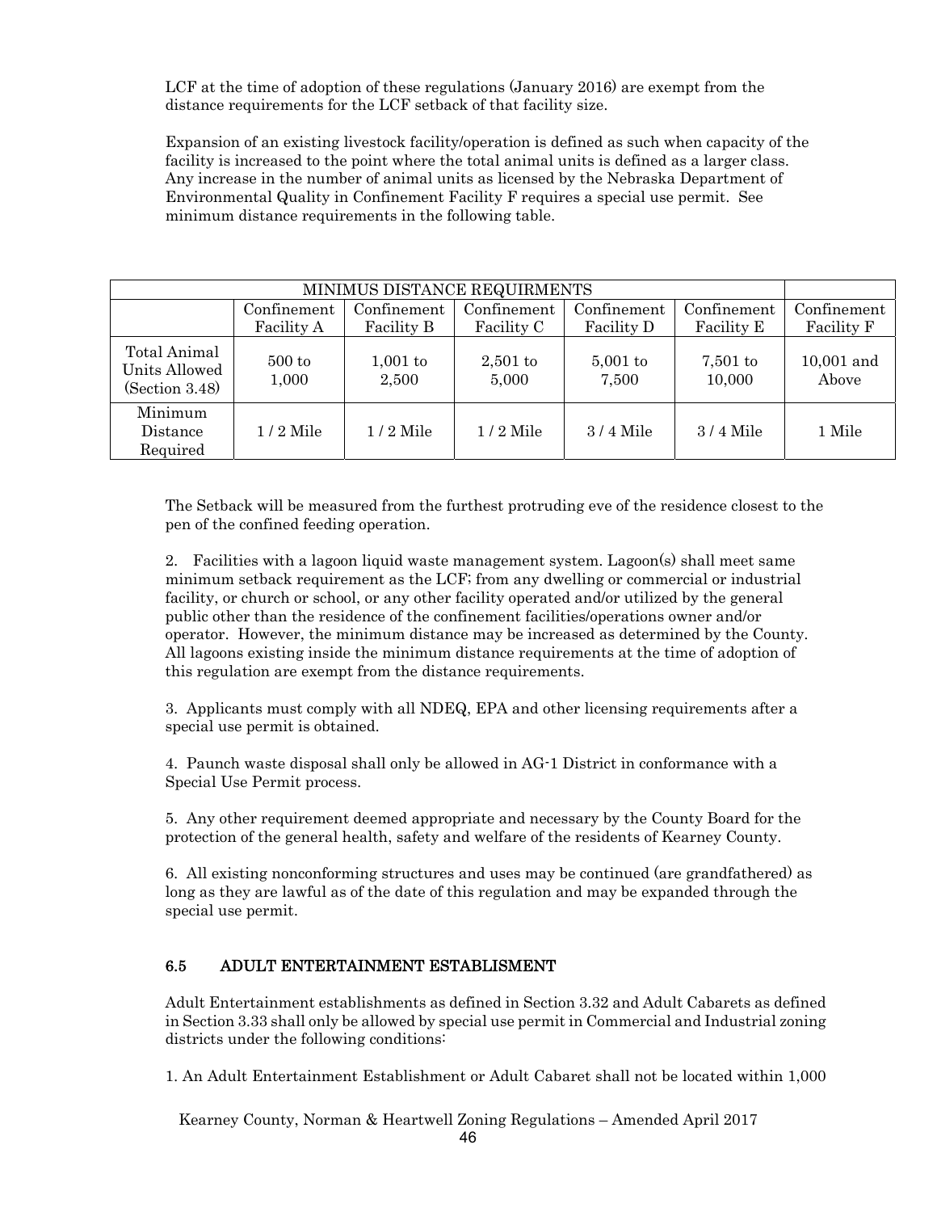LCF at the time of adoption of these regulations (January 2016) are exempt from the distance requirements for the LCF setback of that facility size.

Expansion of an existing livestock facility/operation is defined as such when capacity of the facility is increased to the point where the total animal units is defined as a larger class. Any increase in the number of animal units as licensed by the Nebraska Department of Environmental Quality in Confinement Facility F requires a special use permit. See minimum distance requirements in the following table.

| MINIMUS DISTANCE REQUIRMENTS | | | | | | |
|---|---|---|---|---|---|---|
| | Confinement Facility A | Confinement Facility B | Confinement Facility C | Confinement Facility D | Confinement Facility E | Confinement Facility F |
| Total Animal Units Allowed (Section 3.48) | 500 to 1,000 | 1,001 to 2,500 | 2,501 to 5,000 | 5,001 to 7,500 | 7,501 to 10,000 | 10,001 and Above |
| Minimum Distance Required | 1 / 2 Mile | 1 / 2 Mile | 1 / 2 Mile | 3 / 4 Mile | 3 / 4 Mile | 1 Mile |

The Setback will be measured from the furthest protruding eve of the residence closest to the pen of the confined feeding operation.

2. Facilities with a lagoon liquid waste management system. Lagoon(s) shall meet same minimum setback requirement as the LCF; from any dwelling or commercial or industrial facility, or church or school, or any other facility operated and/or utilized by the general public other than the residence of the confinement facilities/operations owner and/or operator. However, the minimum distance may be increased as determined by the County. All lagoons existing inside the minimum distance requirements at the time of adoption of this regulation are exempt from the distance requirements.

3. Applicants must comply with all NDEQ, EPA and other licensing requirements after a special use permit is obtained.

4. Paunch waste disposal shall only be allowed in AG-1 District in conformance with a Special Use Permit process.

5. Any other requirement deemed appropriate and necessary by the County Board for the protection of the general health, safety and welfare of the residents of Kearney County.

6. All existing nonconforming structures and uses may be continued (are grandfathered) as long as they are lawful as of the date of this regulation and may be expanded through the special use permit.

## 6.5 ADULT ENTERTAINMENT ESTABLISMENT

Adult Entertainment establishments as defined in Section 3.32 and Adult Cabarets as defined in Section 3.33 shall only be allowed by special use permit in Commercial and Industrial zoning districts under the following conditions:

1. An Adult Entertainment Establishment or Adult Cabaret shall not be located within 1,000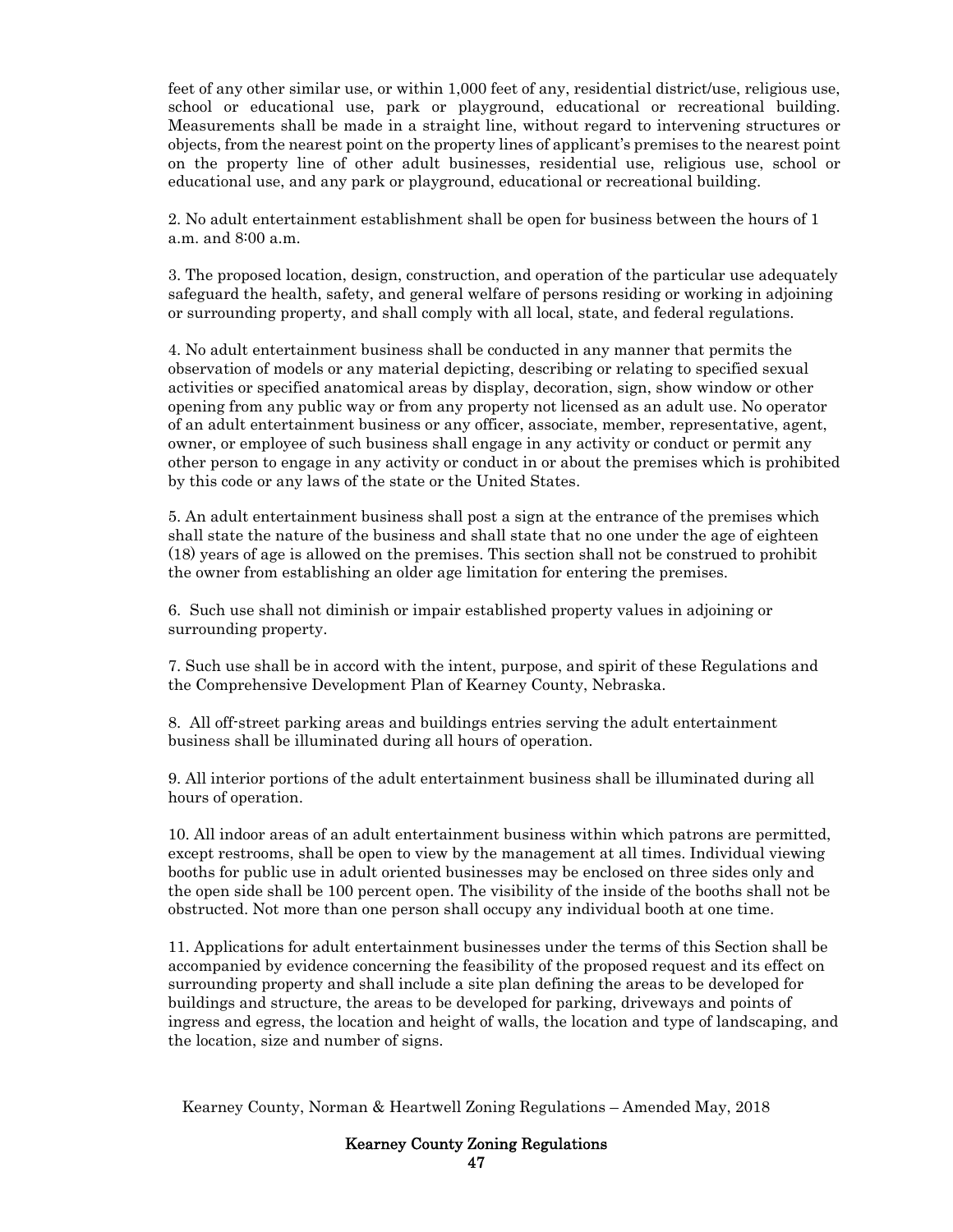feet of any other similar use, or within 1,000 feet of any, residential district/use, religious use, school or educational use, park or playground, educational or recreational building. Measurements shall be made in a straight line, without regard to intervening structures or objects, from the nearest point on the property lines of applicant's premises to the nearest point on the property line of other adult businesses, residential use, religious use, school or educational use, and any park or playground, educational or recreational building.

2. No adult entertainment establishment shall be open for business between the hours of 1 a.m. and 8:00 a.m.

3. The proposed location, design, construction, and operation of the particular use adequately safeguard the health, safety, and general welfare of persons residing or working in adjoining or surrounding property, and shall comply with all local, state, and federal regulations.

4. No adult entertainment business shall be conducted in any manner that permits the observation of models or any material depicting, describing or relating to specified sexual activities or specified anatomical areas by display, decoration, sign, show window or other opening from any public way or from any property not licensed as an adult use. No operator of an adult entertainment business or any officer, associate, member, representative, agent, owner, or employee of such business shall engage in any activity or conduct or permit any other person to engage in any activity or conduct in or about the premises which is prohibited by this code or any laws of the state or the United States.

5. An adult entertainment business shall post a sign at the entrance of the premises which shall state the nature of the business and shall state that no one under the age of eighteen (18) years of age is allowed on the premises. This section shall not be construed to prohibit the owner from establishing an older age limitation for entering the premises.

6. Such use shall not diminish or impair established property values in adjoining or surrounding property.

7. Such use shall be in accord with the intent, purpose, and spirit of these Regulations and the Comprehensive Development Plan of Kearney County, Nebraska.

8. All off-street parking areas and buildings entries serving the adult entertainment business shall be illuminated during all hours of operation.

9. All interior portions of the adult entertainment business shall be illuminated during all hours of operation.

10. All indoor areas of an adult entertainment business within which patrons are permitted, except restrooms, shall be open to view by the management at all times. Individual viewing booths for public use in adult oriented businesses may be enclosed on three sides only and the open side shall be 100 percent open. The visibility of the inside of the booths shall not be obstructed. Not more than one person shall occupy any individual booth at one time.

11. Applications for adult entertainment businesses under the terms of this Section shall be accompanied by evidence concerning the feasibility of the proposed request and its effect on surrounding property and shall include a site plan defining the areas to be developed for buildings and structure, the areas to be developed for parking, driveways and points of ingress and egress, the location and height of walls, the location and type of landscaping, and the location, size and number of signs.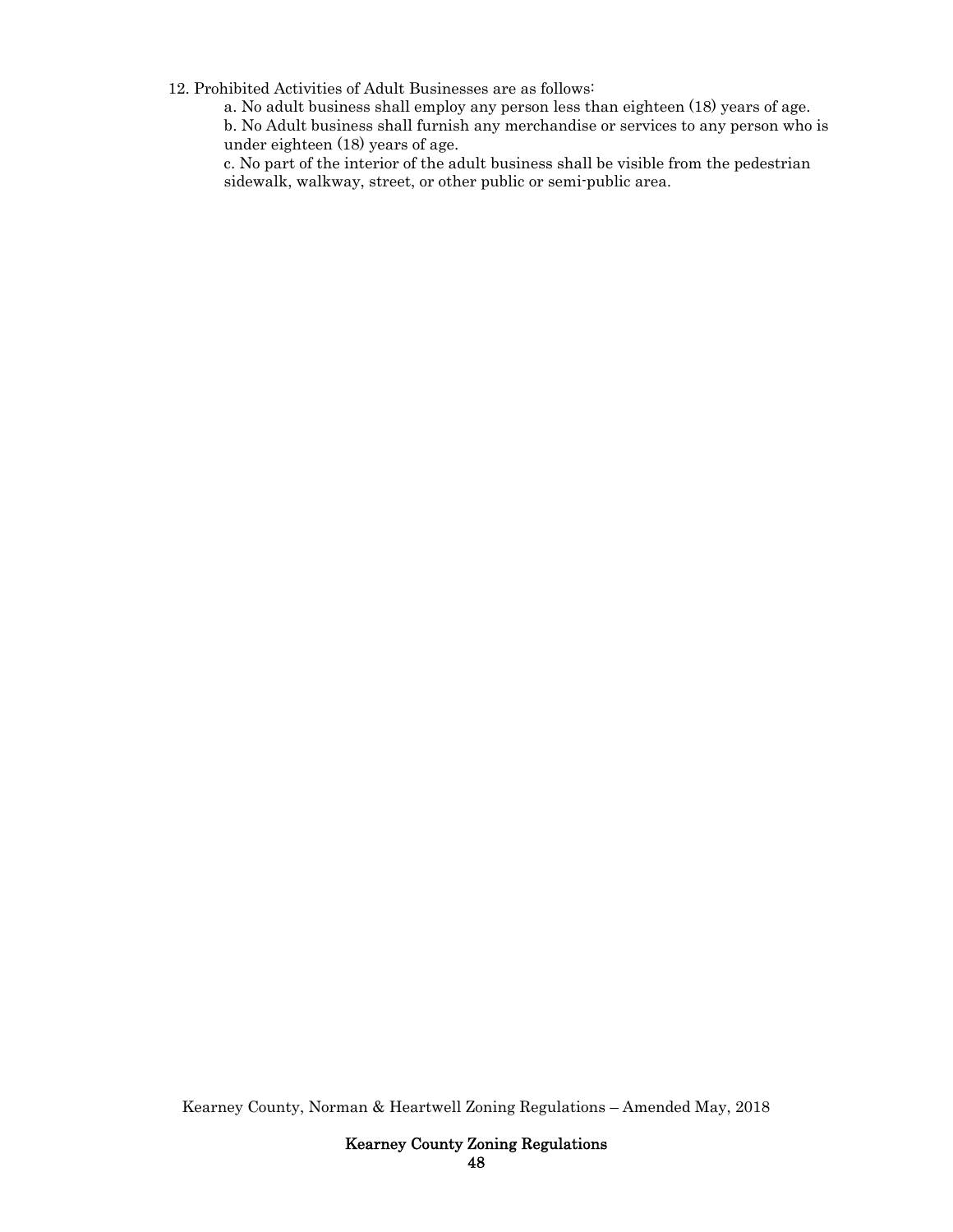12. Prohibited Activities of Adult Businesses are as follows:

    a. No adult business shall employ any person less than eighteen (18) years of age.

    b. No Adult business shall furnish any merchandise or services to any person who is under eighteen (18) years of age.

    c. No part of the interior of the adult business shall be visible from the pedestrian sidewalk, walkway, street, or other public or semi-public area.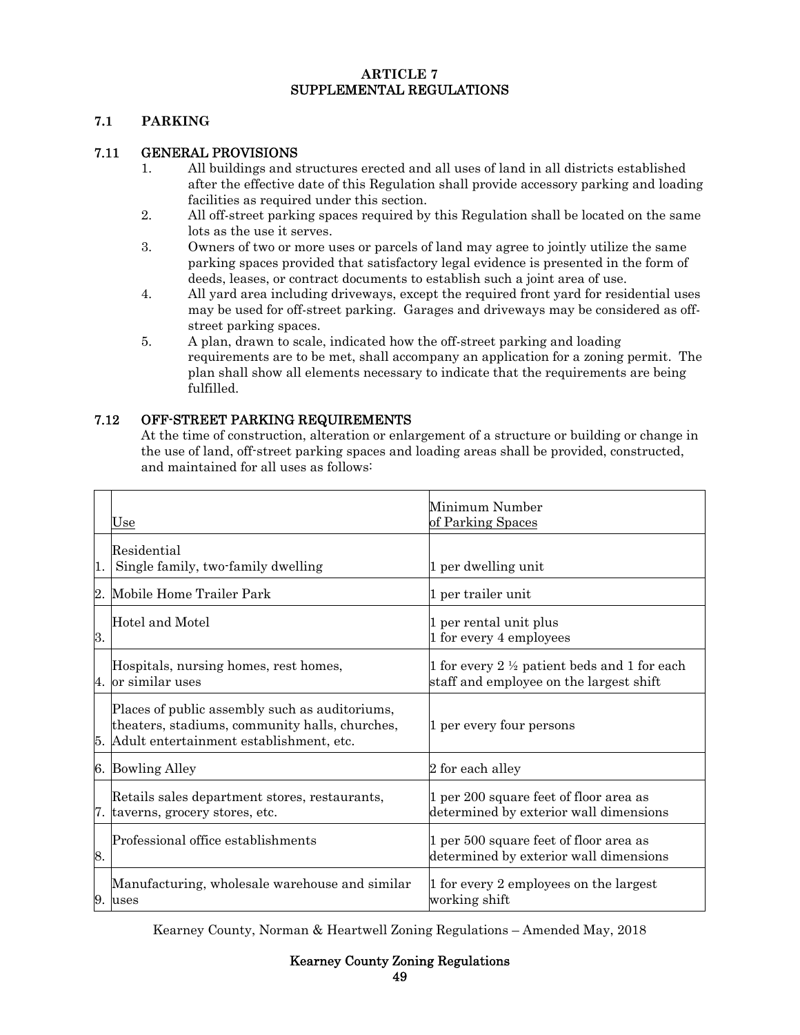# ARTICLE 7
# SUPPLEMENTAL REGULATIONS

## 7.1 PARKING

### 7.11 GENERAL PROVISIONS

1. All buildings and structures erected and all uses of land in all districts established after the effective date of this Regulation shall provide accessory parking and loading facilities as required under this section.
2. All off-street parking spaces required by this Regulation shall be located on the same lots as the use it serves.
3. Owners of two or more uses or parcels of land may agree to jointly utilize the same parking spaces provided that satisfactory legal evidence is presented in the form of deeds, leases, or contract documents to establish such a joint area of use.
4. All yard area including driveways, except the required front yard for residential uses may be used for off-street parking. Garages and driveways may be considered as off-street parking spaces.
5. A plan, drawn to scale, indicated how the off-street parking and loading requirements are to be met, shall accompany an application for a zoning permit. The plan shall show all elements necessary to indicate that the requirements are being fulfilled.

### 7.12 OFF-STREET PARKING REQUIREMENTS

At the time of construction, alteration or enlargement of a structure or building or change in the use of land, off-street parking spaces and loading areas shall be provided, constructed, and maintained for all uses as follows:

| | Use | Minimum Number of Parking Spaces |
|---|---|---|
| 1. | Residential<br>Single family, two-family dwelling | 1 per dwelling unit |
| 2. | Mobile Home Trailer Park | 1 per trailer unit |
| 3. | Hotel and Motel | 1 per rental unit plus<br>1 for every 4 employees |
| 4. | Hospitals, nursing homes, rest homes, or similar uses | 1 for every 2 ½ patient beds and 1 for each staff and employee on the largest shift |
| 5. | Places of public assembly such as auditoriums, theaters, stadiums, community halls, churches, Adult entertainment establishment, etc. | 1 per every four persons |
| 6. | Bowling Alley | 2 for each alley |
| 7. | Retails sales department stores, restaurants, taverns, grocery stores, etc. | 1 per 200 square feet of floor area as determined by exterior wall dimensions |
| 8. | Professional office establishments | 1 per 500 square feet of floor area as determined by exterior wall dimensions |
| 9. | Manufacturing, wholesale warehouse and similar uses | 1 for every 2 employees on the largest working shift |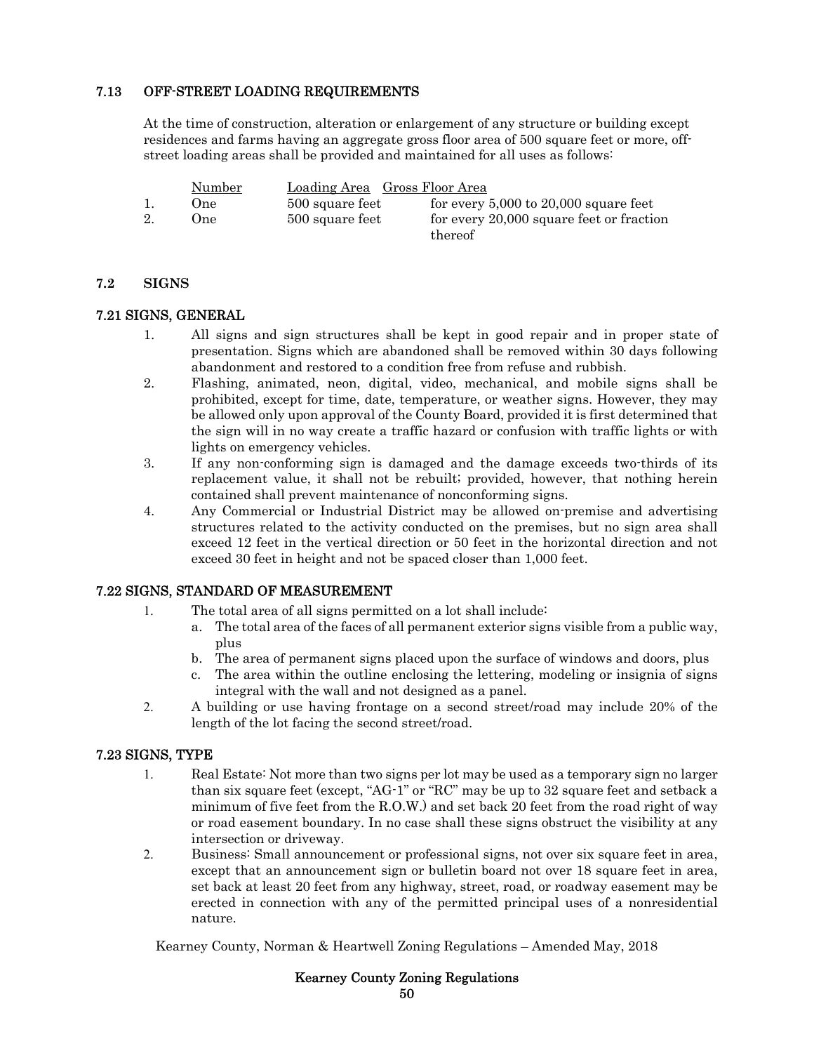### 7.13 OFF-STREET LOADING REQUIREMENTS

At the time of construction, alteration or enlargement of any structure or building except residences and farms having an aggregate gross floor area of 500 square feet or more, off-street loading areas shall be provided and maintained for all uses as follows:

| | Number | Loading Area | Gross Floor Area |
|---|---|---|---|
| 1. | One | 500 square feet | for every 5,000 to 20,000 square feet |
| 2. | One | 500 square feet | for every 20,000 square feet or fraction thereof |

## 7.2 SIGNS

### 7.21 SIGNS, GENERAL

1. All signs and sign structures shall be kept in good repair and in proper state of presentation. Signs which are abandoned shall be removed within 30 days following abandonment and restored to a condition free from refuse and rubbish.
2. Flashing, animated, neon, digital, video, mechanical, and mobile signs shall be prohibited, except for time, date, temperature, or weather signs. However, they may be allowed only upon approval of the County Board, provided it is first determined that the sign will in no way create a traffic hazard or confusion with traffic lights or with lights on emergency vehicles.
3. If any non-conforming sign is damaged and the damage exceeds two-thirds of its replacement value, it shall not be rebuilt; provided, however, that nothing herein contained shall prevent maintenance of nonconforming signs.
4. Any Commercial or Industrial District may be allowed on-premise and advertising structures related to the activity conducted on the premises, but no sign area shall exceed 12 feet in the vertical direction or 50 feet in the horizontal direction and not exceed 30 feet in height and not be spaced closer than 1,000 feet.

### 7.22 SIGNS, STANDARD OF MEASUREMENT

1. The total area of all signs permitted on a lot shall include:
   a. The total area of the faces of all permanent exterior signs visible from a public way, plus
   b. The area of permanent signs placed upon the surface of windows and doors, plus
   c. The area within the outline enclosing the lettering, modeling or insignia of signs integral with the wall and not designed as a panel.
2. A building or use having frontage on a second street/road may include 20% of the length of the lot facing the second street/road.

### 7.23 SIGNS, TYPE

1. Real Estate: Not more than two signs per lot may be used as a temporary sign no larger than six square feet (except, "AG-1" or "RC" may be up to 32 square feet and setback a minimum of five feet from the R.O.W.) and set back 20 feet from the road right of way or road easement boundary. In no case shall these signs obstruct the visibility at any intersection or driveway.
2. Business: Small announcement or professional signs, not over six square feet in area, except that an announcement sign or bulletin board not over 18 square feet in area, set back at least 20 feet from any highway, street, road, or roadway easement may be erected in connection with any of the permitted principal uses of a nonresidential nature.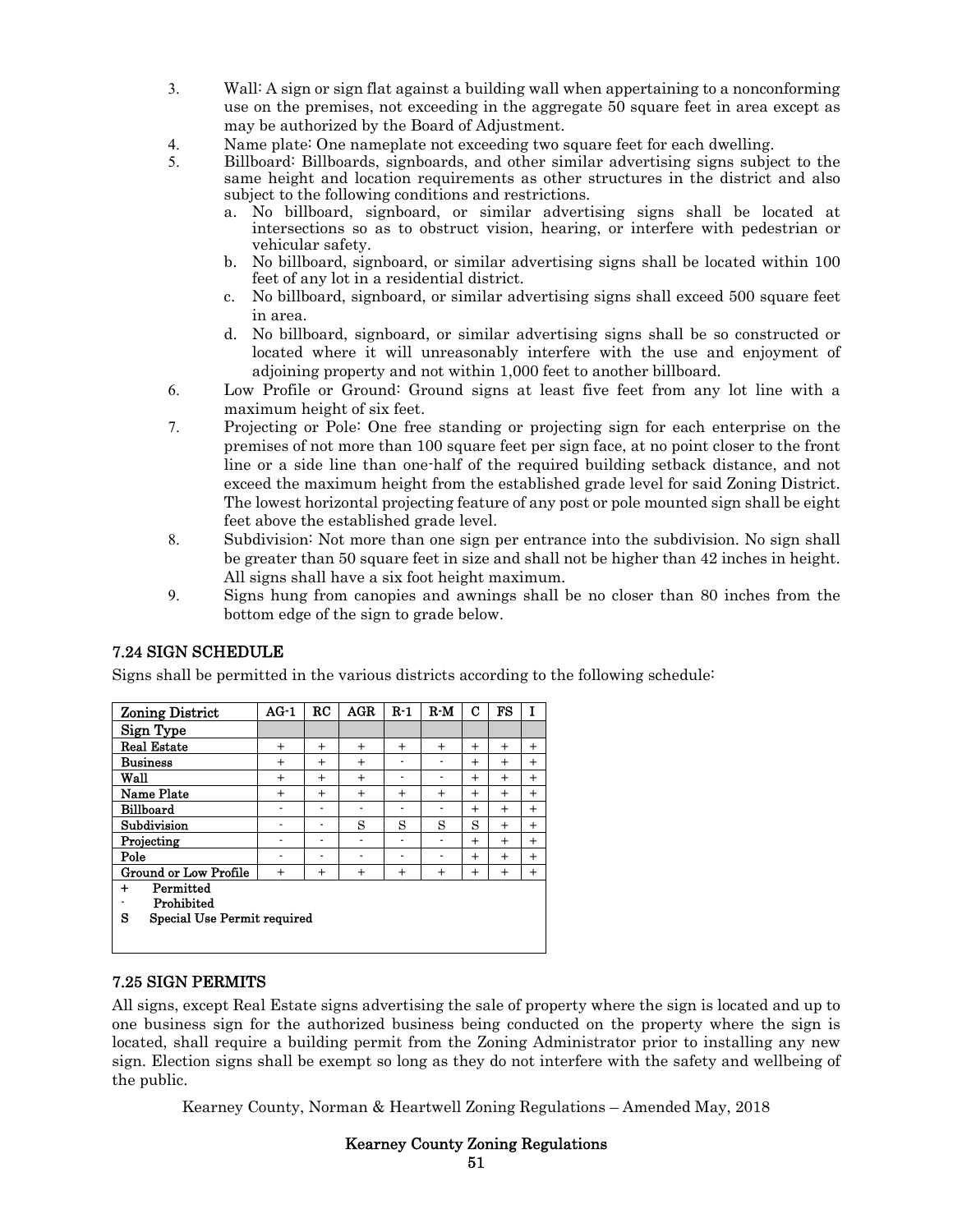3. Wall: A sign or sign flat against a building wall when appertaining to a nonconforming use on the premises, not exceeding in the aggregate 50 square feet in area except as may be authorized by the Board of Adjustment.
4. Name plate: One nameplate not exceeding two square feet for each dwelling.
5. Billboard: Billboards, signboards, and other similar advertising signs subject to the same height and location requirements as other structures in the district and also subject to the following conditions and restrictions.
   a. No billboard, signboard, or similar advertising signs shall be located at intersections so as to obstruct vision, hearing, or interfere with pedestrian or vehicular safety.
   b. No billboard, signboard, or similar advertising signs shall be located within 100 feet of any lot in a residential district.
   c. No billboard, signboard, or similar advertising signs shall exceed 500 square feet in area.
   d. No billboard, signboard, or similar advertising signs shall be so constructed or located where it will unreasonably interfere with the use and enjoyment of adjoining property and not within 1,000 feet to another billboard.
6. Low Profile or Ground: Ground signs at least five feet from any lot line with a maximum height of six feet.
7. Projecting or Pole: One free standing or projecting sign for each enterprise on the premises of not more than 100 square feet per sign face, at no point closer to the front line or a side line than one-half of the required building setback distance, and not exceed the maximum height from the established grade level for said Zoning District. The lowest horizontal projecting feature of any post or pole mounted sign shall be eight feet above the established grade level.
8. Subdivision: Not more than one sign per entrance into the subdivision. No sign shall be greater than 50 square feet in size and shall not be higher than 42 inches in height. All signs shall have a six foot height maximum.
9. Signs hung from canopies and awnings shall be no closer than 80 inches from the bottom edge of the sign to grade below.

## 7.24 SIGN SCHEDULE

Signs shall be permitted in the various districts according to the following schedule:

| Zoning District | AG-1 | RC | AGR | R-1 | R-M | C | FS | I |
|---|---|---|---|---|---|---|---|---|
| Sign Type | | | | | | | | |
| Real Estate | + | + | + | + | + | + | + | + |
| Business | + | + | + | - | - | + | + | + |
| Wall | + | + | + | - | - | + | + | + |
| Name Plate | + | + | + | + | + | + | + | + |
| Billboard | - | - | - | - | - | + | + | + |
| Subdivision | - | - | S | S | S | S | + | + |
| Projecting | - | - | - | - | - | + | + | + |
| Pole | - | - | - | - | - | + | + | + |
| Ground or Low Profile | + | + | + | + | + | + | + | + |

\+ Permitted
\- Prohibited
S Special Use Permit required

## 7.25 SIGN PERMITS

All signs, except Real Estate signs advertising the sale of property where the sign is located and up to one business sign for the authorized business being conducted on the property where the sign is located, shall require a building permit from the Zoning Administrator prior to installing any new sign. Election signs shall be exempt so long as they do not interfere with the safety and wellbeing of the public.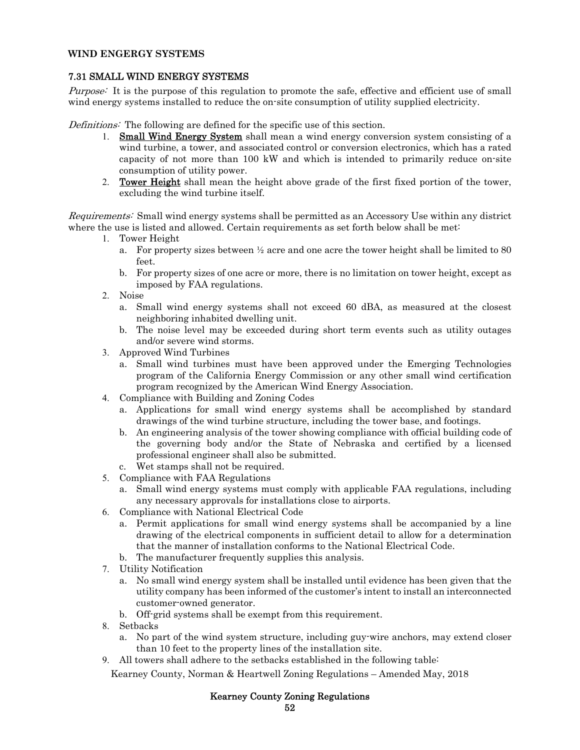## WIND ENGERGY SYSTEMS

### 7.31 SMALL WIND ENERGY SYSTEMS

*Purpose:* It is the purpose of this regulation to promote the safe, effective and efficient use of small wind energy systems installed to reduce the on-site consumption of utility supplied electricity.

*Definitions:* The following are defined for the specific use of this section.

1. **Small Wind Energy System** shall mean a wind energy conversion system consisting of a wind turbine, a tower, and associated control or conversion electronics, which has a rated capacity of not more than 100 kW and which is intended to primarily reduce on-site consumption of utility power.
2. **Tower Height** shall mean the height above grade of the first fixed portion of the tower, excluding the wind turbine itself.

*Requirements:* Small wind energy systems shall be permitted as an Accessory Use within any district where the use is listed and allowed. Certain requirements as set forth below shall be met:

1. Tower Height
   a. For property sizes between ½ acre and one acre the tower height shall be limited to 80 feet.
   b. For property sizes of one acre or more, there is no limitation on tower height, except as imposed by FAA regulations.
2. Noise
   a. Small wind energy systems shall not exceed 60 dBA, as measured at the closest neighboring inhabited dwelling unit.
   b. The noise level may be exceeded during short term events such as utility outages and/or severe wind storms.
3. Approved Wind Turbines
   a. Small wind turbines must have been approved under the Emerging Technologies program of the California Energy Commission or any other small wind certification program recognized by the American Wind Energy Association.
4. Compliance with Building and Zoning Codes
   a. Applications for small wind energy systems shall be accomplished by standard drawings of the wind turbine structure, including the tower base, and footings.
   b. An engineering analysis of the tower showing compliance with official building code of the governing body and/or the State of Nebraska and certified by a licensed professional engineer shall also be submitted.
   c. Wet stamps shall not be required.
5. Compliance with FAA Regulations
   a. Small wind energy systems must comply with applicable FAA regulations, including any necessary approvals for installations close to airports.
6. Compliance with National Electrical Code
   a. Permit applications for small wind energy systems shall be accompanied by a line drawing of the electrical components in sufficient detail to allow for a determination that the manner of installation conforms to the National Electrical Code.
   b. The manufacturer frequently supplies this analysis.
7. Utility Notification
   a. No small wind energy system shall be installed until evidence has been given that the utility company has been informed of the customer's intent to install an interconnected customer-owned generator.
   b. Off-grid systems shall be exempt from this requirement.
8. Setbacks
   a. No part of the wind system structure, including guy-wire anchors, may extend closer than 10 feet to the property lines of the installation site.
9. All towers shall adhere to the setbacks established in the following table: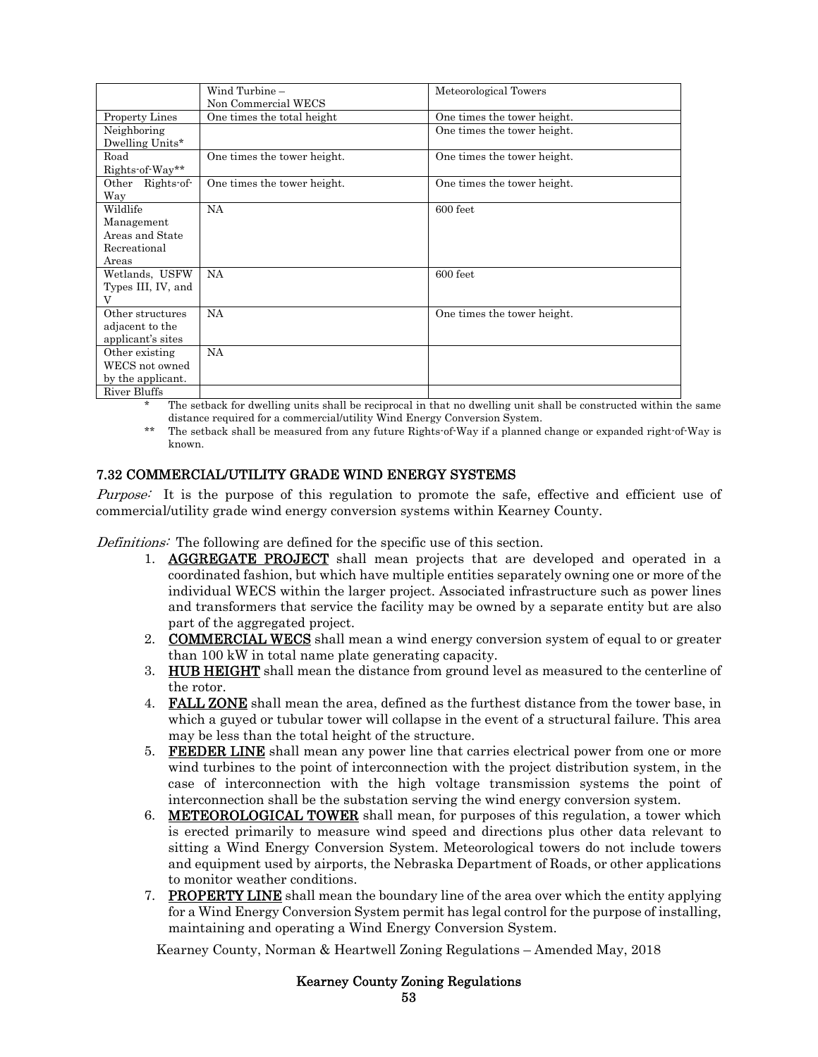| | Wind Turbine – Non Commercial WECS | Meteorological Towers |
|---|---|---|
| Property Lines | One times the total height | One times the tower height. |
| Neighboring Dwelling Units* | | One times the tower height. |
| Road Rights-of-Way** | One times the tower height. | One times the tower height. |
| Other Rights-of-Way | One times the tower height. | One times the tower height. |
| Wildlife Management Areas and State Recreational Areas | NA | 600 feet |
| Wetlands, USFW Types III, IV, and V | NA | 600 feet |
| Other structures adjacent to the applicant's sites | NA | One times the tower height. |
| Other existing WECS not owned by the applicant. | NA | |
| River Bluffs | | |

\* The setback for dwelling units shall be reciprocal in that no dwelling unit shall be constructed within the same distance required for a commercial/utility Wind Energy Conversion System.

\*\* The setback shall be measured from any future Rights-of-Way if a planned change or expanded right-of-Way is known.

## 7.32 COMMERCIAL/UTILITY GRADE WIND ENERGY SYSTEMS

*Purpose:* It is the purpose of this regulation to promote the safe, effective and efficient use of commercial/utility grade wind energy conversion systems within Kearney County.

*Definitions:* The following are defined for the specific use of this section.

1. **AGGREGATE PROJECT** shall mean projects that are developed and operated in a coordinated fashion, but which have multiple entities separately owning one or more of the individual WECS within the larger project. Associated infrastructure such as power lines and transformers that service the facility may be owned by a separate entity but are also part of the aggregated project.
2. **COMMERCIAL WECS** shall mean a wind energy conversion system of equal to or greater than 100 kW in total name plate generating capacity.
3. **HUB HEIGHT** shall mean the distance from ground level as measured to the centerline of the rotor.
4. **FALL ZONE** shall mean the area, defined as the furthest distance from the tower base, in which a guyed or tubular tower will collapse in the event of a structural failure. This area may be less than the total height of the structure.
5. **FEEDER LINE** shall mean any power line that carries electrical power from one or more wind turbines to the point of interconnection with the project distribution system, in the case of interconnection with the high voltage transmission systems the point of interconnection shall be the substation serving the wind energy conversion system.
6. **METEOROLOGICAL TOWER** shall mean, for purposes of this regulation, a tower which is erected primarily to measure wind speed and directions plus other data relevant to sitting a Wind Energy Conversion System. Meteorological towers do not include towers and equipment used by airports, the Nebraska Department of Roads, or other applications to monitor weather conditions.
7. **PROPERTY LINE** shall mean the boundary line of the area over which the entity applying for a Wind Energy Conversion System permit has legal control for the purpose of installing, maintaining and operating a Wind Energy Conversion System.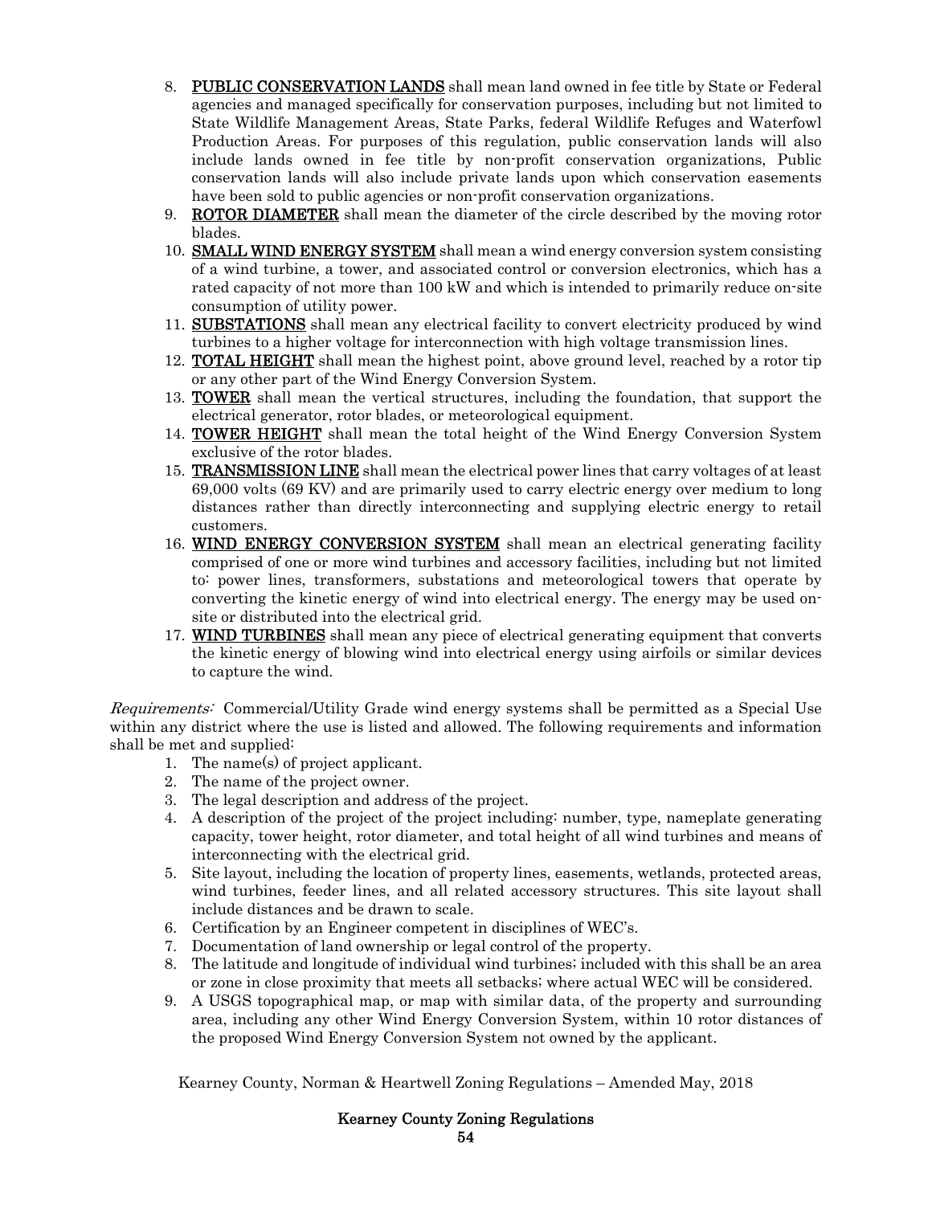8. **PUBLIC CONSERVATION LANDS** shall mean land owned in fee title by State or Federal agencies and managed specifically for conservation purposes, including but not limited to State Wildlife Management Areas, State Parks, federal Wildlife Refuges and Waterfowl Production Areas. For purposes of this regulation, public conservation lands will also include lands owned in fee title by non-profit conservation organizations, Public conservation lands will also include private lands upon which conservation easements have been sold to public agencies or non-profit conservation organizations.
9. **ROTOR DIAMETER** shall mean the diameter of the circle described by the moving rotor blades.
10. **SMALL WIND ENERGY SYSTEM** shall mean a wind energy conversion system consisting of a wind turbine, a tower, and associated control or conversion electronics, which has a rated capacity of not more than 100 kW and which is intended to primarily reduce on-site consumption of utility power.
11. **SUBSTATIONS** shall mean any electrical facility to convert electricity produced by wind turbines to a higher voltage for interconnection with high voltage transmission lines.
12. **TOTAL HEIGHT** shall mean the highest point, above ground level, reached by a rotor tip or any other part of the Wind Energy Conversion System.
13. **TOWER** shall mean the vertical structures, including the foundation, that support the electrical generator, rotor blades, or meteorological equipment.
14. **TOWER HEIGHT** shall mean the total height of the Wind Energy Conversion System exclusive of the rotor blades.
15. **TRANSMISSION LINE** shall mean the electrical power lines that carry voltages of at least 69,000 volts (69 KV) and are primarily used to carry electric energy over medium to long distances rather than directly interconnecting and supplying electric energy to retail customers.
16. **WIND ENERGY CONVERSION SYSTEM** shall mean an electrical generating facility comprised of one or more wind turbines and accessory facilities, including but not limited to: power lines, transformers, substations and meteorological towers that operate by converting the kinetic energy of wind into electrical energy. The energy may be used on-site or distributed into the electrical grid.
17. **WIND TURBINES** shall mean any piece of electrical generating equipment that converts the kinetic energy of blowing wind into electrical energy using airfoils or similar devices to capture the wind.

*Requirements:* Commercial/Utility Grade wind energy systems shall be permitted as a Special Use within any district where the use is listed and allowed. The following requirements and information shall be met and supplied:

1. The name(s) of project applicant.
2. The name of the project owner.
3. The legal description and address of the project.
4. A description of the project of the project including: number, type, nameplate generating capacity, tower height, rotor diameter, and total height of all wind turbines and means of interconnecting with the electrical grid.
5. Site layout, including the location of property lines, easements, wetlands, protected areas, wind turbines, feeder lines, and all related accessory structures. This site layout shall include distances and be drawn to scale.
6. Certification by an Engineer competent in disciplines of WEC's.
7. Documentation of land ownership or legal control of the property.
8. The latitude and longitude of individual wind turbines; included with this shall be an area or zone in close proximity that meets all setbacks; where actual WEC will be considered.
9. A USGS topographical map, or map with similar data, of the property and surrounding area, including any other Wind Energy Conversion System, within 10 rotor distances of the proposed Wind Energy Conversion System not owned by the applicant.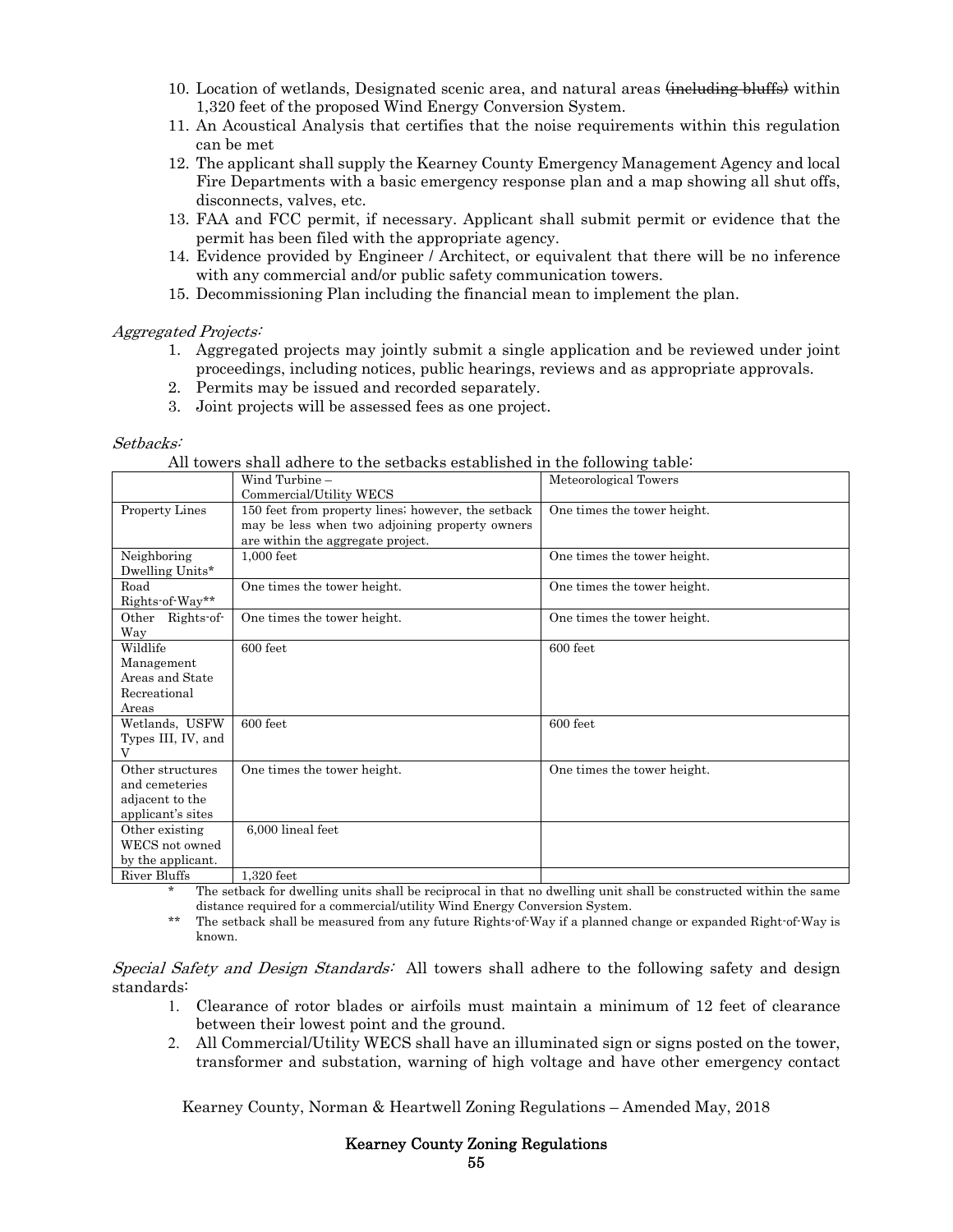10. Location of wetlands, Designated scenic area, and natural areas ~~(including bluffs)~~ within 1,320 feet of the proposed Wind Energy Conversion System.
11. An Acoustical Analysis that certifies that the noise requirements within this regulation can be met
12. The applicant shall supply the Kearney County Emergency Management Agency and local Fire Departments with a basic emergency response plan and a map showing all shut offs, disconnects, valves, etc.
13. FAA and FCC permit, if necessary. Applicant shall submit permit or evidence that the permit has been filed with the appropriate agency.
14. Evidence provided by Engineer / Architect, or equivalent that there will be no inference with any commercial and/or public safety communication towers.
15. Decommissioning Plan including the financial mean to implement the plan.

*Aggregated Projects:*

1. Aggregated projects may jointly submit a single application and be reviewed under joint proceedings, including notices, public hearings, reviews and as appropriate approvals.
2. Permits may be issued and recorded separately.
3. Joint projects will be assessed fees as one project.

*Setbacks:*

All towers shall adhere to the setbacks established in the following table:

| | Wind Turbine – Commercial/Utility WECS | Meteorological Towers |
|---|---|---|
| Property Lines | 150 feet from property lines; however, the setback may be less when two adjoining property owners are within the aggregate project. | One times the tower height. |
| Neighboring Dwelling Units* | 1,000 feet | One times the tower height. |
| Road Rights-of-Way** | One times the tower height. | One times the tower height. |
| Other Rights-of-Way | One times the tower height. | One times the tower height. |
| Wildlife Management Areas and State Recreational Areas | 600 feet | 600 feet |
| Wetlands, USFW Types III, IV, and V | 600 feet | 600 feet |
| Other structures and cemeteries adjacent to the applicant's sites | One times the tower height. | One times the tower height. |
| Other existing WECS not owned by the applicant. | 6,000 lineal feet | |
| River Bluffs | 1,320 feet | |

\* The setback for dwelling units shall be reciprocal in that no dwelling unit shall be constructed within the same distance required for a commercial/utility Wind Energy Conversion System.

\*\* The setback shall be measured from any future Rights-of-Way if a planned change or expanded Right-of-Way is known.

*Special Safety and Design Standards:* All towers shall adhere to the following safety and design standards:

1. Clearance of rotor blades or airfoils must maintain a minimum of 12 feet of clearance between their lowest point and the ground.
2. All Commercial/Utility WECS shall have an illuminated sign or signs posted on the tower, transformer and substation, warning of high voltage and have other emergency contact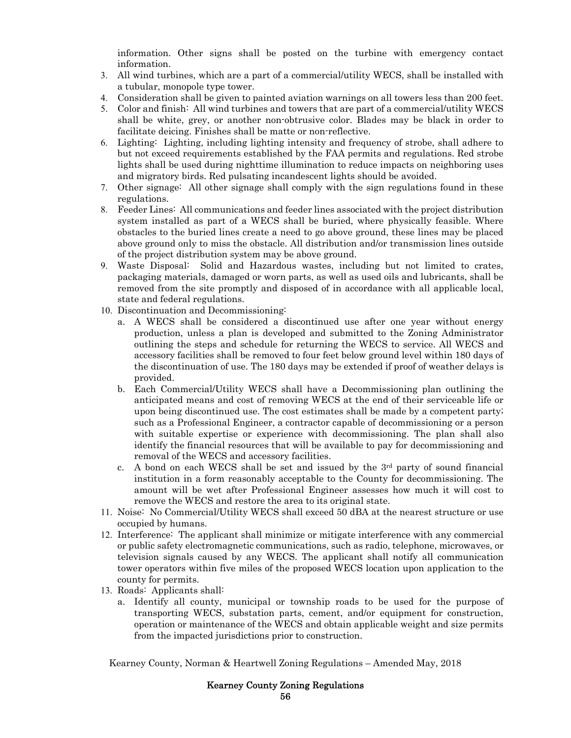information. Other signs shall be posted on the turbine with emergency contact information.

3. All wind turbines, which are a part of a commercial/utility WECS, shall be installed with a tubular, monopole type tower.
4. Consideration shall be given to painted aviation warnings on all towers less than 200 feet.
5. Color and finish: All wind turbines and towers that are part of a commercial/utility WECS shall be white, grey, or another non-obtrusive color. Blades may be black in order to facilitate deicing. Finishes shall be matte or non-reflective.
6. Lighting: Lighting, including lighting intensity and frequency of strobe, shall adhere to but not exceed requirements established by the FAA permits and regulations. Red strobe lights shall be used during nighttime illumination to reduce impacts on neighboring uses and migratory birds. Red pulsating incandescent lights should be avoided.
7. Other signage: All other signage shall comply with the sign regulations found in these regulations.
8. Feeder Lines: All communications and feeder lines associated with the project distribution system installed as part of a WECS shall be buried, where physically feasible. Where obstacles to the buried lines create a need to go above ground, these lines may be placed above ground only to miss the obstacle. All distribution and/or transmission lines outside of the project distribution system may be above ground.
9. Waste Disposal: Solid and Hazardous wastes, including but not limited to crates, packaging materials, damaged or worn parts, as well as used oils and lubricants, shall be removed from the site promptly and disposed of in accordance with all applicable local, state and federal regulations.
10. Discontinuation and Decommissioning:
    a. A WECS shall be considered a discontinued use after one year without energy production, unless a plan is developed and submitted to the Zoning Administrator outlining the steps and schedule for returning the WECS to service. All WECS and accessory facilities shall be removed to four feet below ground level within 180 days of the discontinuation of use. The 180 days may be extended if proof of weather delays is provided.
    b. Each Commercial/Utility WECS shall have a Decommissioning plan outlining the anticipated means and cost of removing WECS at the end of their serviceable life or upon being discontinued use. The cost estimates shall be made by a competent party; such as a Professional Engineer, a contractor capable of decommissioning or a person with suitable expertise or experience with decommissioning. The plan shall also identify the financial resources that will be available to pay for decommissioning and removal of the WECS and accessory facilities.
    c. A bond on each WECS shall be set and issued by the 3rd party of sound financial institution in a form reasonably acceptable to the County for decommissioning. The amount will be wet after Professional Engineer assesses how much it will cost to remove the WECS and restore the area to its original state.
11. Noise: No Commercial/Utility WECS shall exceed 50 dBA at the nearest structure or use occupied by humans.
12. Interference: The applicant shall minimize or mitigate interference with any commercial or public safety electromagnetic communications, such as radio, telephone, microwaves, or television signals caused by any WECS. The applicant shall notify all communication tower operators within five miles of the proposed WECS location upon application to the county for permits.
13. Roads: Applicants shall:
    a. Identify all county, municipal or township roads to be used for the purpose of transporting WECS, substation parts, cement, and/or equipment for construction, operation or maintenance of the WECS and obtain applicable weight and size permits from the impacted jurisdictions prior to construction.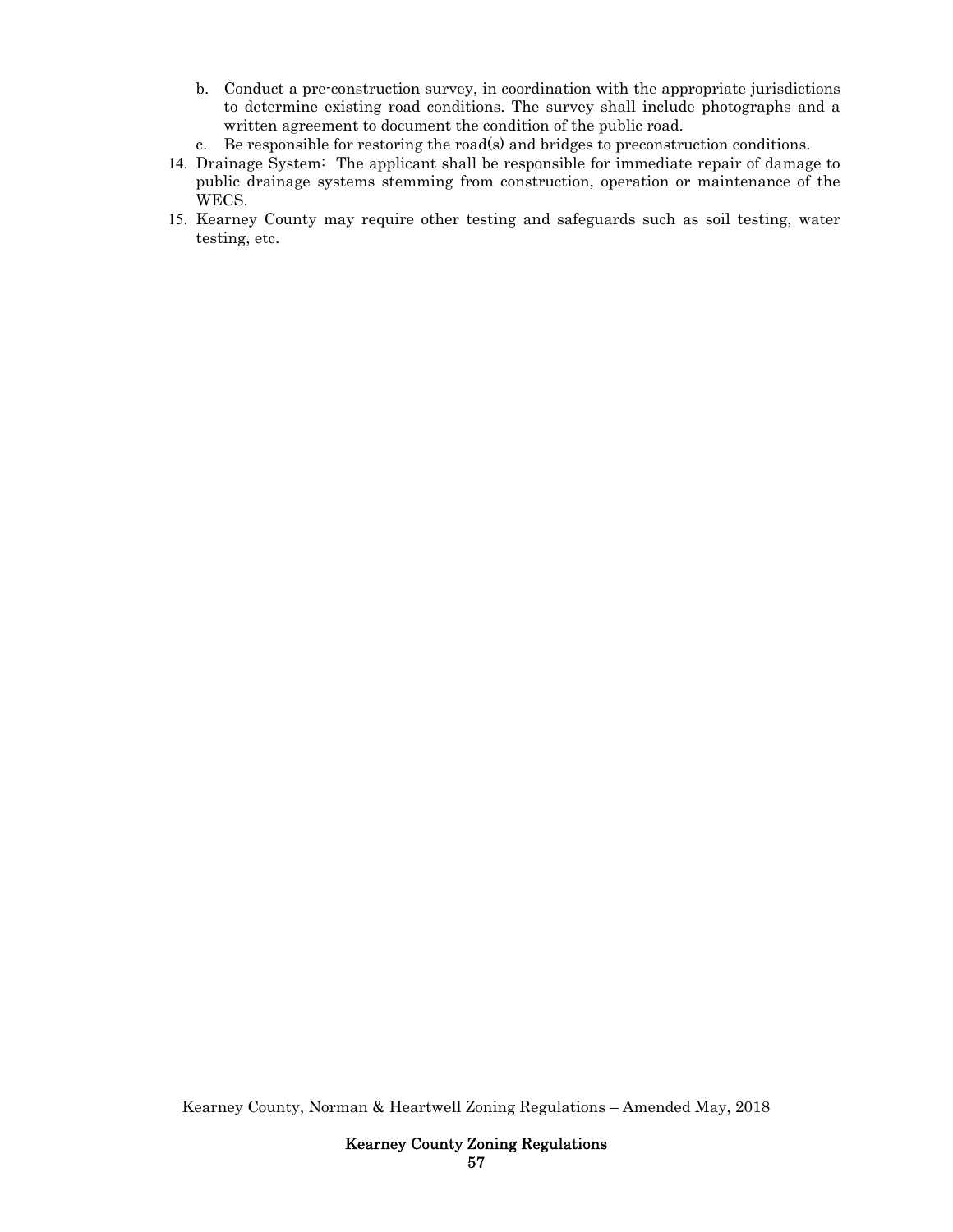b. Conduct a pre-construction survey, in coordination with the appropriate jurisdictions to determine existing road conditions. The survey shall include photographs and a written agreement to document the condition of the public road.
   c. Be responsible for restoring the road(s) and bridges to preconstruction conditions.

14. Drainage System: The applicant shall be responsible for immediate repair of damage to public drainage systems stemming from construction, operation or maintenance of the WECS.
15. Kearney County may require other testing and safeguards such as soil testing, water testing, etc.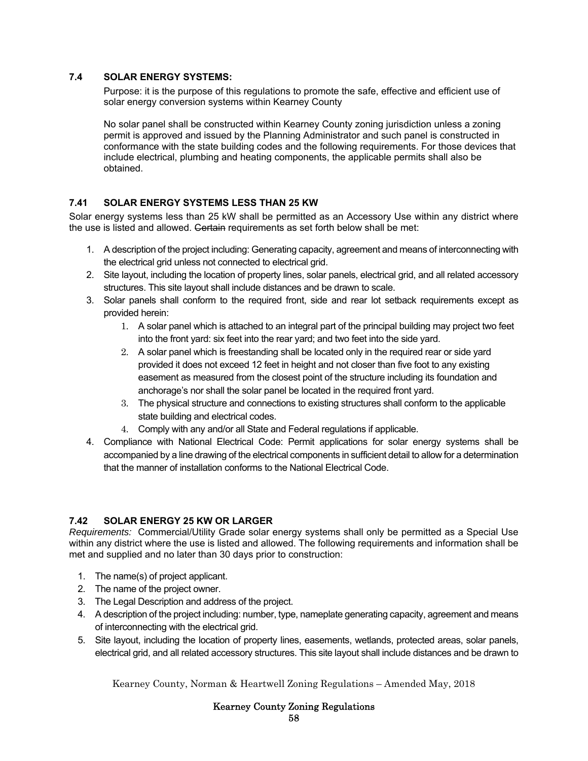### 7.4 SOLAR ENERGY SYSTEMS:

Purpose: it is the purpose of this regulations to promote the safe, effective and efficient use of solar energy conversion systems within Kearney County

No solar panel shall be constructed within Kearney County zoning jurisdiction unless a zoning permit is approved and issued by the Planning Administrator and such panel is constructed in conformance with the state building codes and the following requirements. For those devices that include electrical, plumbing and heating components, the applicable permits shall also be obtained.

### 7.41 SOLAR ENERGY SYSTEMS LESS THAN 25 KW

Solar energy systems less than 25 kW shall be permitted as an Accessory Use within any district where the use is listed and allowed. ~~Certain~~ requirements as set forth below shall be met:

1. A description of the project including: Generating capacity, agreement and means of interconnecting with the electrical grid unless not connected to electrical grid.
2. Site layout, including the location of property lines, solar panels, electrical grid, and all related accessory structures. This site layout shall include distances and be drawn to scale.
3. Solar panels shall conform to the required front, side and rear lot setback requirements except as provided herein:
   1. A solar panel which is attached to an integral part of the principal building may project two feet into the front yard: six feet into the rear yard; and two feet into the side yard.
   2. A solar panel which is freestanding shall be located only in the required rear or side yard provided it does not exceed 12 feet in height and not closer than five foot to any existing easement as measured from the closest point of the structure including its foundation and anchorage's nor shall the solar panel be located in the required front yard.
   3. The physical structure and connections to existing structures shall conform to the applicable state building and electrical codes.
   4. Comply with any and/or all State and Federal regulations if applicable.
4. Compliance with National Electrical Code: Permit applications for solar energy systems shall be accompanied by a line drawing of the electrical components in sufficient detail to allow for a determination that the manner of installation conforms to the National Electrical Code.

### 7.42 SOLAR ENERGY 25 KW OR LARGER

*Requirements:* Commercial/Utility Grade solar energy systems shall only be permitted as a Special Use within any district where the use is listed and allowed. The following requirements and information shall be met and supplied and no later than 30 days prior to construction:

1. The name(s) of project applicant.
2. The name of the project owner.
3. The Legal Description and address of the project.
4. A description of the project including: number, type, nameplate generating capacity, agreement and means of interconnecting with the electrical grid.
5. Site layout, including the location of property lines, easements, wetlands, protected areas, solar panels, electrical grid, and all related accessory structures. This site layout shall include distances and be drawn to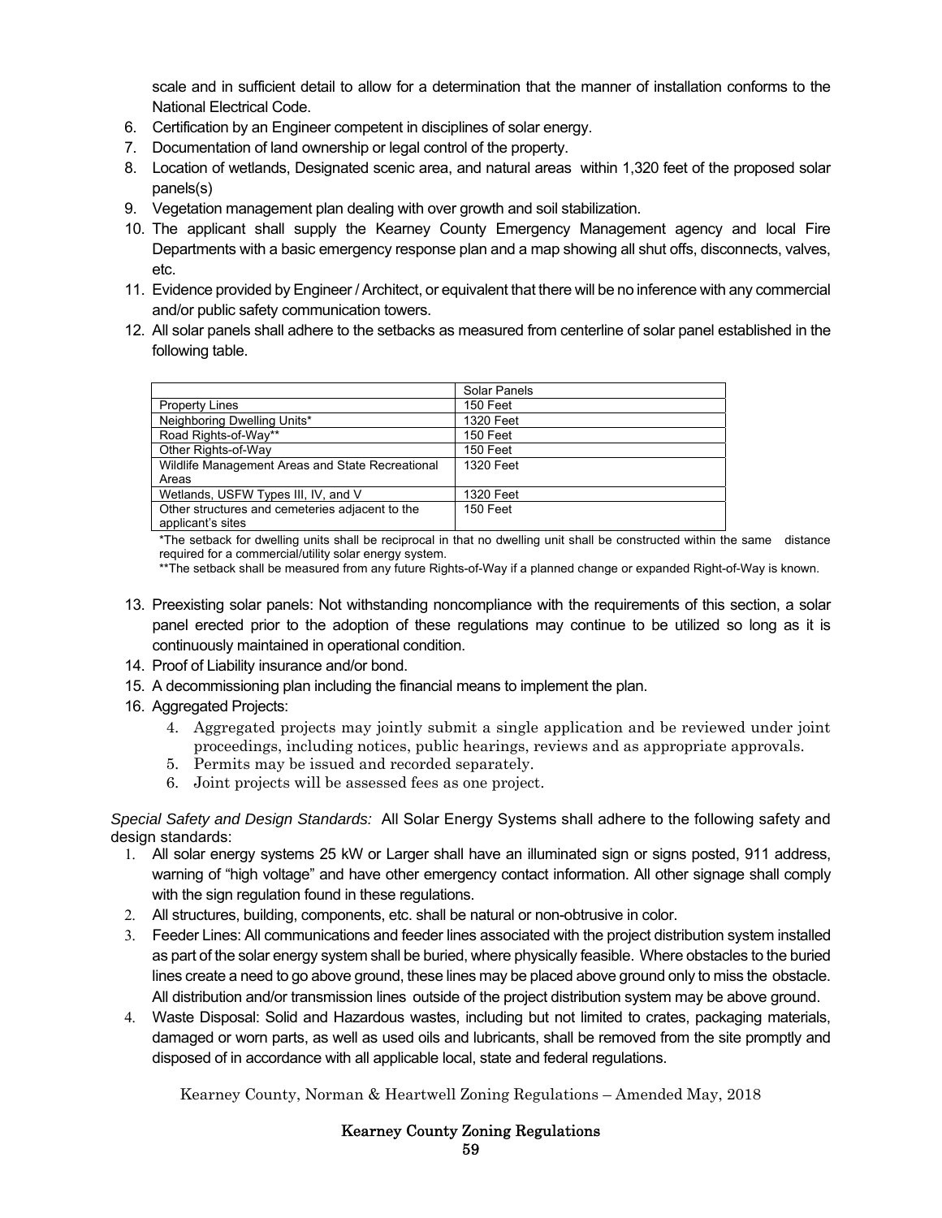scale and in sufficient detail to allow for a determination that the manner of installation conforms to the National Electrical Code.

6. Certification by an Engineer competent in disciplines of solar energy.
7. Documentation of land ownership or legal control of the property.
8. Location of wetlands, Designated scenic area, and natural areas within 1,320 feet of the proposed solar panels(s)
9. Vegetation management plan dealing with over growth and soil stabilization.
10. The applicant shall supply the Kearney County Emergency Management agency and local Fire Departments with a basic emergency response plan and a map showing all shut offs, disconnects, valves, etc.
11. Evidence provided by Engineer / Architect, or equivalent that there will be no inference with any commercial and/or public safety communication towers.
12. All solar panels shall adhere to the setbacks as measured from centerline of solar panel established in the following table.

| | Solar Panels |
|---|---|
| Property Lines | 150 Feet |
| Neighboring Dwelling Units* | 1320 Feet |
| Road Rights-of-Way** | 150 Feet |
| Other Rights-of-Way | 150 Feet |
| Wildlife Management Areas and State Recreational Areas | 1320 Feet |
| Wetlands, USFW Types III, IV, and V | 1320 Feet |
| Other structures and cemeteries adjacent to the applicant's sites | 150 Feet |

*The setback for dwelling units shall be reciprocal in that no dwelling unit shall be constructed within the same distance required for a commercial/utility solar energy system.

**The setback shall be measured from any future Rights-of-Way if a planned change or expanded Right-of-Way is known.

13. Preexisting solar panels: Not withstanding noncompliance with the requirements of this section, a solar panel erected prior to the adoption of these regulations may continue to be utilized so long as it is continuously maintained in operational condition.
14. Proof of Liability insurance and/or bond.
15. A decommissioning plan including the financial means to implement the plan.
16. Aggregated Projects:
    4. Aggregated projects may jointly submit a single application and be reviewed under joint proceedings, including notices, public hearings, reviews and as appropriate approvals.
    5. Permits may be issued and recorded separately.
    6. Joint projects will be assessed fees as one project.

*Special Safety and Design Standards:* All Solar Energy Systems shall adhere to the following safety and design standards:

1. All solar energy systems 25 kW or Larger shall have an illuminated sign or signs posted, 911 address, warning of "high voltage" and have other emergency contact information. All other signage shall comply with the sign regulation found in these regulations.
2. All structures, building, components, etc. shall be natural or non-obtrusive in color.
3. Feeder Lines: All communications and feeder lines associated with the project distribution system installed as part of the solar energy system shall be buried, where physically feasible. Where obstacles to the buried lines create a need to go above ground, these lines may be placed above ground only to miss the obstacle. All distribution and/or transmission lines outside of the project distribution system may be above ground.
4. Waste Disposal: Solid and Hazardous wastes, including but not limited to crates, packaging materials, damaged or worn parts, as well as used oils and lubricants, shall be removed from the site promptly and disposed of in accordance with all applicable local, state and federal regulations.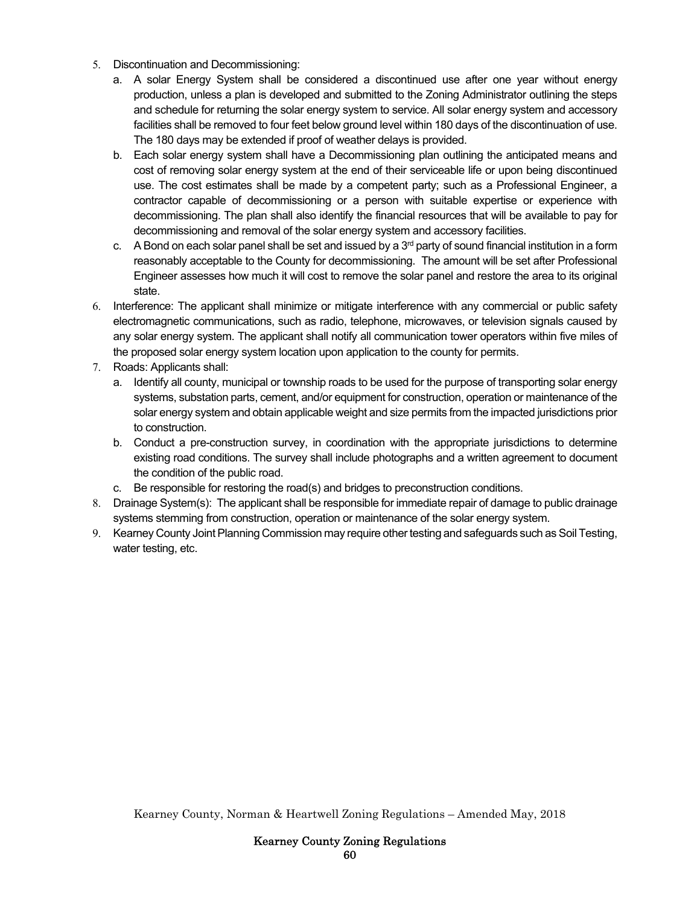5. Discontinuation and Decommissioning:
   a. A solar Energy System shall be considered a discontinued use after one year without energy production, unless a plan is developed and submitted to the Zoning Administrator outlining the steps and schedule for returning the solar energy system to service. All solar energy system and accessory facilities shall be removed to four feet below ground level within 180 days of the discontinuation of use. The 180 days may be extended if proof of weather delays is provided.
   b. Each solar energy system shall have a Decommissioning plan outlining the anticipated means and cost of removing solar energy system at the end of their serviceable life or upon being discontinued use. The cost estimates shall be made by a competent party; such as a Professional Engineer, a contractor capable of decommissioning or a person with suitable expertise or experience with decommissioning. The plan shall also identify the financial resources that will be available to pay for decommissioning and removal of the solar energy system and accessory facilities.
   c. A Bond on each solar panel shall be set and issued by a 3rd party of sound financial institution in a form reasonably acceptable to the County for decommissioning. The amount will be set after Professional Engineer assesses how much it will cost to remove the solar panel and restore the area to its original state.
6. Interference: The applicant shall minimize or mitigate interference with any commercial or public safety electromagnetic communications, such as radio, telephone, microwaves, or television signals caused by any solar energy system. The applicant shall notify all communication tower operators within five miles of the proposed solar energy system location upon application to the county for permits.
7. Roads: Applicants shall:
   a. Identify all county, municipal or township roads to be used for the purpose of transporting solar energy systems, substation parts, cement, and/or equipment for construction, operation or maintenance of the solar energy system and obtain applicable weight and size permits from the impacted jurisdictions prior to construction.
   b. Conduct a pre-construction survey, in coordination with the appropriate jurisdictions to determine existing road conditions. The survey shall include photographs and a written agreement to document the condition of the public road.
   c. Be responsible for restoring the road(s) and bridges to preconstruction conditions.
8. Drainage System(s): The applicant shall be responsible for immediate repair of damage to public drainage systems stemming from construction, operation or maintenance of the solar energy system.
9. Kearney County Joint Planning Commission may require other testing and safeguards such as Soil Testing, water testing, etc.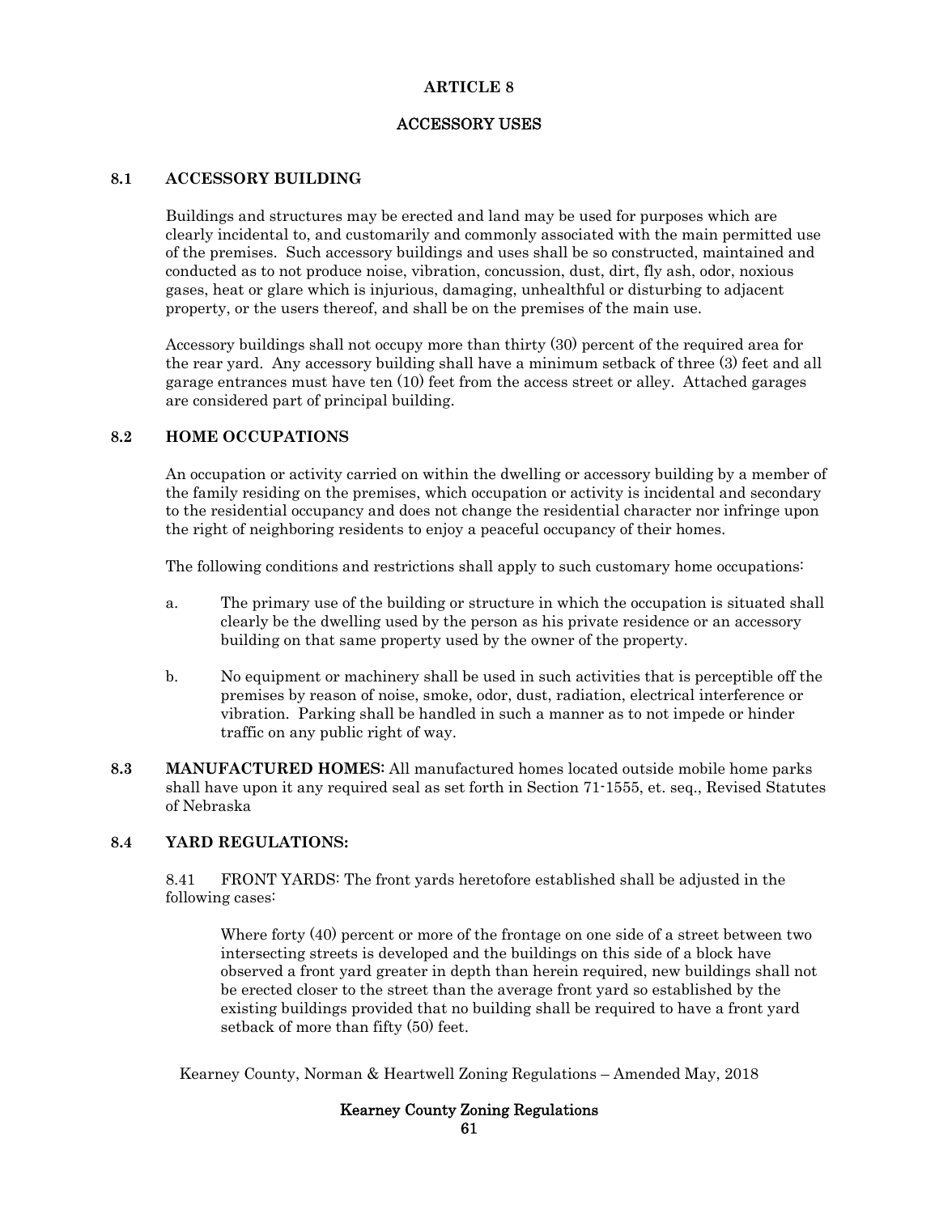# ARTICLE 8

## ACCESSORY USES

### 8.1 ACCESSORY BUILDING

Buildings and structures may be erected and land may be used for purposes which are clearly incidental to, and customarily and commonly associated with the main permitted use of the premises. Such accessory buildings and uses shall be so constructed, maintained and conducted as to not produce noise, vibration, concussion, dust, dirt, fly ash, odor, noxious gases, heat or glare which is injurious, damaging, unhealthful or disturbing to adjacent property, or the users thereof, and shall be on the premises of the main use.

Accessory buildings shall not occupy more than thirty (30) percent of the required area for the rear yard. Any accessory building shall have a minimum setback of three (3) feet and all garage entrances must have ten (10) feet from the access street or alley. Attached garages are considered part of principal building.

### 8.2 HOME OCCUPATIONS

An occupation or activity carried on within the dwelling or accessory building by a member of the family residing on the premises, which occupation or activity is incidental and secondary to the residential occupancy and does not change the residential character nor infringe upon the right of neighboring residents to enjoy a peaceful occupancy of their homes.

The following conditions and restrictions shall apply to such customary home occupations:

a. The primary use of the building or structure in which the occupation is situated shall clearly be the dwelling used by the person as his private residence or an accessory building on that same property used by the owner of the property.

b. No equipment or machinery shall be used in such activities that is perceptible off the premises by reason of noise, smoke, odor, dust, radiation, electrical interference or vibration. Parking shall be handled in such a manner as to not impede or hinder traffic on any public right of way.

**8.3 MANUFACTURED HOMES:** All manufactured homes located outside mobile home parks shall have upon it any required seal as set forth in Section 71-1555, et. seq., Revised Statutes of Nebraska

### 8.4 YARD REGULATIONS:

8.41 FRONT YARDS: The front yards heretofore established shall be adjusted in the following cases:

Where forty (40) percent or more of the frontage on one side of a street between two intersecting streets is developed and the buildings on this side of a block have observed a front yard greater in depth than herein required, new buildings shall not be erected closer to the street than the average front yard so established by the existing buildings provided that no building shall be required to have a front yard setback of more than fifty (50) feet.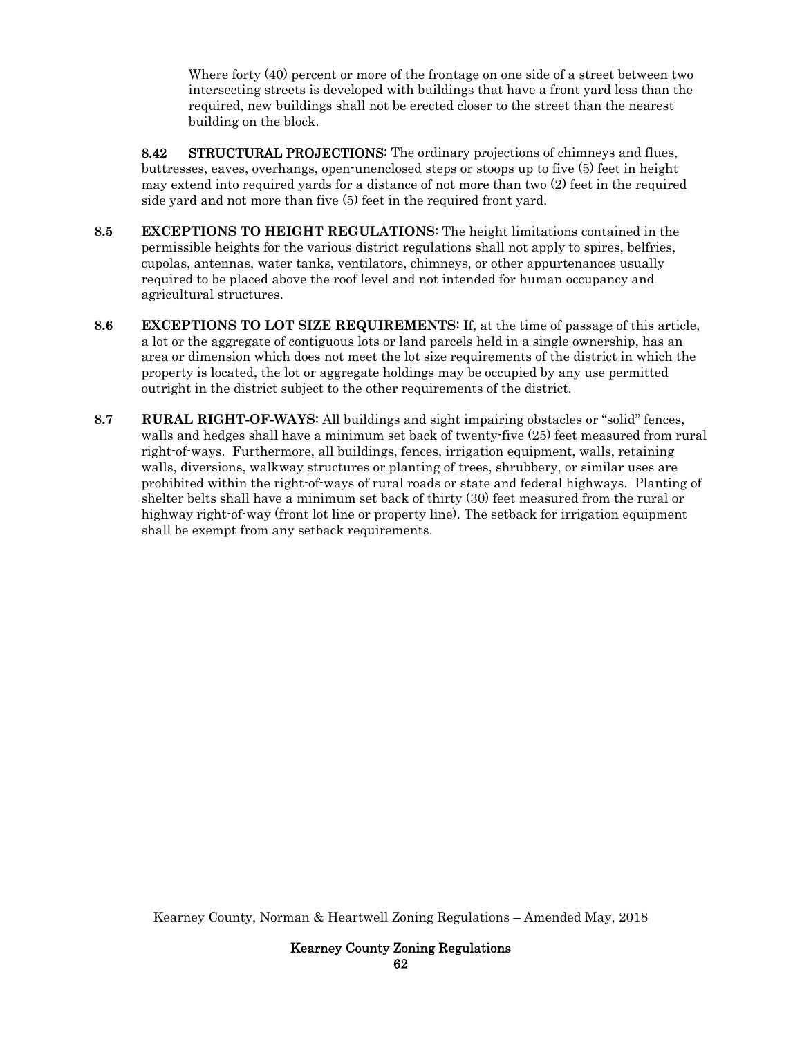Where forty (40) percent or more of the frontage on one side of a street between two intersecting streets is developed with buildings that have a front yard less than the required, new buildings shall not be erected closer to the street than the nearest building on the block.

**8.42 STRUCTURAL PROJECTIONS:** The ordinary projections of chimneys and flues, buttresses, eaves, overhangs, open-unenclosed steps or stoops up to five (5) feet in height may extend into required yards for a distance of not more than two (2) feet in the required side yard and not more than five (5) feet in the required front yard.

**8.5 EXCEPTIONS TO HEIGHT REGULATIONS:** The height limitations contained in the permissible heights for the various district regulations shall not apply to spires, belfries, cupolas, antennas, water tanks, ventilators, chimneys, or other appurtenances usually required to be placed above the roof level and not intended for human occupancy and agricultural structures.

**8.6 EXCEPTIONS TO LOT SIZE REQUIREMENTS:** If, at the time of passage of this article, a lot or the aggregate of contiguous lots or land parcels held in a single ownership, has an area or dimension which does not meet the lot size requirements of the district in which the property is located, the lot or aggregate holdings may be occupied by any use permitted outright in the district subject to the other requirements of the district.

**8.7 RURAL RIGHT-OF-WAYS:** All buildings and sight impairing obstacles or "solid" fences, walls and hedges shall have a minimum set back of twenty-five (25) feet measured from rural right-of-ways. Furthermore, all buildings, fences, irrigation equipment, walls, retaining walls, diversions, walkway structures or planting of trees, shrubbery, or similar uses are prohibited within the right-of-ways of rural roads or state and federal highways. Planting of shelter belts shall have a minimum set back of thirty (30) feet measured from the rural or highway right-of-way (front lot line or property line). The setback for irrigation equipment shall be exempt from any setback requirements.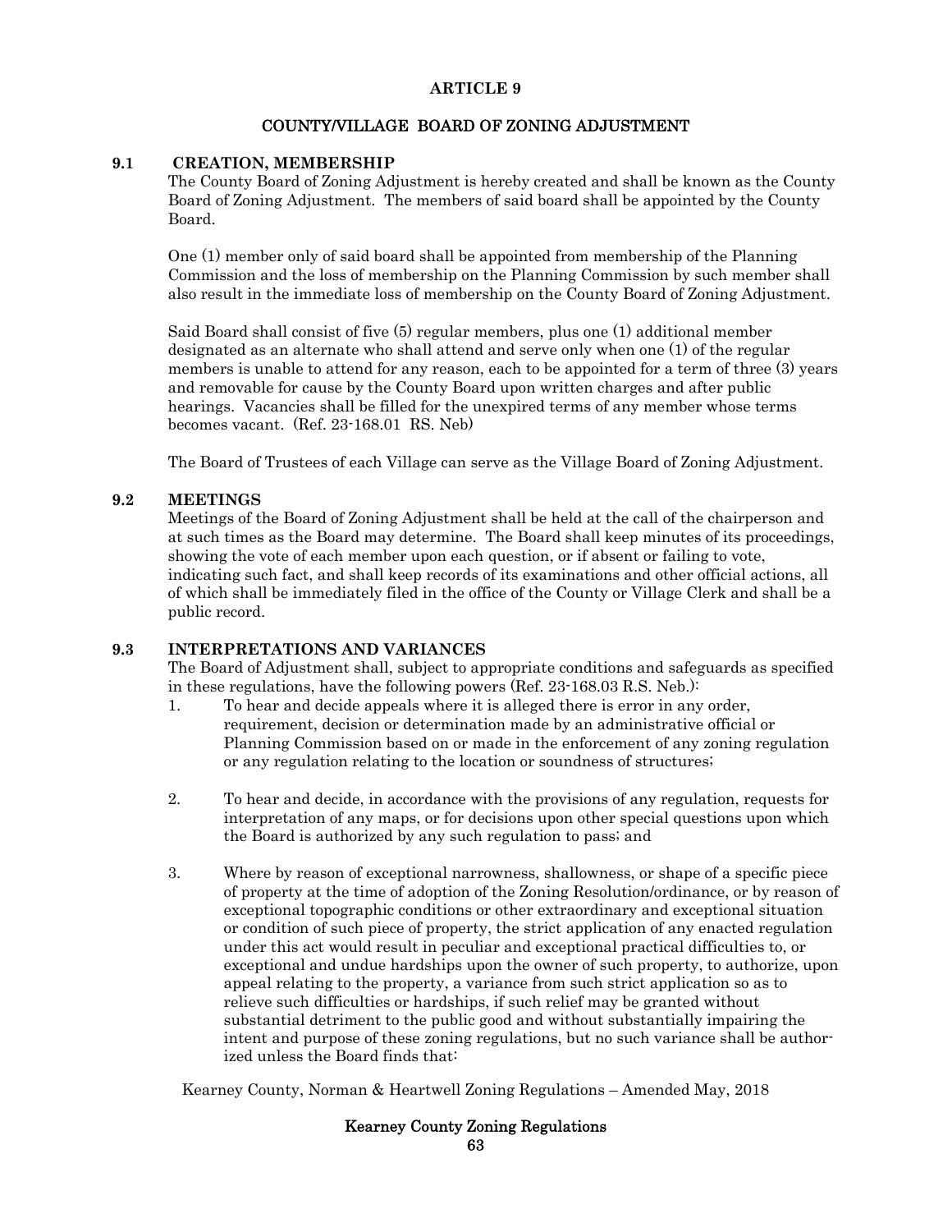# ARTICLE 9

## COUNTY/VILLAGE BOARD OF ZONING ADJUSTMENT

### 9.1 CREATION, MEMBERSHIP

The County Board of Zoning Adjustment is hereby created and shall be known as the County Board of Zoning Adjustment. The members of said board shall be appointed by the County Board.

One (1) member only of said board shall be appointed from membership of the Planning Commission and the loss of membership on the Planning Commission by such member shall also result in the immediate loss of membership on the County Board of Zoning Adjustment.

Said Board shall consist of five (5) regular members, plus one (1) additional member designated as an alternate who shall attend and serve only when one (1) of the regular members is unable to attend for any reason, each to be appointed for a term of three (3) years and removable for cause by the County Board upon written charges and after public hearings. Vacancies shall be filled for the unexpired terms of any member whose terms becomes vacant. (Ref. 23-168.01 RS. Neb)

The Board of Trustees of each Village can serve as the Village Board of Zoning Adjustment.

### 9.2 MEETINGS

Meetings of the Board of Zoning Adjustment shall be held at the call of the chairperson and at such times as the Board may determine. The Board shall keep minutes of its proceedings, showing the vote of each member upon each question, or if absent or failing to vote, indicating such fact, and shall keep records of its examinations and other official actions, all of which shall be immediately filed in the office of the County or Village Clerk and shall be a public record.

### 9.3 INTERPRETATIONS AND VARIANCES

The Board of Adjustment shall, subject to appropriate conditions and safeguards as specified in these regulations, have the following powers (Ref. 23-168.03 R.S. Neb.):

1. To hear and decide appeals where it is alleged there is error in any order, requirement, decision or determination made by an administrative official or Planning Commission based on or made in the enforcement of any zoning regulation or any regulation relating to the location or soundness of structures;

2. To hear and decide, in accordance with the provisions of any regulation, requests for interpretation of any maps, or for decisions upon other special questions upon which the Board is authorized by any such regulation to pass; and

3. Where by reason of exceptional narrowness, shallowness, or shape of a specific piece of property at the time of adoption of the Zoning Resolution/ordinance, or by reason of exceptional topographic conditions or other extraordinary and exceptional situation or condition of such piece of property, the strict application of any enacted regulation under this act would result in peculiar and exceptional practical difficulties to, or exceptional and undue hardships upon the owner of such property, to authorize, upon appeal relating to the property, a variance from such strict application so as to relieve such difficulties or hardships, if such relief may be granted without substantial detriment to the public good and without substantially impairing the intent and purpose of these zoning regulations, but no such variance shall be authorized unless the Board finds that: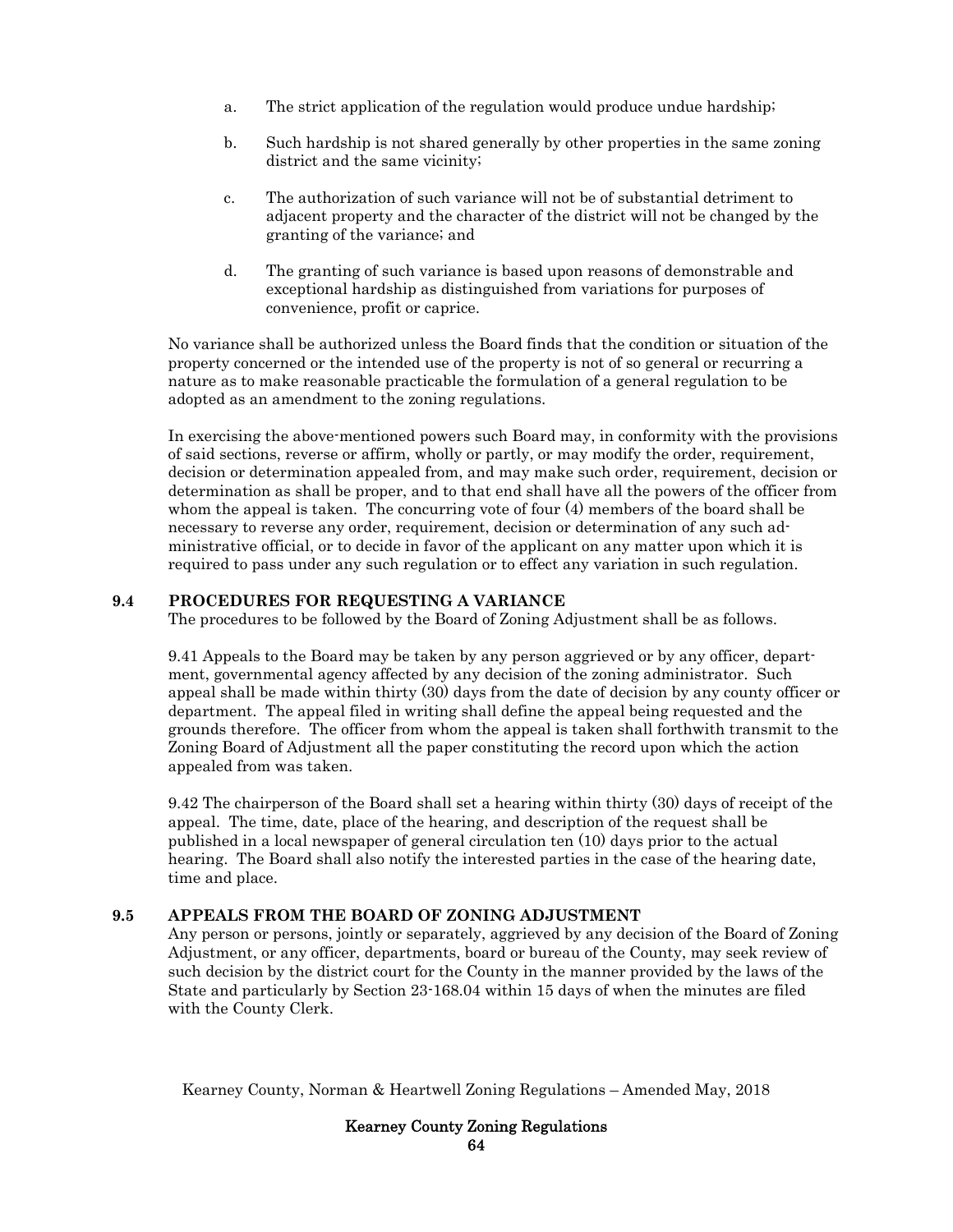a. The strict application of the regulation would produce undue hardship;

b. Such hardship is not shared generally by other properties in the same zoning district and the same vicinity;

c. The authorization of such variance will not be of substantial detriment to adjacent property and the character of the district will not be changed by the granting of the variance; and

d. The granting of such variance is based upon reasons of demonstrable and exceptional hardship as distinguished from variations for purposes of convenience, profit or caprice.

No variance shall be authorized unless the Board finds that the condition or situation of the property concerned or the intended use of the property is not of so general or recurring a nature as to make reasonable practicable the formulation of a general regulation to be adopted as an amendment to the zoning regulations.

In exercising the above-mentioned powers such Board may, in conformity with the provisions of said sections, reverse or affirm, wholly or partly, or may modify the order, requirement, decision or determination appealed from, and may make such order, requirement, decision or determination as shall be proper, and to that end shall have all the powers of the officer from whom the appeal is taken. The concurring vote of four (4) members of the board shall be necessary to reverse any order, requirement, decision or determination of any such administrative official, or to decide in favor of the applicant on any matter upon which it is required to pass under any such regulation or to effect any variation in such regulation.

## 9.4 PROCEDURES FOR REQUESTING A VARIANCE

The procedures to be followed by the Board of Zoning Adjustment shall be as follows.

9.41 Appeals to the Board may be taken by any person aggrieved or by any officer, department, governmental agency affected by any decision of the zoning administrator. Such appeal shall be made within thirty (30) days from the date of decision by any county officer or department. The appeal filed in writing shall define the appeal being requested and the grounds therefore. The officer from whom the appeal is taken shall forthwith transmit to the Zoning Board of Adjustment all the paper constituting the record upon which the action appealed from was taken.

9.42 The chairperson of the Board shall set a hearing within thirty (30) days of receipt of the appeal. The time, date, place of the hearing, and description of the request shall be published in a local newspaper of general circulation ten (10) days prior to the actual hearing. The Board shall also notify the interested parties in the case of the hearing date, time and place.

## 9.5 APPEALS FROM THE BOARD OF ZONING ADJUSTMENT

Any person or persons, jointly or separately, aggrieved by any decision of the Board of Zoning Adjustment, or any officer, departments, board or bureau of the County, may seek review of such decision by the district court for the County in the manner provided by the laws of the State and particularly by Section 23-168.04 within 15 days of when the minutes are filed with the County Clerk.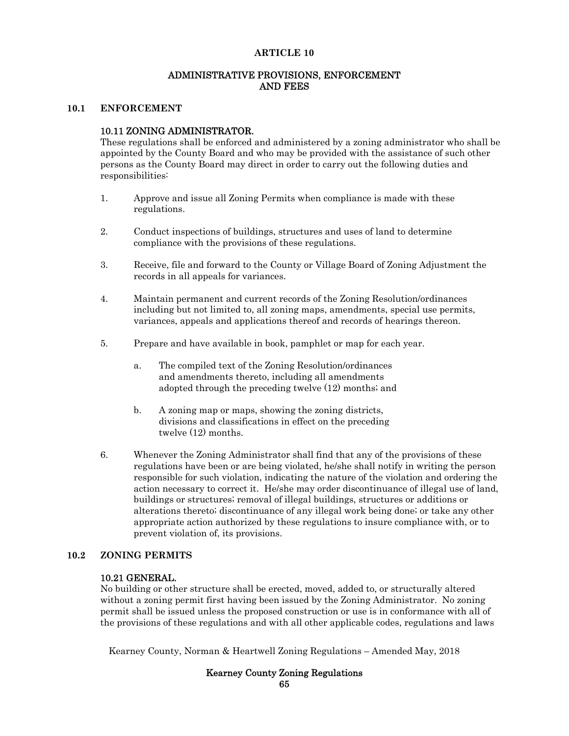# ARTICLE 10

## ADMINISTRATIVE PROVISIONS, ENFORCEMENT AND FEES

### 10.1 ENFORCEMENT

#### 10.11 ZONING ADMINISTRATOR.

These regulations shall be enforced and administered by a zoning administrator who shall be appointed by the County Board and who may be provided with the assistance of such other persons as the County Board may direct in order to carry out the following duties and responsibilities:

1. Approve and issue all Zoning Permits when compliance is made with these regulations.
2. Conduct inspections of buildings, structures and uses of land to determine compliance with the provisions of these regulations.
3. Receive, file and forward to the County or Village Board of Zoning Adjustment the records in all appeals for variances.
4. Maintain permanent and current records of the Zoning Resolution/ordinances including but not limited to, all zoning maps, amendments, special use permits, variances, appeals and applications thereof and records of hearings thereon.
5. Prepare and have available in book, pamphlet or map for each year.
    a. The compiled text of the Zoning Resolution/ordinances and amendments thereto, including all amendments adopted through the preceding twelve (12) months; and
    b. A zoning map or maps, showing the zoning districts, divisions and classifications in effect on the preceding twelve (12) months.
6. Whenever the Zoning Administrator shall find that any of the provisions of these regulations have been or are being violated, he/she shall notify in writing the person responsible for such violation, indicating the nature of the violation and ordering the action necessary to correct it. He/she may order discontinuance of illegal use of land, buildings or structures; removal of illegal buildings, structures or additions or alterations thereto; discontinuance of any illegal work being done; or take any other appropriate action authorized by these regulations to insure compliance with, or to prevent violation of, its provisions.

### 10.2 ZONING PERMITS

#### 10.21 GENERAL.

No building or other structure shall be erected, moved, added to, or structurally altered without a zoning permit first having been issued by the Zoning Administrator. No zoning permit shall be issued unless the proposed construction or use is in conformance with all of the provisions of these regulations and with all other applicable codes, regulations and laws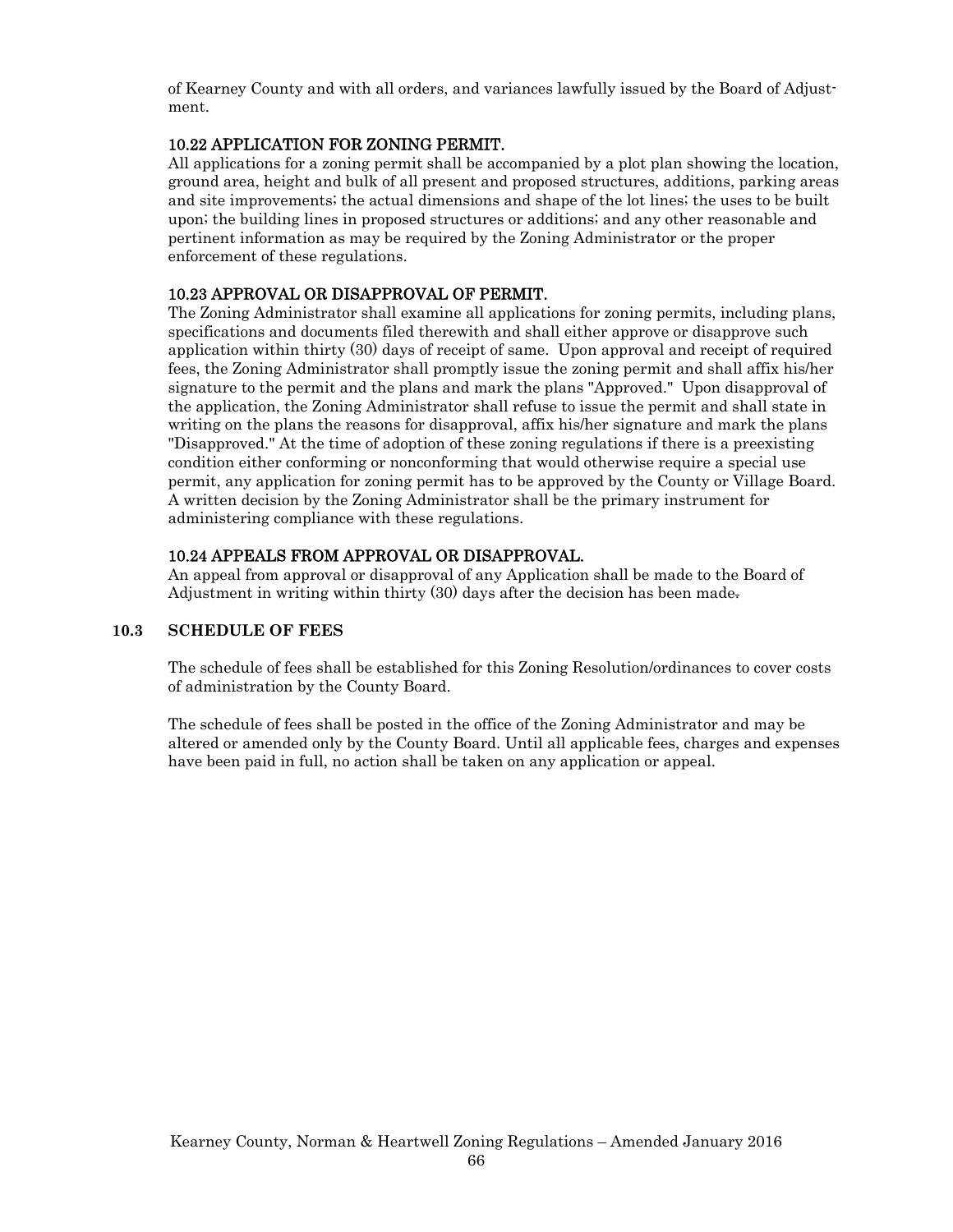of Kearney County and with all orders, and variances lawfully issued by the Board of Adjustment.

### 10.22 APPLICATION FOR ZONING PERMIT.

All applications for a zoning permit shall be accompanied by a plot plan showing the location, ground area, height and bulk of all present and proposed structures, additions, parking areas and site improvements; the actual dimensions and shape of the lot lines; the uses to be built upon; the building lines in proposed structures or additions; and any other reasonable and pertinent information as may be required by the Zoning Administrator or the proper enforcement of these regulations.

### 10.23 APPROVAL OR DISAPPROVAL OF PERMIT.

The Zoning Administrator shall examine all applications for zoning permits, including plans, specifications and documents filed therewith and shall either approve or disapprove such application within thirty (30) days of receipt of same. Upon approval and receipt of required fees, the Zoning Administrator shall promptly issue the zoning permit and shall affix his/her signature to the permit and the plans and mark the plans "Approved." Upon disapproval of the application, the Zoning Administrator shall refuse to issue the permit and shall state in writing on the plans the reasons for disapproval, affix his/her signature and mark the plans "Disapproved." At the time of adoption of these zoning regulations if there is a preexisting condition either conforming or nonconforming that would otherwise require a special use permit, any application for zoning permit has to be approved by the County or Village Board. A written decision by the Zoning Administrator shall be the primary instrument for administering compliance with these regulations.

### 10.24 APPEALS FROM APPROVAL OR DISAPPROVAL.

An appeal from approval or disapproval of any Application shall be made to the Board of Adjustment in writing within thirty (30) days after the decision has been made.

## 10.3 SCHEDULE OF FEES

The schedule of fees shall be established for this Zoning Resolution/ordinances to cover costs of administration by the County Board.

The schedule of fees shall be posted in the office of the Zoning Administrator and may be altered or amended only by the County Board. Until all applicable fees, charges and expenses have been paid in full, no action shall be taken on any application or appeal.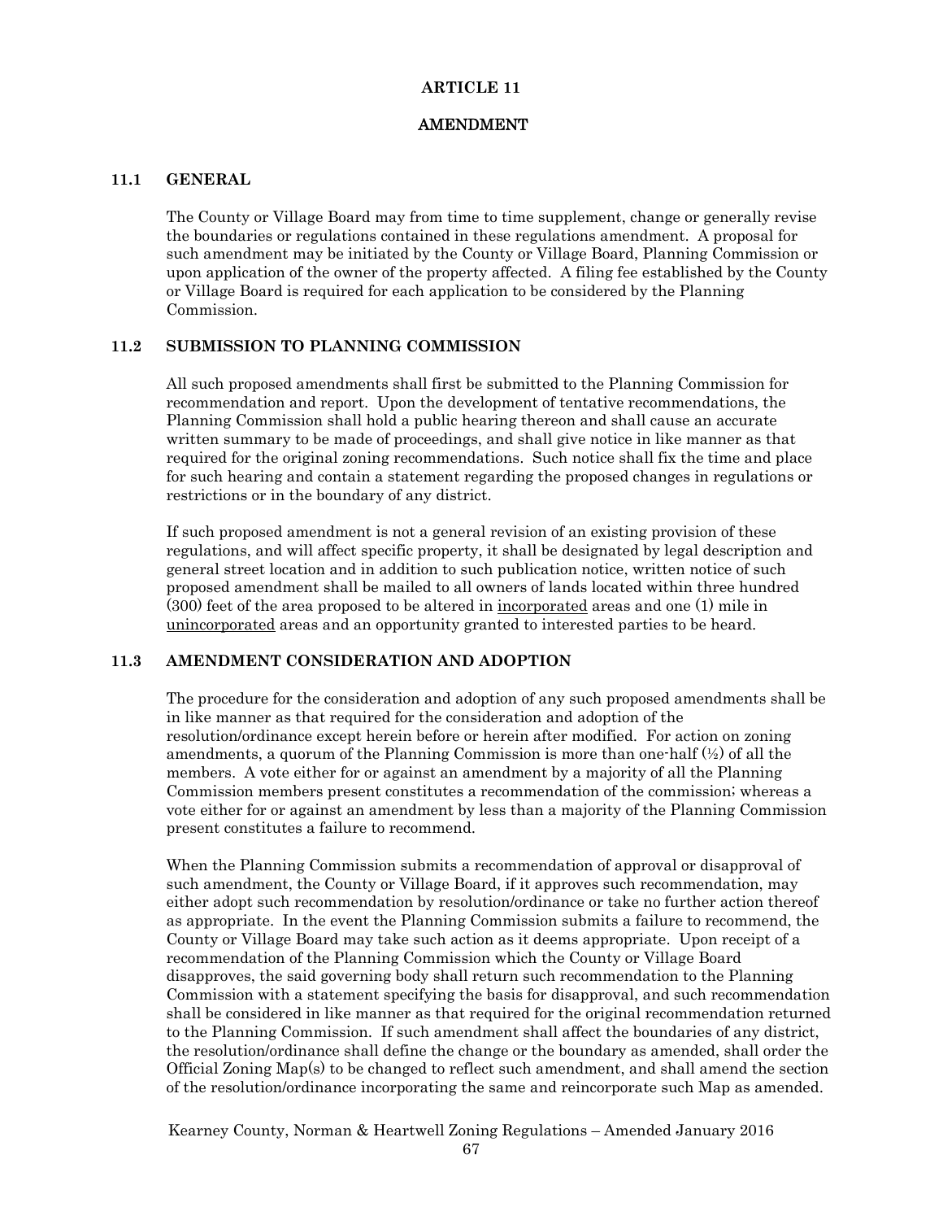# ARTICLE 11

# AMENDMENT

## 11.1 GENERAL

The County or Village Board may from time to time supplement, change or generally revise the boundaries or regulations contained in these regulations amendment. A proposal for such amendment may be initiated by the County or Village Board, Planning Commission or upon application of the owner of the property affected. A filing fee established by the County or Village Board is required for each application to be considered by the Planning Commission.

## 11.2 SUBMISSION TO PLANNING COMMISSION

All such proposed amendments shall first be submitted to the Planning Commission for recommendation and report. Upon the development of tentative recommendations, the Planning Commission shall hold a public hearing thereon and shall cause an accurate written summary to be made of proceedings, and shall give notice in like manner as that required for the original zoning recommendations. Such notice shall fix the time and place for such hearing and contain a statement regarding the proposed changes in regulations or restrictions or in the boundary of any district.

If such proposed amendment is not a general revision of an existing provision of these regulations, and will affect specific property, it shall be designated by legal description and general street location and in addition to such publication notice, written notice of such proposed amendment shall be mailed to all owners of lands located within three hundred (300) feet of the area proposed to be altered in <u>incorporated</u> areas and one (1) mile in <u>unincorporated</u> areas and an opportunity granted to interested parties to be heard.

## 11.3 AMENDMENT CONSIDERATION AND ADOPTION

The procedure for the consideration and adoption of any such proposed amendments shall be in like manner as that required for the consideration and adoption of the resolution/ordinance except herein before or herein after modified. For action on zoning amendments, a quorum of the Planning Commission is more than one-half (½) of all the members. A vote either for or against an amendment by a majority of all the Planning Commission members present constitutes a recommendation of the commission; whereas a vote either for or against an amendment by less than a majority of the Planning Commission present constitutes a failure to recommend.

When the Planning Commission submits a recommendation of approval or disapproval of such amendment, the County or Village Board, if it approves such recommendation, may either adopt such recommendation by resolution/ordinance or take no further action thereof as appropriate. In the event the Planning Commission submits a failure to recommend, the County or Village Board may take such action as it deems appropriate. Upon receipt of a recommendation of the Planning Commission which the County or Village Board disapproves, the said governing body shall return such recommendation to the Planning Commission with a statement specifying the basis for disapproval, and such recommendation shall be considered in like manner as that required for the original recommendation returned to the Planning Commission. If such amendment shall affect the boundaries of any district, the resolution/ordinance shall define the change or the boundary as amended, shall order the Official Zoning Map(s) to be changed to reflect such amendment, and shall amend the section of the resolution/ordinance incorporating the same and reincorporate such Map as amended.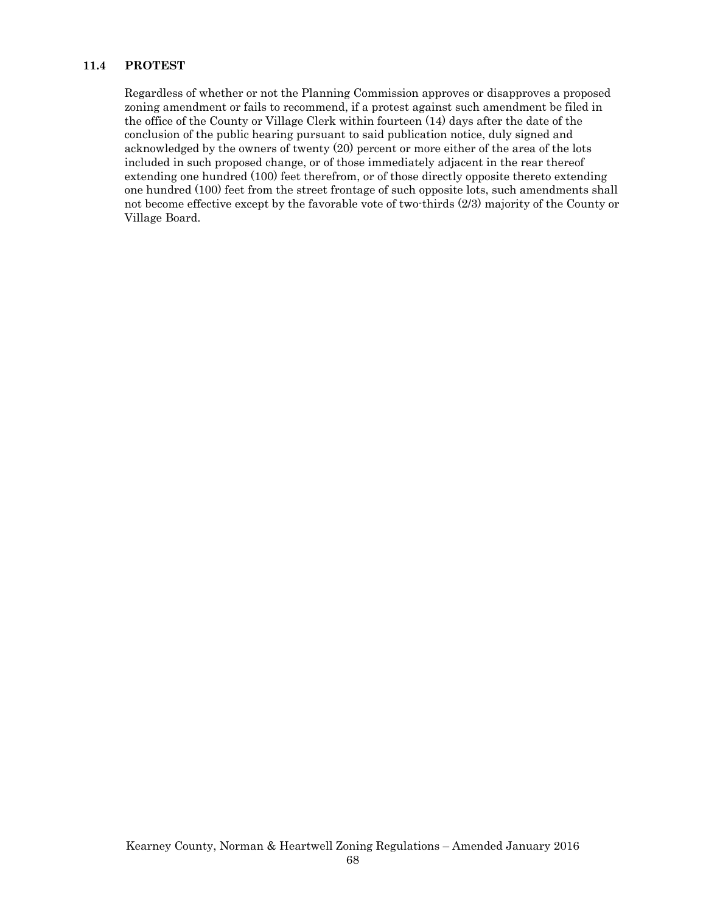### 11.4 PROTEST

Regardless of whether or not the Planning Commission approves or disapproves a proposed zoning amendment or fails to recommend, if a protest against such amendment be filed in the office of the County or Village Clerk within fourteen (14) days after the date of the conclusion of the public hearing pursuant to said publication notice, duly signed and acknowledged by the owners of twenty (20) percent or more either of the area of the lots included in such proposed change, or of those immediately adjacent in the rear thereof extending one hundred (100) feet therefrom, or of those directly opposite thereto extending one hundred (100) feet from the street frontage of such opposite lots, such amendments shall not become effective except by the favorable vote of two-thirds (2/3) majority of the County or Village Board.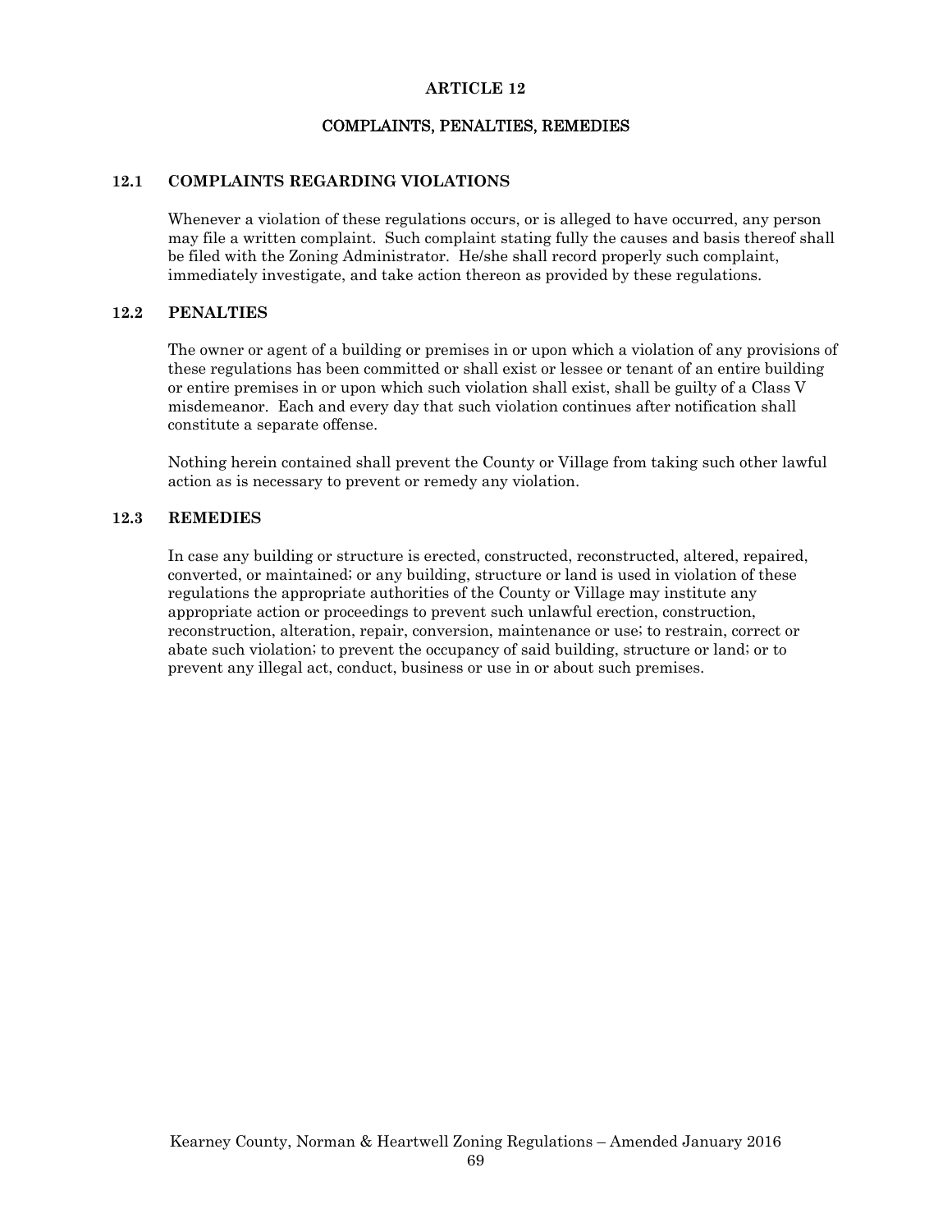# ARTICLE 12

## COMPLAINTS, PENALTIES, REMEDIES

### 12.1 COMPLAINTS REGARDING VIOLATIONS

Whenever a violation of these regulations occurs, or is alleged to have occurred, any person may file a written complaint. Such complaint stating fully the causes and basis thereof shall be filed with the Zoning Administrator. He/she shall record properly such complaint, immediately investigate, and take action thereon as provided by these regulations.

### 12.2 PENALTIES

The owner or agent of a building or premises in or upon which a violation of any provisions of these regulations has been committed or shall exist or lessee or tenant of an entire building or entire premises in or upon which such violation shall exist, shall be guilty of a Class V misdemeanor. Each and every day that such violation continues after notification shall constitute a separate offense.

Nothing herein contained shall prevent the County or Village from taking such other lawful action as is necessary to prevent or remedy any violation.

### 12.3 REMEDIES

In case any building or structure is erected, constructed, reconstructed, altered, repaired, converted, or maintained; or any building, structure or land is used in violation of these regulations the appropriate authorities of the County or Village may institute any appropriate action or proceedings to prevent such unlawful erection, construction, reconstruction, alteration, repair, conversion, maintenance or use; to restrain, correct or abate such violation; to prevent the occupancy of said building, structure or land; or to prevent any illegal act, conduct, business or use in or about such premises.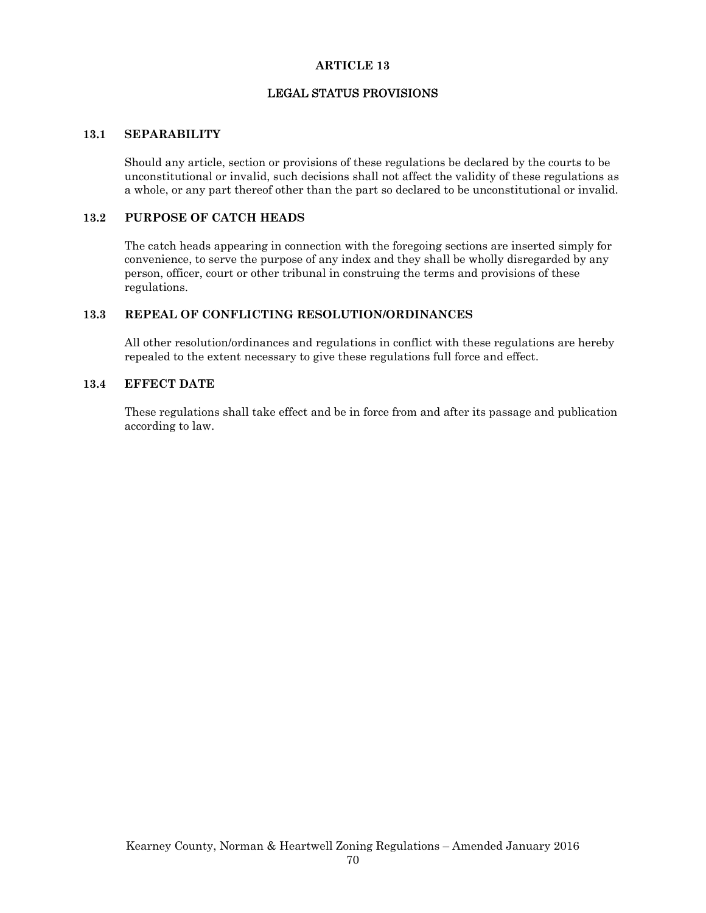# ARTICLE 13

## LEGAL STATUS PROVISIONS

### 13.1 SEPARABILITY

Should any article, section or provisions of these regulations be declared by the courts to be unconstitutional or invalid, such decisions shall not affect the validity of these regulations as a whole, or any part thereof other than the part so declared to be unconstitutional or invalid.

### 13.2 PURPOSE OF CATCH HEADS

The catch heads appearing in connection with the foregoing sections are inserted simply for convenience, to serve the purpose of any index and they shall be wholly disregarded by any person, officer, court or other tribunal in construing the terms and provisions of these regulations.

### 13.3 REPEAL OF CONFLICTING RESOLUTION/ORDINANCES

All other resolution/ordinances and regulations in conflict with these regulations are hereby repealed to the extent necessary to give these regulations full force and effect.

### 13.4 EFFECT DATE

These regulations shall take effect and be in force from and after its passage and publication according to law.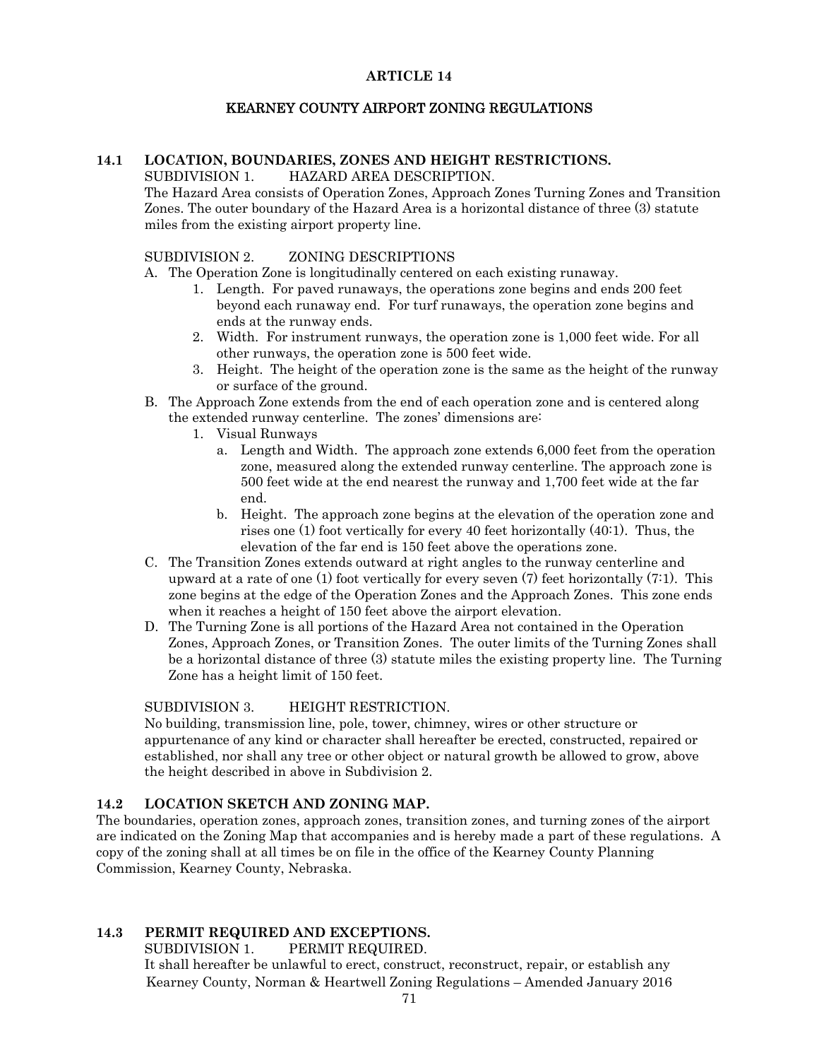# ARTICLE 14

## KEARNEY COUNTY AIRPORT ZONING REGULATIONS

### 14.1 LOCATION, BOUNDARIES, ZONES AND HEIGHT RESTRICTIONS.

SUBDIVISION 1. HAZARD AREA DESCRIPTION.

The Hazard Area consists of Operation Zones, Approach Zones Turning Zones and Transition Zones. The outer boundary of the Hazard Area is a horizontal distance of three (3) statute miles from the existing airport property line.

SUBDIVISION 2. ZONING DESCRIPTIONS

A. The Operation Zone is longitudinally centered on each existing runaway.
   1. Length. For paved runaways, the operations zone begins and ends 200 feet beyond each runaway end. For turf runaways, the operation zone begins and ends at the runway ends.
   2. Width. For instrument runways, the operation zone is 1,000 feet wide. For all other runways, the operation zone is 500 feet wide.
   3. Height. The height of the operation zone is the same as the height of the runway or surface of the ground.
B. The Approach Zone extends from the end of each operation zone and is centered along the extended runway centerline. The zones' dimensions are:
   1. Visual Runways
      a. Length and Width. The approach zone extends 6,000 feet from the operation zone, measured along the extended runway centerline. The approach zone is 500 feet wide at the end nearest the runway and 1,700 feet wide at the far end.
      b. Height. The approach zone begins at the elevation of the operation zone and rises one (1) foot vertically for every 40 feet horizontally (40:1). Thus, the elevation of the far end is 150 feet above the operations zone.
C. The Transition Zones extends outward at right angles to the runway centerline and upward at a rate of one (1) foot vertically for every seven (7) feet horizontally (7:1). This zone begins at the edge of the Operation Zones and the Approach Zones. This zone ends when it reaches a height of 150 feet above the airport elevation.
D. The Turning Zone is all portions of the Hazard Area not contained in the Operation Zones, Approach Zones, or Transition Zones. The outer limits of the Turning Zones shall be a horizontal distance of three (3) statute miles the existing property line. The Turning Zone has a height limit of 150 feet.

SUBDIVISION 3. HEIGHT RESTRICTION.

No building, transmission line, pole, tower, chimney, wires or other structure or appurtenance of any kind or character shall hereafter be erected, constructed, repaired or established, nor shall any tree or other object or natural growth be allowed to grow, above the height described in above in Subdivision 2.

### 14.2 LOCATION SKETCH AND ZONING MAP.

The boundaries, operation zones, approach zones, transition zones, and turning zones of the airport are indicated on the Zoning Map that accompanies and is hereby made a part of these regulations. A copy of the zoning shall at all times be on file in the office of the Kearney County Planning Commission, Kearney County, Nebraska.

### 14.3 PERMIT REQUIRED AND EXCEPTIONS.

SUBDIVISION 1. PERMIT REQUIRED.

It shall hereafter be unlawful to erect, construct, reconstruct, repair, or establish any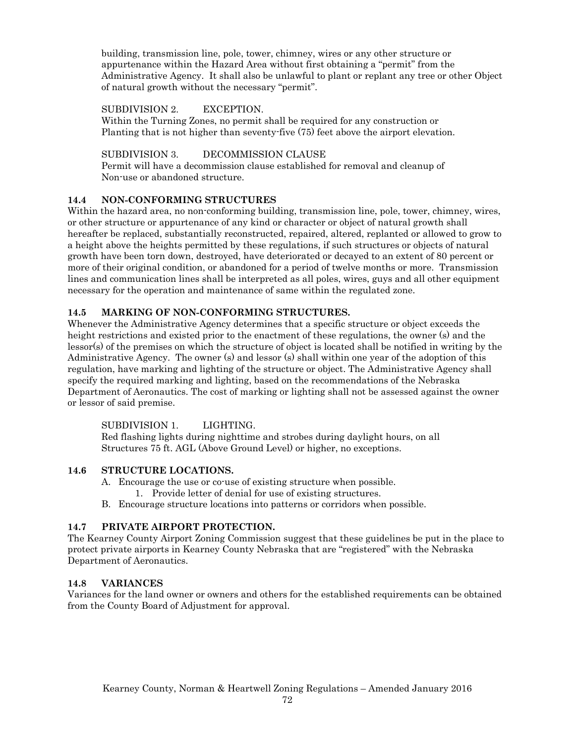building, transmission line, pole, tower, chimney, wires or any other structure or appurtenance within the Hazard Area without first obtaining a "permit" from the Administrative Agency. It shall also be unlawful to plant or replant any tree or other Object of natural growth without the necessary "permit".

SUBDIVISION 2. EXCEPTION.
Within the Turning Zones, no permit shall be required for any construction or Planting that is not higher than seventy-five (75) feet above the airport elevation.

SUBDIVISION 3. DECOMMISSION CLAUSE
Permit will have a decommission clause established for removal and cleanup of Non-use or abandoned structure.

### 14.4 NON-CONFORMING STRUCTURES

Within the hazard area, no non-conforming building, transmission line, pole, tower, chimney, wires, or other structure or appurtenance of any kind or character or object of natural growth shall hereafter be replaced, substantially reconstructed, repaired, altered, replanted or allowed to grow to a height above the heights permitted by these regulations, if such structures or objects of natural growth have been torn down, destroyed, have deteriorated or decayed to an extent of 80 percent or more of their original condition, or abandoned for a period of twelve months or more. Transmission lines and communication lines shall be interpreted as all poles, wires, guys and all other equipment necessary for the operation and maintenance of same within the regulated zone.

### 14.5 MARKING OF NON-CONFORMING STRUCTURES.

Whenever the Administrative Agency determines that a specific structure or object exceeds the height restrictions and existed prior to the enactment of these regulations, the owner (s) and the lessor(s) of the premises on which the structure of object is located shall be notified in writing by the Administrative Agency. The owner (s) and lessor (s) shall within one year of the adoption of this regulation, have marking and lighting of the structure or object. The Administrative Agency shall specify the required marking and lighting, based on the recommendations of the Nebraska Department of Aeronautics. The cost of marking or lighting shall not be assessed against the owner or lessor of said premise.

SUBDIVISION 1. LIGHTING.
Red flashing lights during nighttime and strobes during daylight hours, on all Structures 75 ft. AGL (Above Ground Level) or higher, no exceptions.

### 14.6 STRUCTURE LOCATIONS.

A. Encourage the use or co-use of existing structure when possible.
   1. Provide letter of denial for use of existing structures.
B. Encourage structure locations into patterns or corridors when possible.

### 14.7 PRIVATE AIRPORT PROTECTION.

The Kearney County Airport Zoning Commission suggest that these guidelines be put in the place to protect private airports in Kearney County Nebraska that are "registered" with the Nebraska Department of Aeronautics.

### 14.8 VARIANCES

Variances for the land owner or owners and others for the established requirements can be obtained from the County Board of Adjustment for approval.